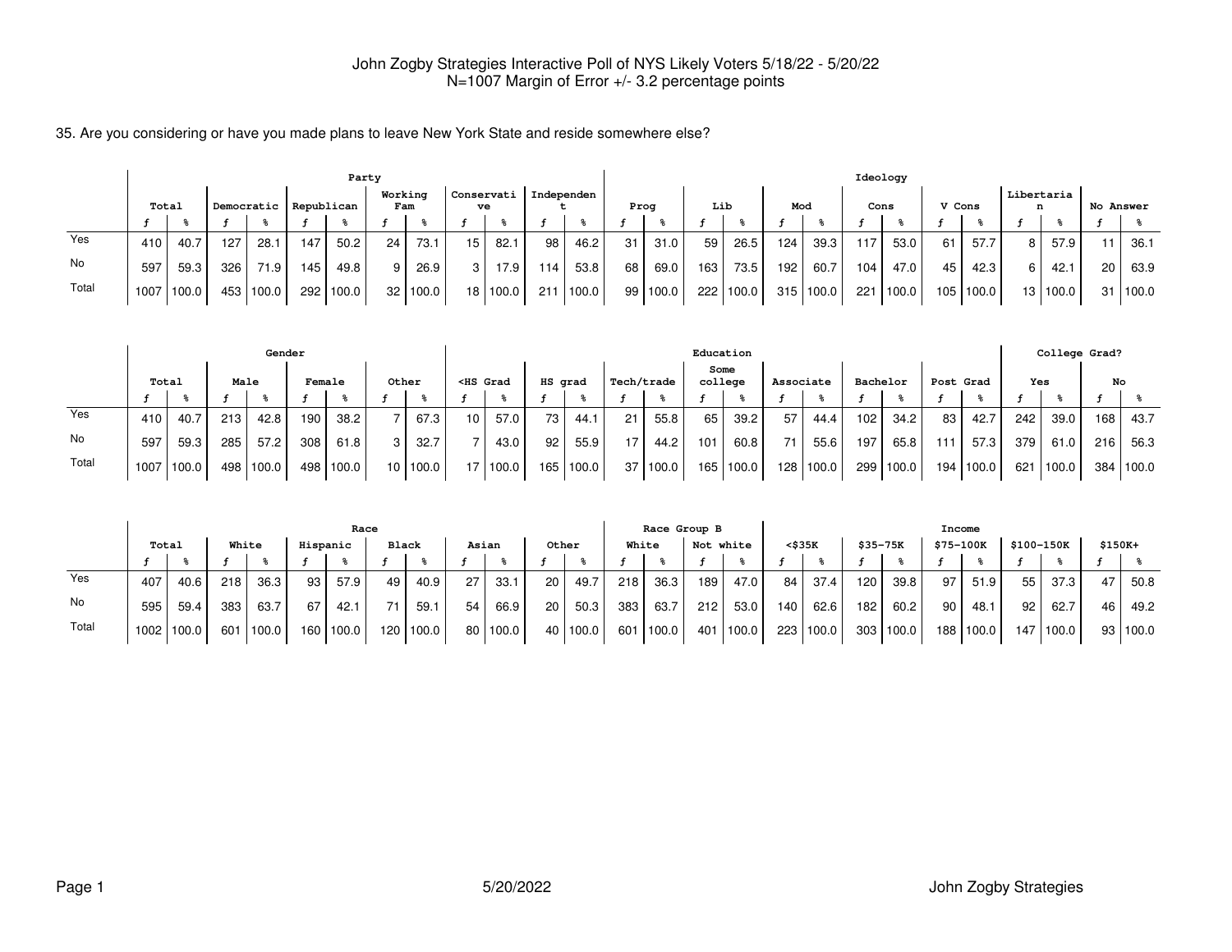John Zogby Strategies Interactive Poll of NYS Likely Voters 5/18/22 - 5/20/22
N=1007 Margin of Error +/- 3.2 percentage points

35. Are you considering or have you made plans to leave New York State and reside somewhere else?

| | Total | | Party | | | | | | | | | | | | Ideology | | | | | | | | | | | | | |
|---|---|---|---|---|---|---|---|---|---|---|---|---|---|---|---|---|---|---|---|---|---|---|---|---|---|---|---|---|
| | | | Democratic | | Republican | | Working Fam | | Conservative | | Independent | | Prog | | Lib | | Mod | | Cons | | V Cons | | Libertarian | | No Answer | |
| | f | % | f | % | f | % | f | % | f | % | f | % | f | % | f | % | f | % | f | % | f | % | f | % | f | % |
| Yes | 410 | 40.7 | 127 | 28.1 | 147 | 50.2 | 24 | 73.1 | 15 | 82.1 | 98 | 46.2 | 31 | 31.0 | 59 | 26.5 | 124 | 39.3 | 117 | 53.0 | 61 | 57.7 | 8 | 57.9 | 11 | 36.1 |
| No | 597 | 59.3 | 326 | 71.9 | 145 | 49.8 | 9 | 26.9 | 3 | 17.9 | 114 | 53.8 | 68 | 69.0 | 163 | 73.5 | 192 | 60.7 | 104 | 47.0 | 45 | 42.3 | 6 | 42.1 | 20 | 63.9 |
| Total | 1007 | 100.0 | 453 | 100.0 | 292 | 100.0 | 32 | 100.0 | 18 | 100.0 | 211 | 100.0 | 99 | 100.0 | 222 | 100.0 | 315 | 100.0 | 221 | 100.0 | 105 | 100.0 | 13 | 100.0 | 31 | 100.0 |

| | Total | | Gender | | | | | | Education | | | | | | | | | | | | | | College Grad? | | | |
|---|---|---|---|---|---|---|---|---|---|---|---|---|---|---|---|---|---|---|---|---|---|---|---|---|---|---|
| | | | Male | | Female | | Other | | <HS Grad | | HS grad | | Tech/trade | | Some college | | Associate | | Bachelor | | Post Grad | | Yes | | No | |
| | f | % | f | % | f | % | f | % | f | % | f | % | f | % | f | % | f | % | f | % | f | % | f | % | f | % |
| Yes | 410 | 40.7 | 213 | 42.8 | 190 | 38.2 | 7 | 67.3 | 10 | 57.0 | 73 | 44.1 | 21 | 55.8 | 65 | 39.2 | 57 | 44.4 | 102 | 34.2 | 83 | 42.7 | 242 | 39.0 | 168 | 43.7 |
| No | 597 | 59.3 | 285 | 57.2 | 308 | 61.8 | 3 | 32.7 | 7 | 43.0 | 92 | 55.9 | 17 | 44.2 | 101 | 60.8 | 71 | 55.6 | 197 | 65.8 | 111 | 57.3 | 379 | 61.0 | 216 | 56.3 |
| Total | 1007 | 100.0 | 498 | 100.0 | 498 | 100.0 | 10 | 100.0 | 17 | 100.0 | 165 | 100.0 | 37 | 100.0 | 165 | 100.0 | 128 | 100.0 | 299 | 100.0 | 194 | 100.0 | 621 | 100.0 | 384 | 100.0 |

| | Total | | Race | | | | | | | | | | Race Group B | | | | Income | | | | | | | | | |
|---|---|---|---|---|---|---|---|---|---|---|---|---|---|---|---|---|---|---|---|---|---|---|---|---|---|---|
| | | | White | | Hispanic | | Black | | Asian | | Other | | White | | Not white | | <$35K | | $35-75K | | $75-100K | | $100-150K | | $150K+ | |
| | f | % | f | % | f | % | f | % | f | % | f | % | f | % | f | % | f | % | f | % | f | % | f | % | f | % |
| Yes | 407 | 40.6 | 218 | 36.3 | 93 | 57.9 | 49 | 40.9 | 27 | 33.1 | 20 | 49.7 | 218 | 36.3 | 189 | 47.0 | 84 | 37.4 | 120 | 39.8 | 97 | 51.9 | 55 | 37.3 | 47 | 50.8 |
| No | 595 | 59.4 | 383 | 63.7 | 67 | 42.1 | 71 | 59.1 | 54 | 66.9 | 20 | 50.3 | 383 | 63.7 | 212 | 53.0 | 140 | 62.6 | 182 | 60.2 | 90 | 48.1 | 92 | 62.7 | 46 | 49.2 |
| Total | 1002 | 100.0 | 601 | 100.0 | 160 | 100.0 | 120 | 100.0 | 80 | 100.0 | 40 | 100.0 | 601 | 100.0 | 401 | 100.0 | 223 | 100.0 | 303 | 100.0 | 188 | 100.0 | 147 | 100.0 | 93 | 100.0 |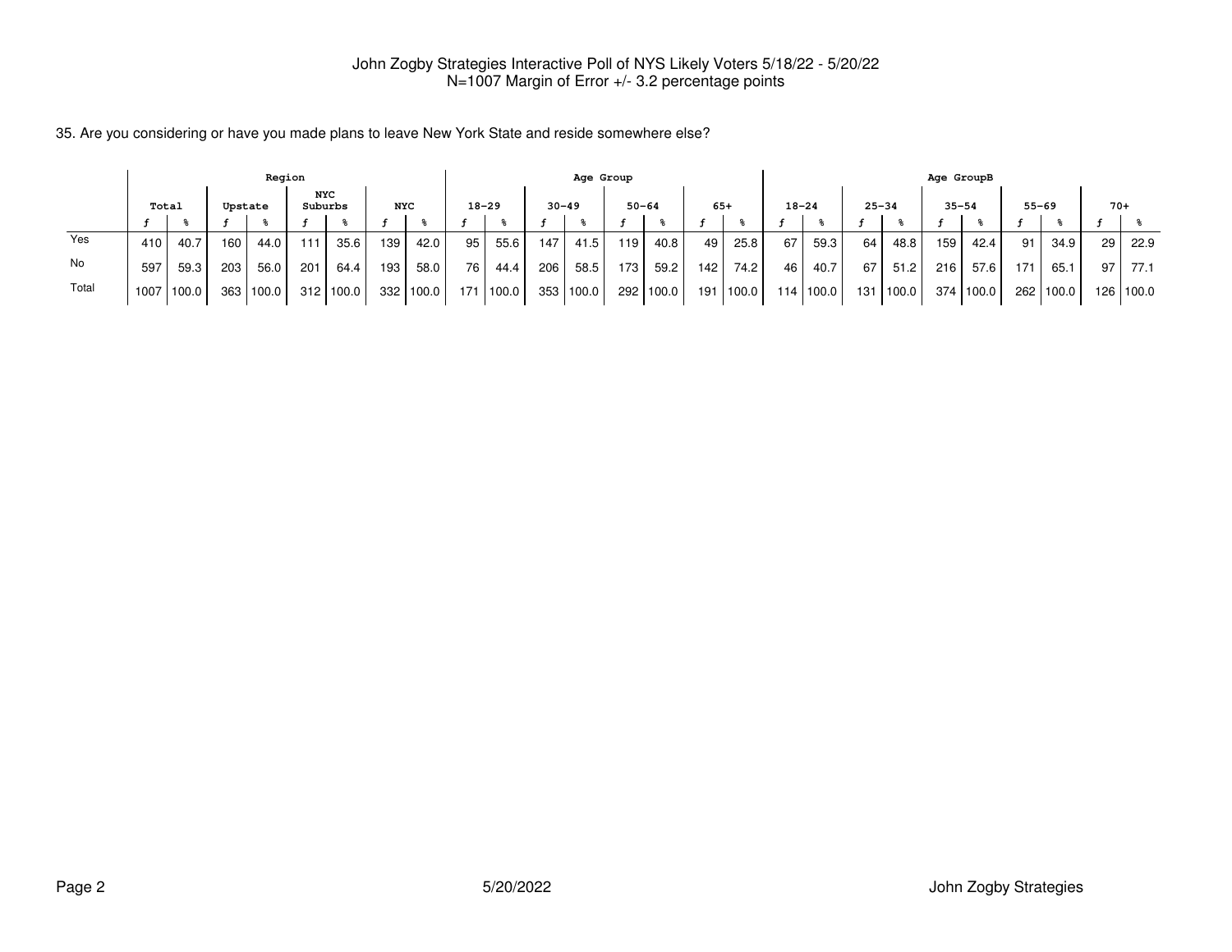John Zogby Strategies Interactive Poll of NYS Likely Voters 5/18/22 - 5/20/22
N=1007 Margin of Error +/- 3.2 percentage points

35. Are you considering or have you made plans to leave New York State and reside somewhere else?

| | Region | | | | | | | | Age Group | | | | | | | | Age GroupB | | | | | | | | | |
|---|---|---|---|---|---|---|---|---|---|---|---|---|---|---|---|---|---|---|---|---|---|---|---|---|---|---|
| | Total | | Upstate | | NYC Suburbs | | NYC | | 18-29 | | 30-49 | | 50-64 | | 65+ | | 18-24 | | 25-34 | | 35-54 | | 55-69 | | 70+ | |
| | f | % | f | % | f | % | f | % | f | % | f | % | f | % | f | % | f | % | f | % | f | % | f | % | f | % |
| Yes | 410 | 40.7 | 160 | 44.0 | 111 | 35.6 | 139 | 42.0 | 95 | 55.6 | 147 | 41.5 | 119 | 40.8 | 49 | 25.8 | 67 | 59.3 | 64 | 48.8 | 159 | 42.4 | 91 | 34.9 | 29 | 22.9 |
| No | 597 | 59.3 | 203 | 56.0 | 201 | 64.4 | 193 | 58.0 | 76 | 44.4 | 206 | 58.5 | 173 | 59.2 | 142 | 74.2 | 46 | 40.7 | 67 | 51.2 | 216 | 57.6 | 171 | 65.1 | 97 | 77.1 |
| Total | 1007 | 100.0 | 363 | 100.0 | 312 | 100.0 | 332 | 100.0 | 171 | 100.0 | 353 | 100.0 | 292 | 100.0 | 191 | 100.0 | 114 | 100.0 | 131 | 100.0 | 374 | 100.0 | 262 | 100.0 | 126 | 100.0 |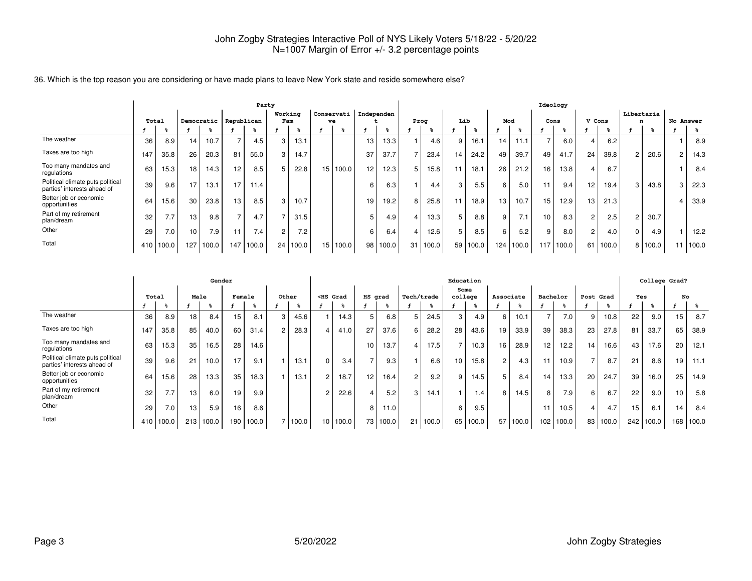John Zogby Strategies Interactive Poll of NYS Likely Voters 5/18/22 - 5/20/22
N=1007 Margin of Error +/- 3.2 percentage points

36. Which is the top reason you are considering or have made plans to leave New York state and reside somewhere else?

| | Total | | Party | | | | | | | | | | | | Ideology | | | | | | | | | | | | | |
|---|---|---|---|---|---|---|---|---|---|---|---|---|---|---|---|---|---|---|---|---|---|---|---|---|---|---|---|---|
| | | | Democratic | | Republican | | Working Fam | | Conservative | | Independent | | Prog | | Lib | | Mod | | Cons | | V Cons | | Libertarian | | No Answer | |
| | f | % | f | % | f | % | f | % | f | % | f | % | f | % | f | % | f | % | f | % | f | % | f | % | f | % |
| The weather | 36 | 8.9 | 14 | 10.7 | 7 | 4.5 | 3 | 13.1 | | | 13 | 13.3 | 1 | 4.6 | 9 | 16.1 | 14 | 11.1 | 7 | 6.0 | 4 | 6.2 | | | 1 | 8.9 |
| Taxes are too high | 147 | 35.8 | 26 | 20.3 | 81 | 55.0 | 3 | 14.7 | | | 37 | 37.7 | 7 | 23.4 | 14 | 24.2 | 49 | 39.7 | 49 | 41.7 | 24 | 39.8 | 2 | 20.6 | 2 | 14.3 |
| Too many mandates and regulations | 63 | 15.3 | 18 | 14.3 | 12 | 8.5 | 5 | 22.8 | 15 | 100.0 | 12 | 12.3 | 5 | 15.8 | 11 | 18.1 | 26 | 21.2 | 16 | 13.8 | 4 | 6.7 | | | 1 | 8.4 |
| Political climate puts political parties' interests ahead of | 39 | 9.6 | 17 | 13.1 | 17 | 11.4 | | | | | 6 | 6.3 | 1 | 4.4 | 3 | 5.5 | 6 | 5.0 | 11 | 9.4 | 12 | 19.4 | 3 | 43.8 | 3 | 22.3 |
| Better job or economic opportunities | 64 | 15.6 | 30 | 23.8 | 13 | 8.5 | 3 | 10.7 | | | 19 | 19.2 | 8 | 25.8 | 11 | 18.9 | 13 | 10.7 | 15 | 12.9 | 13 | 21.3 | | | 4 | 33.9 |
| Part of my retirement plan/dream | 32 | 7.7 | 13 | 9.8 | 7 | 4.7 | 7 | 31.5 | | | 5 | 4.9 | 4 | 13.3 | 5 | 8.8 | 9 | 7.1 | 10 | 8.3 | 2 | 2.5 | 2 | 30.7 | | |
| Other | 29 | 7.0 | 10 | 7.9 | 11 | 7.4 | 2 | 7.2 | | | 6 | 6.4 | 4 | 12.6 | 5 | 8.5 | 6 | 5.2 | 9 | 8.0 | 2 | 4.0 | 0 | 4.9 | 1 | 12.2 |
| Total | 410 | 100.0 | 127 | 100.0 | 147 | 100.0 | 24 | 100.0 | 15 | 100.0 | 98 | 100.0 | 31 | 100.0 | 59 | 100.0 | 124 | 100.0 | 117 | 100.0 | 61 | 100.0 | 8 | 100.0 | 11 | 100.0 |

| | Total | | Gender | | | | | | Education | | | | | | | | | | | | | | College Grad? | | | |
|---|---|---|---|---|---|---|---|---|---|---|---|---|---|---|---|---|---|---|---|---|---|---|---|---|---|---|
| | | | Male | | Female | | Other | | <HS Grad | | HS grad | | Tech/trade | | Some college | | Associate | | Bachelor | | Post Grad | | Yes | | No | |
| | f | % | f | % | f | % | f | % | f | % | f | % | f | % | f | % | f | % | f | % | f | % | f | % | f | % |
| The weather | 36 | 8.9 | 18 | 8.4 | 15 | 8.1 | 3 | 45.6 | 1 | 14.3 | 5 | 6.8 | 5 | 24.5 | 3 | 4.9 | 6 | 10.1 | 7 | 7.0 | 9 | 10.8 | 22 | 9.0 | 15 | 8.7 |
| Taxes are too high | 147 | 35.8 | 85 | 40.0 | 60 | 31.4 | 2 | 28.3 | 4 | 41.0 | 27 | 37.6 | 6 | 28.2 | 28 | 43.6 | 19 | 33.9 | 39 | 38.3 | 23 | 27.8 | 81 | 33.7 | 65 | 38.9 |
| Too many mandates and regulations | 63 | 15.3 | 35 | 16.5 | 28 | 14.6 | | | | | 10 | 13.7 | 4 | 17.5 | 7 | 10.3 | 16 | 28.9 | 12 | 12.2 | 14 | 16.6 | 43 | 17.6 | 20 | 12.1 |
| Political climate puts political parties' interests ahead of | 39 | 9.6 | 21 | 10.0 | 17 | 9.1 | 1 | 13.1 | 0 | 3.4 | 7 | 9.3 | 1 | 6.6 | 10 | 15.8 | 2 | 4.3 | 11 | 10.9 | 7 | 8.7 | 21 | 8.6 | 19 | 11.1 |
| Better job or economic opportunities | 64 | 15.6 | 28 | 13.3 | 35 | 18.3 | 1 | 13.1 | 2 | 18.7 | 12 | 16.4 | 2 | 9.2 | 9 | 14.5 | 5 | 8.4 | 14 | 13.3 | 20 | 24.7 | 39 | 16.0 | 25 | 14.9 |
| Part of my retirement plan/dream | 32 | 7.7 | 13 | 6.0 | 19 | 9.9 | | | 2 | 22.6 | 4 | 5.2 | 3 | 14.1 | 1 | 1.4 | 8 | 14.5 | 8 | 7.9 | 6 | 6.7 | 22 | 9.0 | 10 | 5.8 |
| Other | 29 | 7.0 | 13 | 5.9 | 16 | 8.6 | | | | | 8 | 11.0 | | | 6 | 9.5 | | | 11 | 10.5 | 4 | 4.7 | 15 | 6.1 | 14 | 8.4 |
| Total | 410 | 100.0 | 213 | 100.0 | 190 | 100.0 | 7 | 100.0 | 10 | 100.0 | 73 | 100.0 | 21 | 100.0 | 65 | 100.0 | 57 | 100.0 | 102 | 100.0 | 83 | 100.0 | 242 | 100.0 | 168 | 100.0 |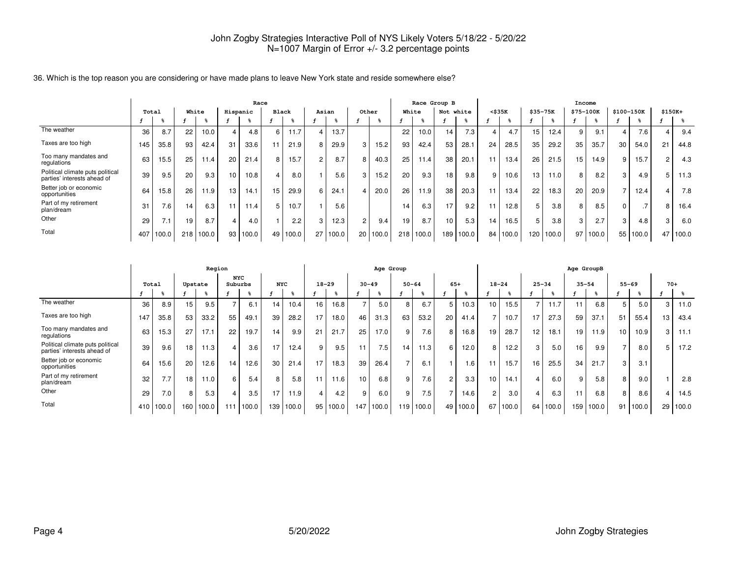John Zogby Strategies Interactive Poll of NYS Likely Voters 5/18/22 - 5/20/22
N=1007 Margin of Error +/- 3.2 percentage points

36. Which is the top reason you are considering or have made plans to leave New York state and reside somewhere else?

| | Total | | Race | | | | | | | | | | | | Race Group B | | | | Income | | | | | | | | | |
|---|---|---|---|---|---|---|---|---|---|---|---|---|---|---|---|---|---|---|---|---|---|---|---|---|---|---|---|---|
| | | | White | | Hispanic | | Black | | Asian | | Other | | | | White | | Not white | | <$35K | | $35-75K | | $75-100K | | $100-150K | | $150K+ | |
| | f | % | f | % | f | % | f | % | f | % | f | % | | | f | % | f | % | f | % | f | % | f | % | f | % | f | % |
| The weather | 36 | 8.7 | 22 | 10.0 | 4 | 4.8 | 6 | 11.7 | 4 | 13.7 | | | | | 22 | 10.0 | 14 | 7.3 | 4 | 4.7 | 15 | 12.4 | 9 | 9.1 | 4 | 7.6 | 4 | 9.4 |
| Taxes are too high | 145 | 35.8 | 93 | 42.4 | 31 | 33.6 | 11 | 21.9 | 8 | 29.9 | 3 | 15.2 | | | 93 | 42.4 | 53 | 28.1 | 24 | 28.5 | 35 | 29.2 | 35 | 35.7 | 30 | 54.0 | 21 | 44.8 |
| Too many mandates and regulations | 63 | 15.5 | 25 | 11.4 | 20 | 21.4 | 8 | 15.7 | 2 | 8.7 | 8 | 40.3 | | | 25 | 11.4 | 38 | 20.1 | 11 | 13.4 | 26 | 21.5 | 15 | 14.9 | 9 | 15.7 | 2 | 4.3 |
| Political climate puts political parties' interests ahead of | 39 | 9.5 | 20 | 9.3 | 10 | 10.8 | 4 | 8.0 | 1 | 5.6 | 3 | 15.2 | | | 20 | 9.3 | 18 | 9.8 | 9 | 10.6 | 13 | 11.0 | 8 | 8.2 | 3 | 4.9 | 5 | 11.3 |
| Better job or economic opportunities | 64 | 15.8 | 26 | 11.9 | 13 | 14.1 | 15 | 29.9 | 6 | 24.1 | 4 | 20.0 | | | 26 | 11.9 | 38 | 20.3 | 11 | 13.4 | 22 | 18.3 | 20 | 20.9 | 7 | 12.4 | 4 | 7.8 |
| Part of my retirement plan/dream | 31 | 7.6 | 14 | 6.3 | 11 | 11.4 | 5 | 10.7 | 1 | 5.6 | | | | | 14 | 6.3 | 17 | 9.2 | 11 | 12.8 | 5 | 3.8 | 8 | 8.5 | 0 | .7 | 8 | 16.4 |
| Other | 29 | 7.1 | 19 | 8.7 | 4 | 4.0 | 1 | 2.2 | 3 | 12.3 | 2 | 9.4 | | | 19 | 8.7 | 10 | 5.3 | 14 | 16.5 | 5 | 3.8 | 3 | 2.7 | 3 | 4.8 | 3 | 6.0 |
| Total | 407 | 100.0 | 218 | 100.0 | 93 | 100.0 | 49 | 100.0 | 27 | 100.0 | 20 | 100.0 | | | 218 | 100.0 | 189 | 100.0 | 84 | 100.0 | 120 | 100.0 | 97 | 100.0 | 55 | 100.0 | 47 | 100.0 |

| | Total | | Region | | | | | | Age Group | | | | | | | | Age GroupB | | | | | | | | | |
|---|---|---|---|---|---|---|---|---|---|---|---|---|---|---|---|---|---|---|---|---|---|---|---|---|---|---|
| | | | Upstate | | NYC Suburbs | | NYC | | 18-29 | | 30-49 | | 50-64 | | 65+ | | 18-24 | | 25-34 | | 35-54 | | 55-69 | | 70+ | |
| | f | % | f | % | f | % | f | % | f | % | f | % | f | % | f | % | f | % | f | % | f | % | f | % | f | % |
| The weather | 36 | 8.9 | 15 | 9.5 | 7 | 6.1 | 14 | 10.4 | 16 | 16.8 | 7 | 5.0 | 8 | 6.7 | 5 | 10.3 | 10 | 15.5 | 7 | 11.7 | 11 | 6.8 | 5 | 5.0 | 3 | 11.0 |
| Taxes are too high | 147 | 35.8 | 53 | 33.2 | 55 | 49.1 | 39 | 28.2 | 17 | 18.0 | 46 | 31.3 | 63 | 53.2 | 20 | 41.4 | 7 | 10.7 | 17 | 27.3 | 59 | 37.1 | 51 | 55.4 | 13 | 43.4 |
| Too many mandates and regulations | 63 | 15.3 | 27 | 17.1 | 22 | 19.7 | 14 | 9.9 | 21 | 21.7 | 25 | 17.0 | 9 | 7.6 | 8 | 16.8 | 19 | 28.7 | 12 | 18.1 | 19 | 11.9 | 10 | 10.9 | 3 | 11.1 |
| Political climate puts political parties' interests ahead of | 39 | 9.6 | 18 | 11.3 | 4 | 3.6 | 17 | 12.4 | 9 | 9.5 | 11 | 7.5 | 14 | 11.3 | 6 | 12.0 | 8 | 12.2 | 3 | 5.0 | 16 | 9.9 | 7 | 8.0 | 5 | 17.2 |
| Better job or economic opportunities | 64 | 15.6 | 20 | 12.6 | 14 | 12.6 | 30 | 21.4 | 17 | 18.3 | 39 | 26.4 | 7 | 6.1 | 1 | 1.6 | 11 | 15.7 | 16 | 25.5 | 34 | 21.7 | 3 | 3.1 | | |
| Part of my retirement plan/dream | 32 | 7.7 | 18 | 11.0 | 6 | 5.4 | 8 | 5.8 | 11 | 11.6 | 10 | 6.8 | 9 | 7.6 | 2 | 3.3 | 10 | 14.1 | 4 | 6.0 | 9 | 5.8 | 8 | 9.0 | 1 | 2.8 |
| Other | 29 | 7.0 | 8 | 5.3 | 4 | 3.5 | 17 | 11.9 | 4 | 4.2 | 9 | 6.0 | 9 | 7.5 | 7 | 14.6 | 2 | 3.0 | 4 | 6.3 | 11 | 6.8 | 8 | 8.6 | 4 | 14.5 |
| Total | 410 | 100.0 | 160 | 100.0 | 111 | 100.0 | 139 | 100.0 | 95 | 100.0 | 147 | 100.0 | 119 | 100.0 | 49 | 100.0 | 67 | 100.0 | 64 | 100.0 | 159 | 100.0 | 91 | 100.0 | 29 | 100.0 |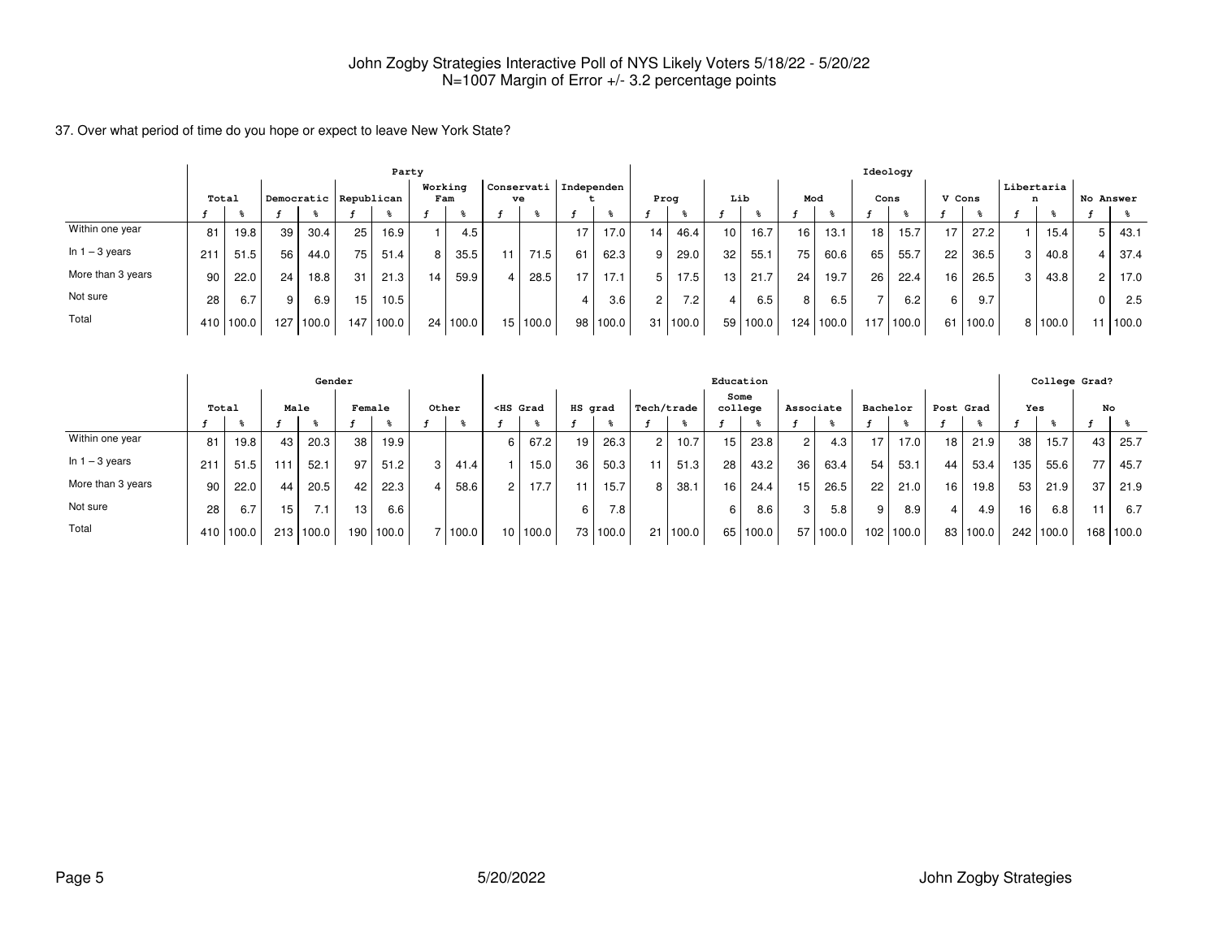John Zogby Strategies Interactive Poll of NYS Likely Voters 5/18/22 - 5/20/22
N=1007 Margin of Error +/- 3.2 percentage points

37. Over what period of time do you hope or expect to leave New York State?

| | Total | | Party | | | | | | | | | | Ideology | | | | | | | | | | | | | |
|---|---|---|---|---|---|---|---|---|---|---|---|---|---|---|---|---|---|---|---|---|---|---|---|---|---|---|
| | Total | | Democratic | | Republican | | Working Fam | | Conservative | | Independent | | Prog | | Lib | | Mod | | Cons | | V Cons | | Libertarian | | No Answer | |
| | f | % | f | % | f | % | f | % | f | % | f | % | f | % | f | % | f | % | f | % | f | % | f | % | f | % |
| Within one year | 81 | 19.8 | 39 | 30.4 | 25 | 16.9 | 1 | 4.5 | | | 17 | 17.0 | 14 | 46.4 | 10 | 16.7 | 16 | 13.1 | 18 | 15.7 | 17 | 27.2 | 1 | 15.4 | 5 | 43.1 |
| In 1 – 3 years | 211 | 51.5 | 56 | 44.0 | 75 | 51.4 | 8 | 35.5 | 11 | 71.5 | 61 | 62.3 | 9 | 29.0 | 32 | 55.1 | 75 | 60.6 | 65 | 55.7 | 22 | 36.5 | 3 | 40.8 | 4 | 37.4 |
| More than 3 years | 90 | 22.0 | 24 | 18.8 | 31 | 21.3 | 14 | 59.9 | 4 | 28.5 | 17 | 17.1 | 5 | 17.5 | 13 | 21.7 | 24 | 19.7 | 26 | 22.4 | 16 | 26.5 | 3 | 43.8 | 2 | 17.0 |
| Not sure | 28 | 6.7 | 9 | 6.9 | 15 | 10.5 | | | | | 4 | 3.6 | 2 | 7.2 | 4 | 6.5 | 8 | 6.5 | 7 | 6.2 | 6 | 9.7 | | | 0 | 2.5 |
| Total | 410 | 100.0 | 127 | 100.0 | 147 | 100.0 | 24 | 100.0 | 15 | 100.0 | 98 | 100.0 | 31 | 100.0 | 59 | 100.0 | 124 | 100.0 | 117 | 100.0 | 61 | 100.0 | 8 | 100.0 | 11 | 100.0 |

| | Total | | Gender | | | | | | Education | | | | | | | | | | | | | | College Grad? | | | |
|---|---|---|---|---|---|---|---|---|---|---|---|---|---|---|---|---|---|---|---|---|---|---|---|---|---|---|
| | Total | | Male | | Female | | Other | | <HS Grad | | HS grad | | Tech/trade | | Some college | | Associate | | Bachelor | | Post Grad | | Yes | | No | |
| | f | % | f | % | f | % | f | % | f | % | f | % | f | % | f | % | f | % | f | % | f | % | f | % | f | % |
| Within one year | 81 | 19.8 | 43 | 20.3 | 38 | 19.9 | | | 6 | 67.2 | 19 | 26.3 | 2 | 10.7 | 15 | 23.8 | 2 | 4.3 | 17 | 17.0 | 18 | 21.9 | 38 | 15.7 | 43 | 25.7 |
| In 1 – 3 years | 211 | 51.5 | 111 | 52.1 | 97 | 51.2 | 3 | 41.4 | 1 | 15.0 | 36 | 50.3 | 11 | 51.3 | 28 | 43.2 | 36 | 63.4 | 54 | 53.1 | 44 | 53.4 | 135 | 55.6 | 77 | 45.7 |
| More than 3 years | 90 | 22.0 | 44 | 20.5 | 42 | 22.3 | 4 | 58.6 | 2 | 17.7 | 11 | 15.7 | 8 | 38.1 | 16 | 24.4 | 15 | 26.5 | 22 | 21.0 | 16 | 19.8 | 53 | 21.9 | 37 | 21.9 |
| Not sure | 28 | 6.7 | 15 | 7.1 | 13 | 6.6 | | | | | 6 | 7.8 | | | 6 | 8.6 | 3 | 5.8 | 9 | 8.9 | 4 | 4.9 | 16 | 6.8 | 11 | 6.7 |
| Total | 410 | 100.0 | 213 | 100.0 | 190 | 100.0 | 7 | 100.0 | 10 | 100.0 | 73 | 100.0 | 21 | 100.0 | 65 | 100.0 | 57 | 100.0 | 102 | 100.0 | 83 | 100.0 | 242 | 100.0 | 168 | 100.0 |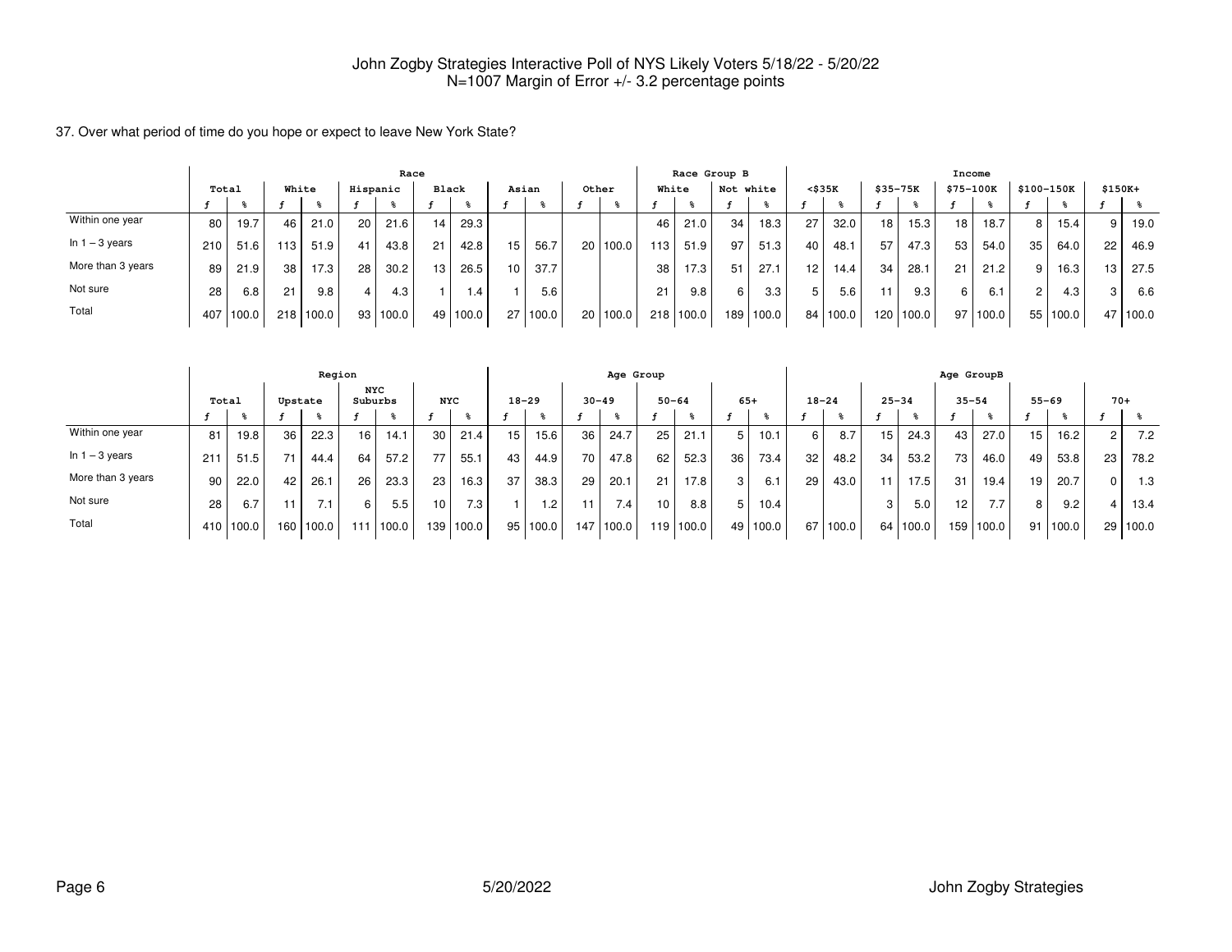John Zogby Strategies Interactive Poll of NYS Likely Voters 5/18/22 - 5/20/22
N=1007 Margin of Error +/- 3.2 percentage points

37. Over what period of time do you hope or expect to leave New York State?

| | Total | | Race | | | | | | | | | | | | Race Group B | | | | Income | | | | | | | | | |
|---|---|---|---|---|---|---|---|---|---|---|---|---|---|---|---|---|---|---|---|---|---|---|---|---|---|---|---|---|
| | | | White | | Hispanic | | Black | | Asian | | Other | | | | White | | Not white | | <$35K | | $35-75K | | $75-100K | | $100-150K | | $150K+ | |
| | f | % | f | % | f | % | f | % | f | % | f | % | | | f | % | f | % | f | % | f | % | f | % | f | % | f | % |
| Within one year | 80 | 19.7 | 46 | 21.0 | 20 | 21.6 | 14 | 29.3 | | | | | | | 46 | 21.0 | 34 | 18.3 | 27 | 32.0 | 18 | 15.3 | 18 | 18.7 | 8 | 15.4 | 9 | 19.0 |
| In 1 – 3 years | 210 | 51.6 | 113 | 51.9 | 41 | 43.8 | 21 | 42.8 | 15 | 56.7 | 20 | 100.0 | | | 113 | 51.9 | 97 | 51.3 | 40 | 48.1 | 57 | 47.3 | 53 | 54.0 | 35 | 64.0 | 22 | 46.9 |
| More than 3 years | 89 | 21.9 | 38 | 17.3 | 28 | 30.2 | 13 | 26.5 | 10 | 37.7 | | | | | 38 | 17.3 | 51 | 27.1 | 12 | 14.4 | 34 | 28.1 | 21 | 21.2 | 9 | 16.3 | 13 | 27.5 |
| Not sure | 28 | 6.8 | 21 | 9.8 | 4 | 4.3 | 1 | 1.4 | 1 | 5.6 | | | | | 21 | 9.8 | 6 | 3.3 | 5 | 5.6 | 11 | 9.3 | 6 | 6.1 | 2 | 4.3 | 3 | 6.6 |
| Total | 407 | 100.0 | 218 | 100.0 | 93 | 100.0 | 49 | 100.0 | 27 | 100.0 | 20 | 100.0 | | | 218 | 100.0 | 189 | 100.0 | 84 | 100.0 | 120 | 100.0 | 97 | 100.0 | 55 | 100.0 | 47 | 100.0 |

| | Total | | Region | | | | | | Age Group | | | | | | | | Age GroupB | | | | | | | | | |
|---|---|---|---|---|---|---|---|---|---|---|---|---|---|---|---|---|---|---|---|---|---|---|---|---|---|---|
| | | | Upstate | | NYC Suburbs | | NYC | | 18-29 | | 30-49 | | 50-64 | | 65+ | | 18-24 | | 25-34 | | 35-54 | | 55-69 | | 70+ | |
| | f | % | f | % | f | % | f | % | f | % | f | % | f | % | f | % | f | % | f | % | f | % | f | % | f | % |
| Within one year | 81 | 19.8 | 36 | 22.3 | 16 | 14.1 | 30 | 21.4 | 15 | 15.6 | 36 | 24.7 | 25 | 21.1 | 5 | 10.1 | 6 | 8.7 | 15 | 24.3 | 43 | 27.0 | 15 | 16.2 | 2 | 7.2 |
| In 1 – 3 years | 211 | 51.5 | 71 | 44.4 | 64 | 57.2 | 77 | 55.1 | 43 | 44.9 | 70 | 47.8 | 62 | 52.3 | 36 | 73.4 | 32 | 48.2 | 34 | 53.2 | 73 | 46.0 | 49 | 53.8 | 23 | 78.2 |
| More than 3 years | 90 | 22.0 | 42 | 26.1 | 26 | 23.3 | 23 | 16.3 | 37 | 38.3 | 29 | 20.1 | 21 | 17.8 | 3 | 6.1 | 29 | 43.0 | 11 | 17.5 | 31 | 19.4 | 19 | 20.7 | 0 | 1.3 |
| Not sure | 28 | 6.7 | 11 | 7.1 | 6 | 5.5 | 10 | 7.3 | 1 | 1.2 | 11 | 7.4 | 10 | 8.8 | 5 | 10.4 | | | 3 | 5.0 | 12 | 7.7 | 8 | 9.2 | 4 | 13.4 |
| Total | 410 | 100.0 | 160 | 100.0 | 111 | 100.0 | 139 | 100.0 | 95 | 100.0 | 147 | 100.0 | 119 | 100.0 | 49 | 100.0 | 67 | 100.0 | 64 | 100.0 | 159 | 100.0 | 91 | 100.0 | 29 | 100.0 |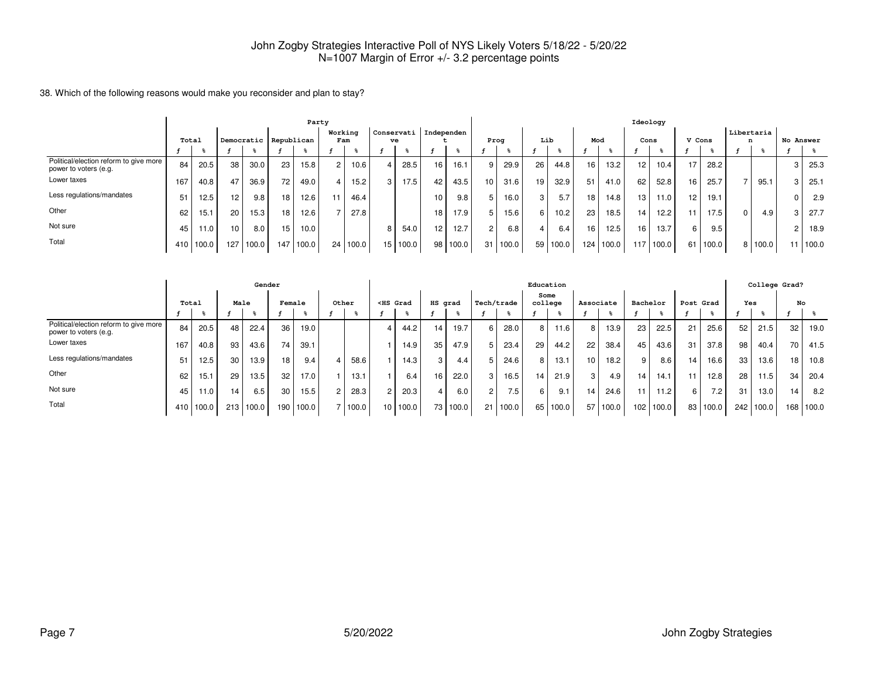# John Zogby Strategies Interactive Poll of NYS Likely Voters 5/18/22 - 5/20/22
N=1007 Margin of Error +/- 3.2 percentage points

38. Which of the following reasons would make you reconsider and plan to stay?

| | Total | | Party | | | | | | | | | | | | Ideology | | | | | | | | | | | | | |
|---|---|---|---|---|---|---|---|---|---|---|---|---|---|---|---|---|---|---|---|---|---|---|---|---|---|---|---|---|
| | | | Democratic | | Republican | | Working Fam | | Conservative | | Independent | | Prog | | Lib | | Mod | | Cons | | V Cons | | Libertarian | | No Answer | |
| | f | % | f | % | f | % | f | % | f | % | f | % | f | % | f | % | f | % | f | % | f | % | f | % | f | % |
| Political/election reform to give more power to voters (e.g. | 84 | 20.5 | 38 | 30.0 | 23 | 15.8 | 2 | 10.6 | 4 | 28.5 | 16 | 16.1 | 9 | 29.9 | 26 | 44.8 | 16 | 13.2 | 12 | 10.4 | 17 | 28.2 | | | 3 | 25.3 |
| Lower taxes | 167 | 40.8 | 47 | 36.9 | 72 | 49.0 | 4 | 15.2 | 3 | 17.5 | 42 | 43.5 | 10 | 31.6 | 19 | 32.9 | 51 | 41.0 | 62 | 52.8 | 16 | 25.7 | 7 | 95.1 | 3 | 25.1 |
| Less regulations/mandates | 51 | 12.5 | 12 | 9.8 | 18 | 12.6 | 11 | 46.4 | | | 10 | 9.8 | 5 | 16.0 | 3 | 5.7 | 18 | 14.8 | 13 | 11.0 | 12 | 19.1 | | | 0 | 2.9 |
| Other | 62 | 15.1 | 20 | 15.3 | 18 | 12.6 | 7 | 27.8 | | | 18 | 17.9 | 5 | 15.6 | 6 | 10.2 | 23 | 18.5 | 14 | 12.2 | 11 | 17.5 | 0 | 4.9 | 3 | 27.7 |
| Not sure | 45 | 11.0 | 10 | 8.0 | 15 | 10.0 | | | 8 | 54.0 | 12 | 12.7 | 2 | 6.8 | 4 | 6.4 | 16 | 12.5 | 16 | 13.7 | 6 | 9.5 | | | 2 | 18.9 |
| Total | 410 | 100.0 | 127 | 100.0 | 147 | 100.0 | 24 | 100.0 | 15 | 100.0 | 98 | 100.0 | 31 | 100.0 | 59 | 100.0 | 124 | 100.0 | 117 | 100.0 | 61 | 100.0 | 8 | 100.0 | 11 | 100.0 |

| | Total | | Gender | | | | | | Education | | | | | | | | | | | | | | College Grad? | | | |
|---|---|---|---|---|---|---|---|---|---|---|---|---|---|---|---|---|---|---|---|---|---|---|---|---|---|---|
| | | | Male | | Female | | Other | | <HS Grad | | HS grad | | Tech/trade | | Some college | | Associate | | Bachelor | | Post Grad | | Yes | | No | |
| | f | % | f | % | f | % | f | % | f | % | f | % | f | % | f | % | f | % | f | % | f | % | f | % | f | % |
| Political/election reform to give more power to voters (e.g. | 84 | 20.5 | 48 | 22.4 | 36 | 19.0 | | | 4 | 44.2 | 14 | 19.7 | 6 | 28.0 | 8 | 11.6 | 8 | 13.9 | 23 | 22.5 | 21 | 25.6 | 52 | 21.5 | 32 | 19.0 |
| Lower taxes | 167 | 40.8 | 93 | 43.6 | 74 | 39.1 | | | 1 | 14.9 | 35 | 47.9 | 5 | 23.4 | 29 | 44.2 | 22 | 38.4 | 45 | 43.6 | 31 | 37.8 | 98 | 40.4 | 70 | 41.5 |
| Less regulations/mandates | 51 | 12.5 | 30 | 13.9 | 18 | 9.4 | 4 | 58.6 | 1 | 14.3 | 3 | 4.4 | 5 | 24.6 | 8 | 13.1 | 10 | 18.2 | 9 | 8.6 | 14 | 16.6 | 33 | 13.6 | 18 | 10.8 |
| Other | 62 | 15.1 | 29 | 13.5 | 32 | 17.0 | 1 | 13.1 | 1 | 6.4 | 16 | 22.0 | 3 | 16.5 | 14 | 21.9 | 3 | 4.9 | 14 | 14.1 | 11 | 12.8 | 28 | 11.5 | 34 | 20.4 |
| Not sure | 45 | 11.0 | 14 | 6.5 | 30 | 15.5 | 2 | 28.3 | 2 | 20.3 | 4 | 6.0 | 2 | 7.5 | 6 | 9.1 | 14 | 24.6 | 11 | 11.2 | 6 | 7.2 | 31 | 13.0 | 14 | 8.2 |
| Total | 410 | 100.0 | 213 | 100.0 | 190 | 100.0 | 7 | 100.0 | 10 | 100.0 | 73 | 100.0 | 21 | 100.0 | 65 | 100.0 | 57 | 100.0 | 102 | 100.0 | 83 | 100.0 | 242 | 100.0 | 168 | 100.0 |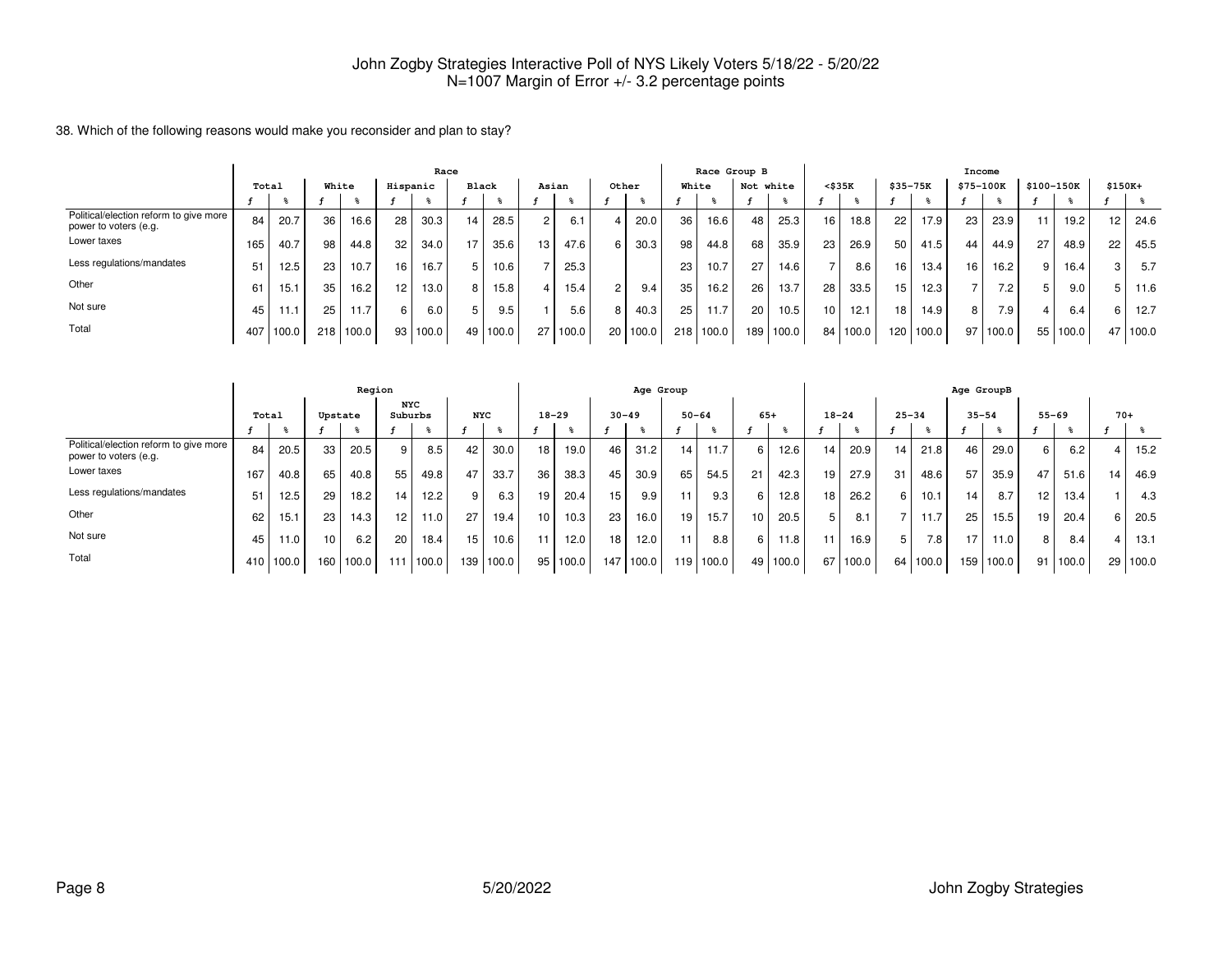John Zogby Strategies Interactive Poll of NYS Likely Voters 5/18/22 - 5/20/22
N=1007 Margin of Error +/- 3.2 percentage points

38. Which of the following reasons would make you reconsider and plan to stay?

| | Total | | Race | | | | | | | | | | | | Race Group B | | | | Income | | | | | | | | | |
|---|---|---|---|---|---|---|---|---|---|---|---|---|---|---|---|---|---|---|---|---|---|---|---|---|---|---|---|---|
| | | | White | | Hispanic | | Black | | Asian | | Other | | | | White | | Not white | | <$35K | | $35-75K | | $75-100K | | $100-150K | | $150K+ | |
| | f | % | f | % | f | % | f | % | f | % | f | % | | | f | % | f | % | f | % | f | % | f | % | f | % | f | % |
| Political/election reform to give more power to voters (e.g. | 84 | 20.7 | 36 | 16.6 | 28 | 30.3 | 14 | 28.5 | 2 | 6.1 | 4 | 20.0 | | | 36 | 16.6 | 48 | 25.3 | 16 | 18.8 | 22 | 17.9 | 23 | 23.9 | 11 | 19.2 | 12 | 24.6 |
| Lower taxes | 165 | 40.7 | 98 | 44.8 | 32 | 34.0 | 17 | 35.6 | 13 | 47.6 | 6 | 30.3 | | | 98 | 44.8 | 68 | 35.9 | 23 | 26.9 | 50 | 41.5 | 44 | 44.9 | 27 | 48.9 | 22 | 45.5 |
| Less regulations/mandates | 51 | 12.5 | 23 | 10.7 | 16 | 16.7 | 5 | 10.6 | 7 | 25.3 | | | | | 23 | 10.7 | 27 | 14.6 | 7 | 8.6 | 16 | 13.4 | 16 | 16.2 | 9 | 16.4 | 3 | 5.7 |
| Other | 61 | 15.1 | 35 | 16.2 | 12 | 13.0 | 8 | 15.8 | 4 | 15.4 | 2 | 9.4 | | | 35 | 16.2 | 26 | 13.7 | 28 | 33.5 | 15 | 12.3 | 7 | 7.2 | 5 | 9.0 | 5 | 11.6 |
| Not sure | 45 | 11.1 | 25 | 11.7 | 6 | 6.0 | 5 | 9.5 | 1 | 5.6 | 8 | 40.3 | | | 25 | 11.7 | 20 | 10.5 | 10 | 12.1 | 18 | 14.9 | 8 | 7.9 | 4 | 6.4 | 6 | 12.7 |
| Total | 407 | 100.0 | 218 | 100.0 | 93 | 100.0 | 49 | 100.0 | 27 | 100.0 | 20 | 100.0 | | | 218 | 100.0 | 189 | 100.0 | 84 | 100.0 | 120 | 100.0 | 97 | 100.0 | 55 | 100.0 | 47 | 100.0 |

| | Region | | | | | | | | Age Group | | | | | | | | Age GroupB | | | | | | | | | |
|---|---|---|---|---|---|---|---|---|---|---|---|---|---|---|---|---|---|---|---|---|---|---|---|---|---|---|
| | Total | | Upstate | | NYC Suburbs | | NYC | | 18-29 | | 30-49 | | 50-64 | | 65+ | | 18-24 | | 25-34 | | 35-54 | | 55-69 | | 70+ | |
| | f | % | f | % | f | % | f | % | f | % | f | % | f | % | f | % | f | % | f | % | f | % | f | % | f | % |
| Political/election reform to give more power to voters (e.g. | 84 | 20.5 | 33 | 20.5 | 9 | 8.5 | 42 | 30.0 | 18 | 19.0 | 46 | 31.2 | 14 | 11.7 | 6 | 12.6 | 14 | 20.9 | 14 | 21.8 | 46 | 29.0 | 6 | 6.2 | 4 | 15.2 |
| Lower taxes | 167 | 40.8 | 65 | 40.8 | 55 | 49.8 | 47 | 33.7 | 36 | 38.3 | 45 | 30.9 | 65 | 54.5 | 21 | 42.3 | 19 | 27.9 | 31 | 48.6 | 57 | 35.9 | 47 | 51.6 | 14 | 46.9 |
| Less regulations/mandates | 51 | 12.5 | 29 | 18.2 | 14 | 12.2 | 9 | 6.3 | 19 | 20.4 | 15 | 9.9 | 11 | 9.3 | 6 | 12.8 | 18 | 26.2 | 6 | 10.1 | 14 | 8.7 | 12 | 13.4 | 1 | 4.3 |
| Other | 62 | 15.1 | 23 | 14.3 | 12 | 11.0 | 27 | 19.4 | 10 | 10.3 | 23 | 16.0 | 19 | 15.7 | 10 | 20.5 | 5 | 8.1 | 7 | 11.7 | 25 | 15.5 | 19 | 20.4 | 6 | 20.5 |
| Not sure | 45 | 11.0 | 10 | 6.2 | 20 | 18.4 | 15 | 10.6 | 11 | 12.0 | 18 | 12.0 | 11 | 8.8 | 6 | 11.8 | 11 | 16.9 | 5 | 7.8 | 17 | 11.0 | 8 | 8.4 | 4 | 13.1 |
| Total | 410 | 100.0 | 160 | 100.0 | 111 | 100.0 | 139 | 100.0 | 95 | 100.0 | 147 | 100.0 | 119 | 100.0 | 49 | 100.0 | 67 | 100.0 | 64 | 100.0 | 159 | 100.0 | 91 | 100.0 | 29 | 100.0 |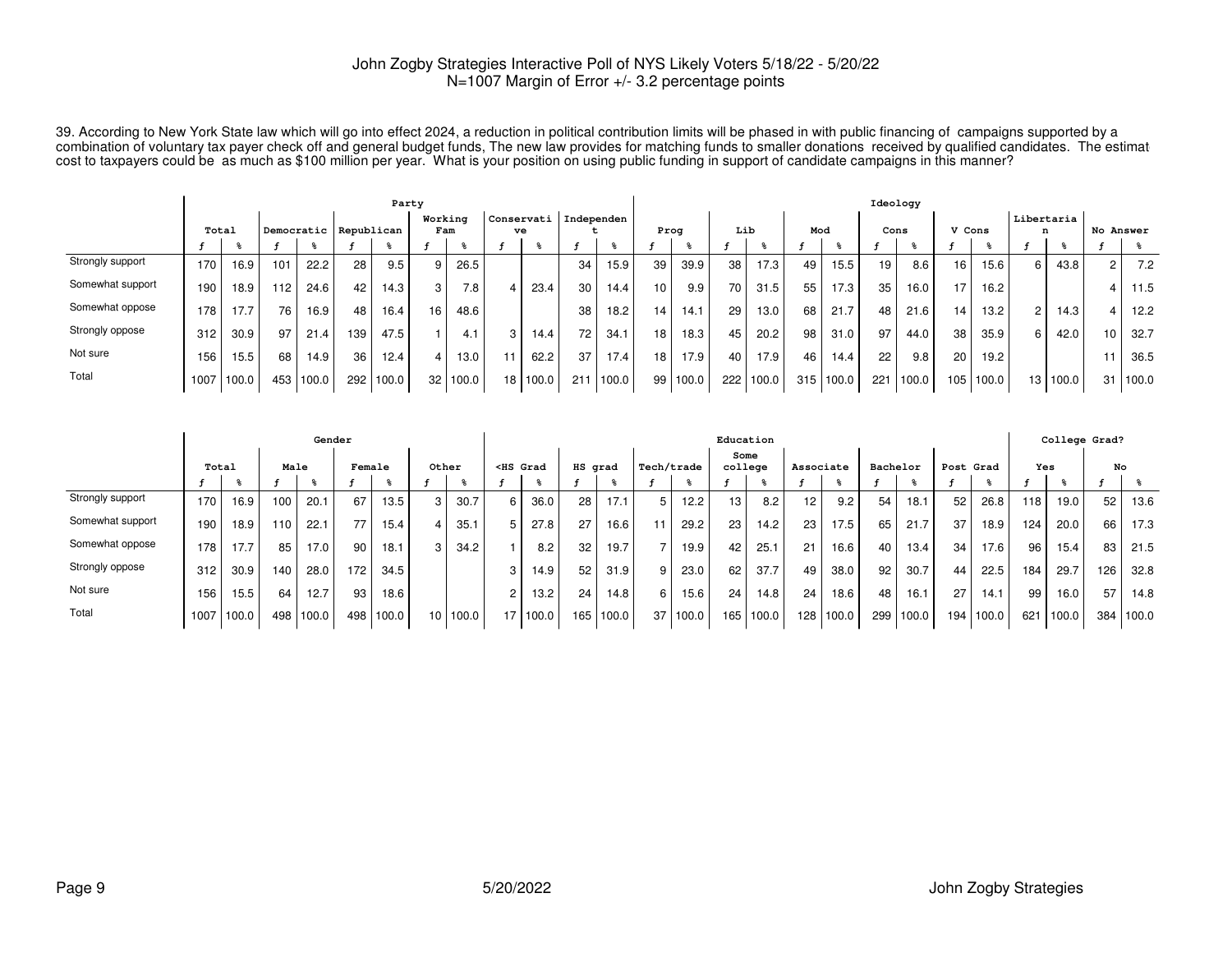John Zogby Strategies Interactive Poll of NYS Likely Voters 5/18/22 - 5/20/22
N=1007 Margin of Error +/- 3.2 percentage points

39. According to New York State law which will go into effect 2024, a reduction in political contribution limits will be phased in with public financing of campaigns supported by a combination of voluntary tax payer check off and general budget funds, The new law provides for matching funds to smaller donations received by qualified candidates. The estimat cost to taxpayers could be as much as $100 million per year. What is your position on using public funding in support of candidate campaigns in this manner?

| | Total | | Party | | | | | | | | | | Ideology | | | | | | | | | | | | | |
|---|---|---|---|---|---|---|---|---|---|---|---|---|---|---|---|---|---|---|---|---|---|---|---|---|---|---|
| | | | Democratic | | Republican | | Working Fam | | Conservative | | Independent | | Prog | | Lib | | Mod | | Cons | | V Cons | | Libertarian | | No Answer | |
| | f | % | f | % | f | % | f | % | f | % | f | % | f | % | f | % | f | % | f | % | f | % | f | % | f | % |
| Strongly support | 170 | 16.9 | 101 | 22.2 | 28 | 9.5 | 9 | 26.5 | | | 34 | 15.9 | 39 | 39.9 | 38 | 17.3 | 49 | 15.5 | 19 | 8.6 | 16 | 15.6 | 6 | 43.8 | 2 | 7.2 |
| Somewhat support | 190 | 18.9 | 112 | 24.6 | 42 | 14.3 | 3 | 7.8 | 4 | 23.4 | 30 | 14.4 | 10 | 9.9 | 70 | 31.5 | 55 | 17.3 | 35 | 16.0 | 17 | 16.2 | | | 4 | 11.5 |
| Somewhat oppose | 178 | 17.7 | 76 | 16.9 | 48 | 16.4 | 16 | 48.6 | | | 38 | 18.2 | 14 | 14.1 | 29 | 13.0 | 68 | 21.7 | 48 | 21.6 | 14 | 13.2 | 2 | 14.3 | 4 | 12.2 |
| Strongly oppose | 312 | 30.9 | 97 | 21.4 | 139 | 47.5 | 1 | 4.1 | 3 | 14.4 | 72 | 34.1 | 18 | 18.3 | 45 | 20.2 | 98 | 31.0 | 97 | 44.0 | 38 | 35.9 | 6 | 42.0 | 10 | 32.7 |
| Not sure | 156 | 15.5 | 68 | 14.9 | 36 | 12.4 | 4 | 13.0 | 11 | 62.2 | 37 | 17.4 | 18 | 17.9 | 40 | 17.9 | 46 | 14.4 | 22 | 9.8 | 20 | 19.2 | | | 11 | 36.5 |
| Total | 1007 | 100.0 | 453 | 100.0 | 292 | 100.0 | 32 | 100.0 | 18 | 100.0 | 211 | 100.0 | 99 | 100.0 | 222 | 100.0 | 315 | 100.0 | 221 | 100.0 | 105 | 100.0 | 13 | 100.0 | 31 | 100.0 |

| | Total | | Gender | | | | | | Education | | | | | | | | | | | | | | College Grad? | | | |
|---|---|---|---|---|---|---|---|---|---|---|---|---|---|---|---|---|---|---|---|---|---|---|---|---|---|---|
| | | | Male | | Female | | Other | | <HS Grad | | HS grad | | Tech/trade | | Some college | | Associate | | Bachelor | | Post Grad | | Yes | | No | |
| | f | % | f | % | f | % | f | % | f | % | f | % | f | % | f | % | f | % | f | % | f | % | f | % | f | % |
| Strongly support | 170 | 16.9 | 100 | 20.1 | 67 | 13.5 | 3 | 30.7 | 6 | 36.0 | 28 | 17.1 | 5 | 12.2 | 13 | 8.2 | 12 | 9.2 | 54 | 18.1 | 52 | 26.8 | 118 | 19.0 | 52 | 13.6 |
| Somewhat support | 190 | 18.9 | 110 | 22.1 | 77 | 15.4 | 4 | 35.1 | 5 | 27.8 | 27 | 16.6 | 11 | 29.2 | 23 | 14.2 | 23 | 17.5 | 65 | 21.7 | 37 | 18.9 | 124 | 20.0 | 66 | 17.3 |
| Somewhat oppose | 178 | 17.7 | 85 | 17.0 | 90 | 18.1 | 3 | 34.2 | 1 | 8.2 | 32 | 19.7 | 7 | 19.9 | 42 | 25.1 | 21 | 16.6 | 40 | 13.4 | 34 | 17.6 | 96 | 15.4 | 83 | 21.5 |
| Strongly oppose | 312 | 30.9 | 140 | 28.0 | 172 | 34.5 | | | 3 | 14.9 | 52 | 31.9 | 9 | 23.0 | 62 | 37.7 | 49 | 38.0 | 92 | 30.7 | 44 | 22.5 | 184 | 29.7 | 126 | 32.8 |
| Not sure | 156 | 15.5 | 64 | 12.7 | 93 | 18.6 | | | 2 | 13.2 | 24 | 14.8 | 6 | 15.6 | 24 | 14.8 | 24 | 18.6 | 48 | 16.1 | 27 | 14.1 | 99 | 16.0 | 57 | 14.8 |
| Total | 1007 | 100.0 | 498 | 100.0 | 498 | 100.0 | 10 | 100.0 | 17 | 100.0 | 165 | 100.0 | 37 | 100.0 | 165 | 100.0 | 128 | 100.0 | 299 | 100.0 | 194 | 100.0 | 621 | 100.0 | 384 | 100.0 |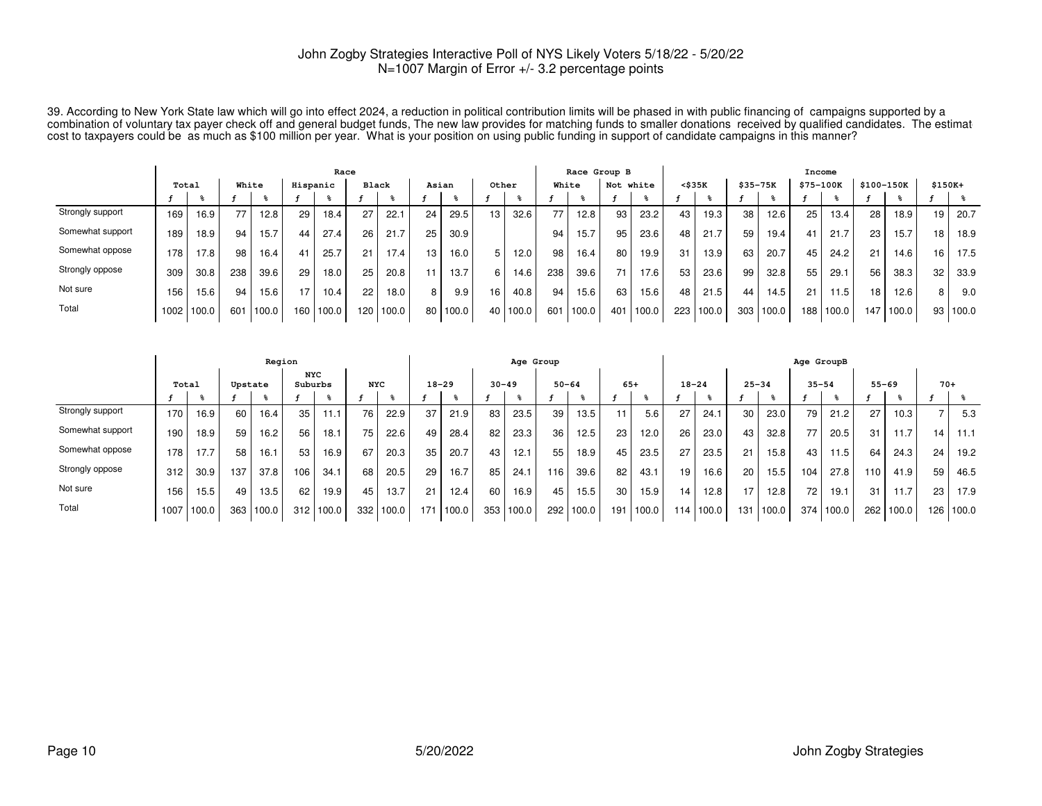John Zogby Strategies Interactive Poll of NYS Likely Voters 5/18/22 - 5/20/22
N=1007 Margin of Error +/- 3.2 percentage points

39. According to New York State law which will go into effect 2024, a reduction in political contribution limits will be phased in with public financing of campaigns supported by a combination of voluntary tax payer check off and general budget funds, The new law provides for matching funds to smaller donations received by qualified candidates. The estimat cost to taxpayers could be as much as $100 million per year. What is your position on using public funding in support of candidate campaigns in this manner?

| | Total | | Race | | | | | | | | | | | | Race Group B | | | | Income | | | | | | | | | |
|---|---|---|---|---|---|---|---|---|---|---|---|---|---|---|---|---|---|---|---|---|---|---|---|---|---|---|---|---|
| | | | White | | Hispanic | | Black | | Asian | | Other | | | | White | | Not white | | <$35K | | $35-75K | | $75-100K | | $100-150K | | $150K+ | |
| | f | % | f | % | f | % | f | % | f | % | f | % | | | f | % | f | % | f | % | f | % | f | % | f | % | f | % |
| Strongly support | 169 | 16.9 | 77 | 12.8 | 29 | 18.4 | 27 | 22.1 | 24 | 29.5 | 13 | 32.6 | | | 77 | 12.8 | 93 | 23.2 | 43 | 19.3 | 38 | 12.6 | 25 | 13.4 | 28 | 18.9 | 19 | 20.7 |
| Somewhat support | 189 | 18.9 | 94 | 15.7 | 44 | 27.4 | 26 | 21.7 | 25 | 30.9 | | | | | 94 | 15.7 | 95 | 23.6 | 48 | 21.7 | 59 | 19.4 | 41 | 21.7 | 23 | 15.7 | 18 | 18.9 |
| Somewhat oppose | 178 | 17.8 | 98 | 16.4 | 41 | 25.7 | 21 | 17.4 | 13 | 16.0 | 5 | 12.0 | | | 98 | 16.4 | 80 | 19.9 | 31 | 13.9 | 63 | 20.7 | 45 | 24.2 | 21 | 14.6 | 16 | 17.5 |
| Strongly oppose | 309 | 30.8 | 238 | 39.6 | 29 | 18.0 | 25 | 20.8 | 11 | 13.7 | 6 | 14.6 | | | 238 | 39.6 | 71 | 17.6 | 53 | 23.6 | 99 | 32.8 | 55 | 29.1 | 56 | 38.3 | 32 | 33.9 |
| Not sure | 156 | 15.6 | 94 | 15.6 | 17 | 10.4 | 22 | 18.0 | 8 | 9.9 | 16 | 40.8 | | | 94 | 15.6 | 63 | 15.6 | 48 | 21.5 | 44 | 14.5 | 21 | 11.5 | 18 | 12.6 | 8 | 9.0 |
| Total | 1002 | 100.0 | 601 | 100.0 | 160 | 100.0 | 120 | 100.0 | 80 | 100.0 | 40 | 100.0 | | | 601 | 100.0 | 401 | 100.0 | 223 | 100.0 | 303 | 100.0 | 188 | 100.0 | 147 | 100.0 | 93 | 100.0 |

| | Total | | Region | | | | | | Age Group | | | | | | | | Age GroupB | | | | | | | | | |
|---|---|---|---|---|---|---|---|---|---|---|---|---|---|---|---|---|---|---|---|---|---|---|---|---|---|---|
| | | | Upstate | | NYC Suburbs | | NYC | | 18-29 | | 30-49 | | 50-64 | | 65+ | | 18-24 | | 25-34 | | 35-54 | | 55-69 | | 70+ | |
| | f | % | f | % | f | % | f | % | f | % | f | % | f | % | f | % | f | % | f | % | f | % | f | % | f | % |
| Strongly support | 170 | 16.9 | 60 | 16.4 | 35 | 11.1 | 76 | 22.9 | 37 | 21.9 | 83 | 23.5 | 39 | 13.5 | 11 | 5.6 | 27 | 24.1 | 30 | 23.0 | 79 | 21.2 | 27 | 10.3 | 7 | 5.3 |
| Somewhat support | 190 | 18.9 | 59 | 16.2 | 56 | 18.1 | 75 | 22.6 | 49 | 28.4 | 82 | 23.3 | 36 | 12.5 | 23 | 12.0 | 26 | 23.0 | 43 | 32.8 | 77 | 20.5 | 31 | 11.7 | 14 | 11.1 |
| Somewhat oppose | 178 | 17.7 | 58 | 16.1 | 53 | 16.9 | 67 | 20.3 | 35 | 20.7 | 43 | 12.1 | 55 | 18.9 | 45 | 23.5 | 27 | 23.5 | 21 | 15.8 | 43 | 11.5 | 64 | 24.3 | 24 | 19.2 |
| Strongly oppose | 312 | 30.9 | 137 | 37.8 | 106 | 34.1 | 68 | 20.5 | 29 | 16.7 | 85 | 24.1 | 116 | 39.6 | 82 | 43.1 | 19 | 16.6 | 20 | 15.5 | 104 | 27.8 | 110 | 41.9 | 59 | 46.5 |
| Not sure | 156 | 15.5 | 49 | 13.5 | 62 | 19.9 | 45 | 13.7 | 21 | 12.4 | 60 | 16.9 | 45 | 15.5 | 30 | 15.9 | 14 | 12.8 | 17 | 12.8 | 72 | 19.1 | 31 | 11.7 | 23 | 17.9 |
| Total | 1007 | 100.0 | 363 | 100.0 | 312 | 100.0 | 332 | 100.0 | 171 | 100.0 | 353 | 100.0 | 292 | 100.0 | 191 | 100.0 | 114 | 100.0 | 131 | 100.0 | 374 | 100.0 | 262 | 100.0 | 126 | 100.0 |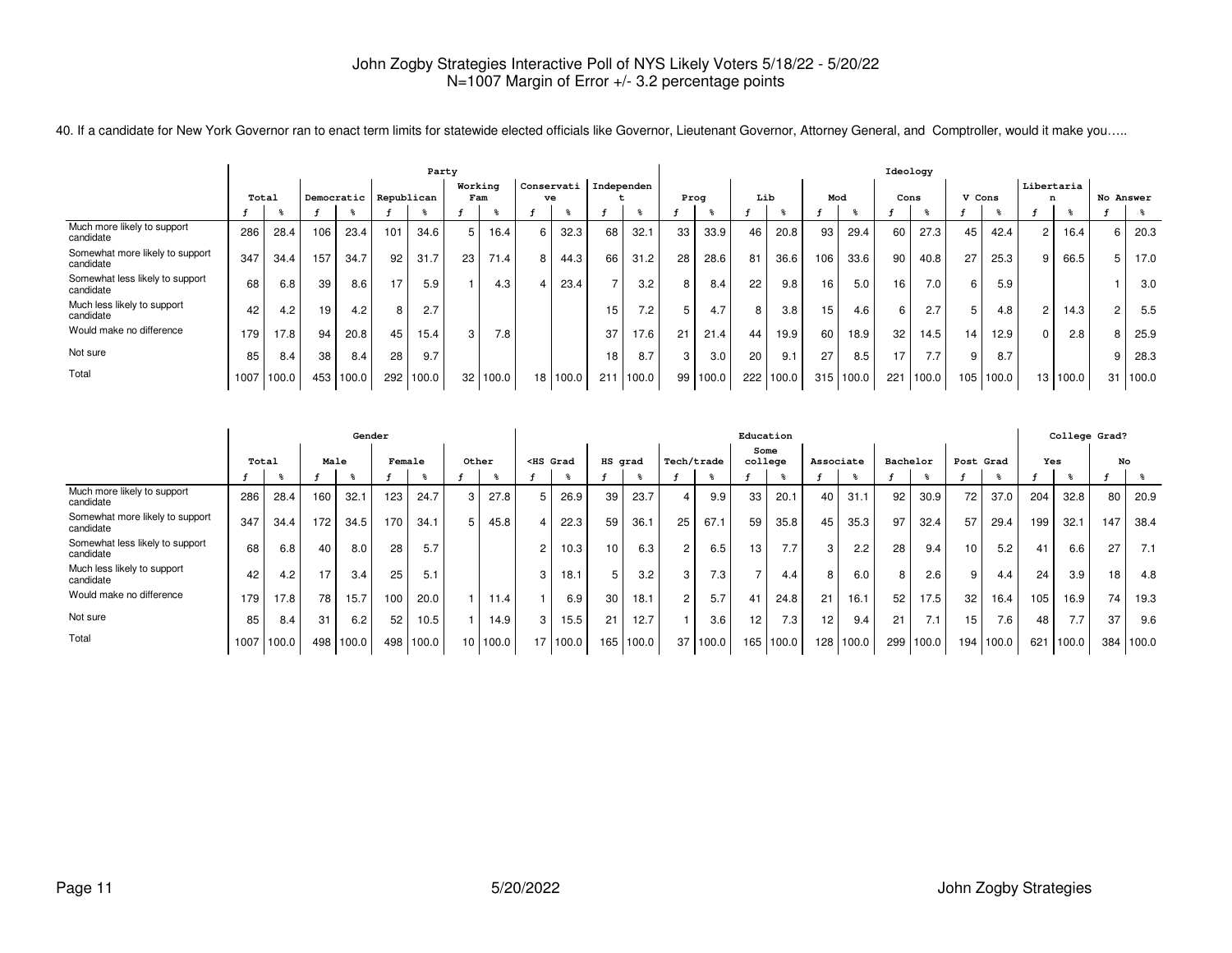John Zogby Strategies Interactive Poll of NYS Likely Voters 5/18/22 - 5/20/22
N=1007 Margin of Error +/- 3.2 percentage points

40. If a candidate for New York Governor ran to enact term limits for statewide elected officials like Governor, Lieutenant Governor, Attorney General, and Comptroller, would it make you…..

| | Total | | Party | | | | | | | | | | Ideology | | | | | | | | | | | | | |
|---|---|---|---|---|---|---|---|---|---|---|---|---|---|---|---|---|---|---|---|---|---|---|---|---|---|---|
| | | | Democratic | | Republican | | Working Fam | | Conservative | | Independent | | Prog | | Lib | | Mod | | Cons | | V Cons | | Libertarian | | No Answer | |
| | f | % | f | % | f | % | f | % | f | % | f | % | f | % | f | % | f | % | f | % | f | % | f | % | f | % |
| Much more likely to support candidate | 286 | 28.4 | 106 | 23.4 | 101 | 34.6 | 5 | 16.4 | 6 | 32.3 | 68 | 32.1 | 33 | 33.9 | 46 | 20.8 | 93 | 29.4 | 60 | 27.3 | 45 | 42.4 | 2 | 16.4 | 6 | 20.3 |
| Somewhat more likely to support candidate | 347 | 34.4 | 157 | 34.7 | 92 | 31.7 | 23 | 71.4 | 8 | 44.3 | 66 | 31.2 | 28 | 28.6 | 81 | 36.6 | 106 | 33.6 | 90 | 40.8 | 27 | 25.3 | 9 | 66.5 | 5 | 17.0 |
| Somewhat less likely to support candidate | 68 | 6.8 | 39 | 8.6 | 17 | 5.9 | 1 | 4.3 | 4 | 23.4 | 7 | 3.2 | 8 | 8.4 | 22 | 9.8 | 16 | 5.0 | 16 | 7.0 | 6 | 5.9 | | | 1 | 3.0 |
| Much less likely to support candidate | 42 | 4.2 | 19 | 4.2 | 8 | 2.7 | | | | | 15 | 7.2 | 5 | 4.7 | 8 | 3.8 | 15 | 4.6 | 6 | 2.7 | 5 | 4.8 | 2 | 14.3 | 2 | 5.5 |
| Would make no difference | 179 | 17.8 | 94 | 20.8 | 45 | 15.4 | 3 | 7.8 | | | 37 | 17.6 | 21 | 21.4 | 44 | 19.9 | 60 | 18.9 | 32 | 14.5 | 14 | 12.9 | 0 | 2.8 | 8 | 25.9 |
| Not sure | 85 | 8.4 | 38 | 8.4 | 28 | 9.7 | | | | | 18 | 8.7 | 3 | 3.0 | 20 | 9.1 | 27 | 8.5 | 17 | 7.7 | 9 | 8.7 | | | 9 | 28.3 |
| Total | 1007 | 100.0 | 453 | 100.0 | 292 | 100.0 | 32 | 100.0 | 18 | 100.0 | 211 | 100.0 | 99 | 100.0 | 222 | 100.0 | 315 | 100.0 | 221 | 100.0 | 105 | 100.0 | 13 | 100.0 | 31 | 100.0 |

| | Total | | Gender | | | | | | Education | | | | | | | | | | | | | | College Grad? | | | |
|---|---|---|---|---|---|---|---|---|---|---|---|---|---|---|---|---|---|---|---|---|---|---|---|---|---|---|
| | | | Male | | Female | | Other | | <HS Grad | | HS grad | | Tech/trade | | Some college | | Associate | | Bachelor | | Post Grad | | Yes | | No | |
| | f | % | f | % | f | % | f | % | f | % | f | % | f | % | f | % | f | % | f | % | f | % | f | % | f | % |
| Much more likely to support candidate | 286 | 28.4 | 160 | 32.1 | 123 | 24.7 | 3 | 27.8 | 5 | 26.9 | 39 | 23.7 | 4 | 9.9 | 33 | 20.1 | 40 | 31.1 | 92 | 30.9 | 72 | 37.0 | 204 | 32.8 | 80 | 20.9 |
| Somewhat more likely to support candidate | 347 | 34.4 | 172 | 34.5 | 170 | 34.1 | 5 | 45.8 | 4 | 22.3 | 59 | 36.1 | 25 | 67.1 | 59 | 35.8 | 45 | 35.3 | 97 | 32.4 | 57 | 29.4 | 199 | 32.1 | 147 | 38.4 |
| Somewhat less likely to support candidate | 68 | 6.8 | 40 | 8.0 | 28 | 5.7 | | | 2 | 10.3 | 10 | 6.3 | 2 | 6.5 | 13 | 7.7 | 3 | 2.2 | 28 | 9.4 | 10 | 5.2 | 41 | 6.6 | 27 | 7.1 |
| Much less likely to support candidate | 42 | 4.2 | 17 | 3.4 | 25 | 5.1 | | | 3 | 18.1 | 5 | 3.2 | 3 | 7.3 | 7 | 4.4 | 8 | 6.0 | 8 | 2.6 | 9 | 4.4 | 24 | 3.9 | 18 | 4.8 |
| Would make no difference | 179 | 17.8 | 78 | 15.7 | 100 | 20.0 | 1 | 11.4 | 1 | 6.9 | 30 | 18.1 | 2 | 5.7 | 41 | 24.8 | 21 | 16.1 | 52 | 17.5 | 32 | 16.4 | 105 | 16.9 | 74 | 19.3 |
| Not sure | 85 | 8.4 | 31 | 6.2 | 52 | 10.5 | 1 | 14.9 | 3 | 15.5 | 21 | 12.7 | 1 | 3.6 | 12 | 7.3 | 12 | 9.4 | 21 | 7.1 | 15 | 7.6 | 48 | 7.7 | 37 | 9.6 |
| Total | 1007 | 100.0 | 498 | 100.0 | 498 | 100.0 | 10 | 100.0 | 17 | 100.0 | 165 | 100.0 | 37 | 100.0 | 165 | 100.0 | 128 | 100.0 | 299 | 100.0 | 194 | 100.0 | 621 | 100.0 | 384 | 100.0 |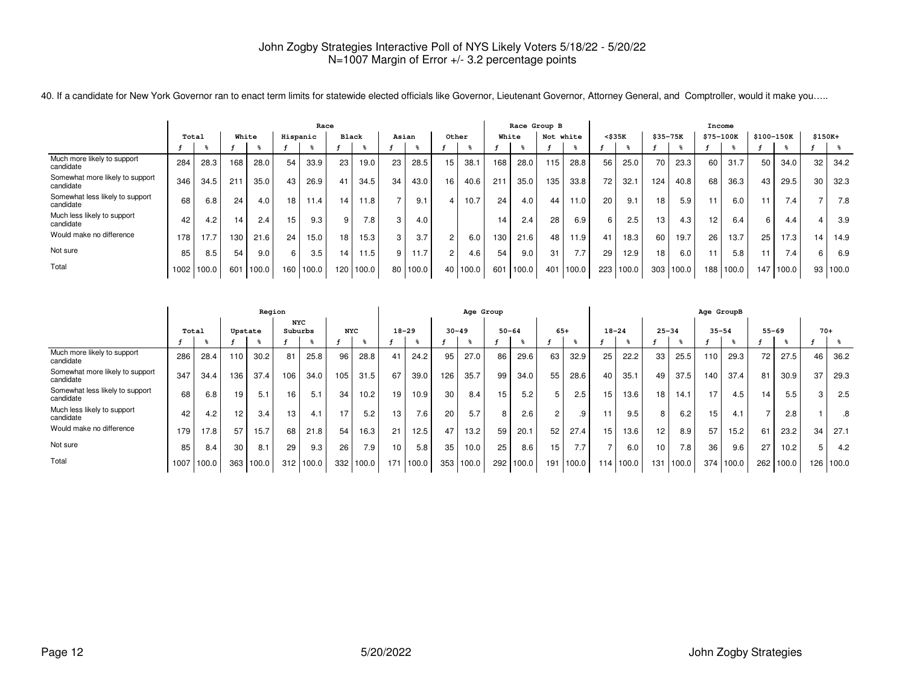John Zogby Strategies Interactive Poll of NYS Likely Voters 5/18/22 - 5/20/22
N=1007 Margin of Error +/- 3.2 percentage points

40. If a candidate for New York Governor ran to enact term limits for statewide elected officials like Governor, Lieutenant Governor, Attorney General, and Comptroller, would it make you…..

| | Total | | Race | | | | | | | | | | | | Race Group B | | | | Income | | | | | | | | | |
|---|---|---|---|---|---|---|---|---|---|---|---|---|---|---|---|---|---|---|---|---|---|---|---|---|---|---|---|---|
| | | | White | | Hispanic | | Black | | Asian | | Other | | White | | Not white | | <$35K | | $35-75K | | $75-100K | | $100-150K | | $150K+ | |
| | f | % | f | % | f | % | f | % | f | % | f | % | f | % | f | % | f | % | f | % | f | % | f | % | f | % |
| Much more likely to support candidate | 284 | 28.3 | 168 | 28.0 | 54 | 33.9 | 23 | 19.0 | 23 | 28.5 | 15 | 38.1 | 168 | 28.0 | 115 | 28.8 | 56 | 25.0 | 70 | 23.3 | 60 | 31.7 | 50 | 34.0 | 32 | 34.2 |
| Somewhat more likely to support candidate | 346 | 34.5 | 211 | 35.0 | 43 | 26.9 | 41 | 34.5 | 34 | 43.0 | 16 | 40.6 | 211 | 35.0 | 135 | 33.8 | 72 | 32.1 | 124 | 40.8 | 68 | 36.3 | 43 | 29.5 | 30 | 32.3 |
| Somewhat less likely to support candidate | 68 | 6.8 | 24 | 4.0 | 18 | 11.4 | 14 | 11.8 | 7 | 9.1 | 4 | 10.7 | 24 | 4.0 | 44 | 11.0 | 20 | 9.1 | 18 | 5.9 | 11 | 6.0 | 11 | 7.4 | 7 | 7.8 |
| Much less likely to support candidate | 42 | 4.2 | 14 | 2.4 | 15 | 9.3 | 9 | 7.8 | 3 | 4.0 | | | 14 | 2.4 | 28 | 6.9 | 6 | 2.5 | 13 | 4.3 | 12 | 6.4 | 6 | 4.4 | 4 | 3.9 |
| Would make no difference | 178 | 17.7 | 130 | 21.6 | 24 | 15.0 | 18 | 15.3 | 3 | 3.7 | 2 | 6.0 | 130 | 21.6 | 48 | 11.9 | 41 | 18.3 | 60 | 19.7 | 26 | 13.7 | 25 | 17.3 | 14 | 14.9 |
| Not sure | 85 | 8.5 | 54 | 9.0 | 6 | 3.5 | 14 | 11.5 | 9 | 11.7 | 2 | 4.6 | 54 | 9.0 | 31 | 7.7 | 29 | 12.9 | 18 | 6.0 | 11 | 5.8 | 11 | 7.4 | 6 | 6.9 |
| Total | 1002 | 100.0 | 601 | 100.0 | 160 | 100.0 | 120 | 100.0 | 80 | 100.0 | 40 | 100.0 | 601 | 100.0 | 401 | 100.0 | 223 | 100.0 | 303 | 100.0 | 188 | 100.0 | 147 | 100.0 | 93 | 100.0 |

| | Total | | Region | | | | | | Age Group | | | | | | | | Age GroupB | | | | | | | | | |
|---|---|---|---|---|---|---|---|---|---|---|---|---|---|---|---|---|---|---|---|---|---|---|---|---|---|---|
| | | | Upstate | | NYC Suburbs | | NYC | | 18-29 | | 30-49 | | 50-64 | | 65+ | | 18-24 | | 25-34 | | 35-54 | | 55-69 | | 70+ | |
| | f | % | f | % | f | % | f | % | f | % | f | % | f | % | f | % | f | % | f | % | f | % | f | % | f | % |
| Much more likely to support candidate | 286 | 28.4 | 110 | 30.2 | 81 | 25.8 | 96 | 28.8 | 41 | 24.2 | 95 | 27.0 | 86 | 29.6 | 63 | 32.9 | 25 | 22.2 | 33 | 25.5 | 110 | 29.3 | 72 | 27.5 | 46 | 36.2 |
| Somewhat more likely to support candidate | 347 | 34.4 | 136 | 37.4 | 106 | 34.0 | 105 | 31.5 | 67 | 39.0 | 126 | 35.7 | 99 | 34.0 | 55 | 28.6 | 40 | 35.1 | 49 | 37.5 | 140 | 37.4 | 81 | 30.9 | 37 | 29.3 |
| Somewhat less likely to support candidate | 68 | 6.8 | 19 | 5.1 | 16 | 5.1 | 34 | 10.2 | 19 | 10.9 | 30 | 8.4 | 15 | 5.2 | 5 | 2.5 | 15 | 13.6 | 18 | 14.1 | 17 | 4.5 | 14 | 5.5 | 3 | 2.5 |
| Much less likely to support candidate | 42 | 4.2 | 12 | 3.4 | 13 | 4.1 | 17 | 5.2 | 13 | 7.6 | 20 | 5.7 | 8 | 2.6 | 2 | .9 | 11 | 9.5 | 8 | 6.2 | 15 | 4.1 | 7 | 2.8 | 1 | .8 |
| Would make no difference | 179 | 17.8 | 57 | 15.7 | 68 | 21.8 | 54 | 16.3 | 21 | 12.5 | 47 | 13.2 | 59 | 20.1 | 52 | 27.4 | 15 | 13.6 | 12 | 8.9 | 57 | 15.2 | 61 | 23.2 | 34 | 27.1 |
| Not sure | 85 | 8.4 | 30 | 8.1 | 29 | 9.3 | 26 | 7.9 | 10 | 5.8 | 35 | 10.0 | 25 | 8.6 | 15 | 7.7 | 7 | 6.0 | 10 | 7.8 | 36 | 9.6 | 27 | 10.2 | 5 | 4.2 |
| Total | 1007 | 100.0 | 363 | 100.0 | 312 | 100.0 | 332 | 100.0 | 171 | 100.0 | 353 | 100.0 | 292 | 100.0 | 191 | 100.0 | 114 | 100.0 | 131 | 100.0 | 374 | 100.0 | 262 | 100.0 | 126 | 100.0 |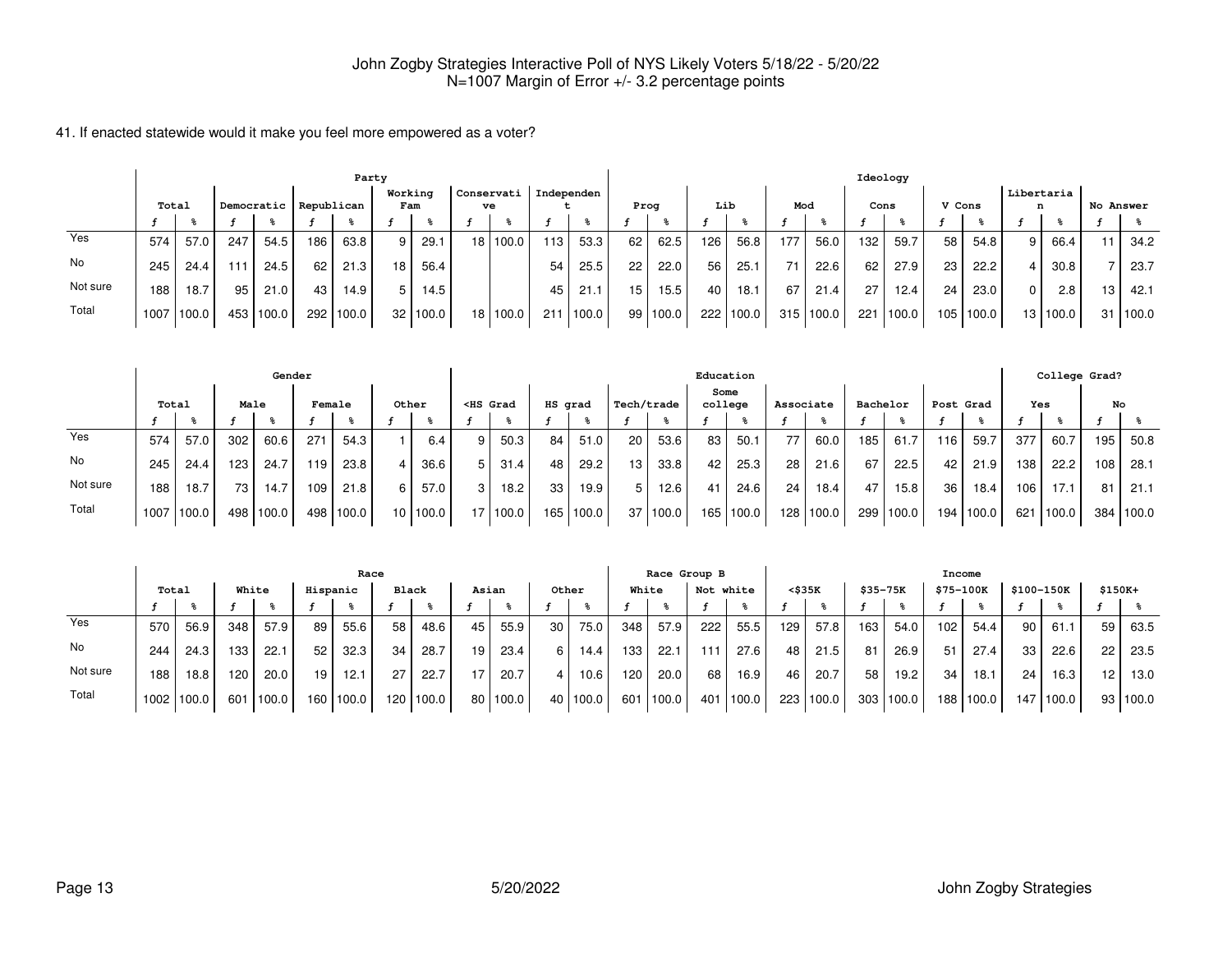John Zogby Strategies Interactive Poll of NYS Likely Voters 5/18/22 - 5/20/22
N=1007 Margin of Error +/- 3.2 percentage points

41. If enacted statewide would it make you feel more empowered as a voter?

| | Total | | Party | | | | | | | | | | | | Ideology | | | | | | | | | | | | | |
|---|---|---|---|---|---|---|---|---|---|---|---|---|---|---|---|---|---|---|---|---|---|---|---|---|---|---|---|---|
| | | | Democratic | | Republican | | Working Fam | | Conservative | | Independent | | Prog | | Lib | | Mod | | Cons | | V Cons | | Libertarian | | No Answer | |
| | f | % | f | % | f | % | f | % | f | % | f | % | f | % | f | % | f | % | f | % | f | % | f | % | f | % |
| Yes | 574 | 57.0 | 247 | 54.5 | 186 | 63.8 | 9 | 29.1 | 18 | 100.0 | 113 | 53.3 | 62 | 62.5 | 126 | 56.8 | 177 | 56.0 | 132 | 59.7 | 58 | 54.8 | 9 | 66.4 | 11 | 34.2 |
| No | 245 | 24.4 | 111 | 24.5 | 62 | 21.3 | 18 | 56.4 | | | 54 | 25.5 | 22 | 22.0 | 56 | 25.1 | 71 | 22.6 | 62 | 27.9 | 23 | 22.2 | 4 | 30.8 | 7 | 23.7 |
| Not sure | 188 | 18.7 | 95 | 21.0 | 43 | 14.9 | 5 | 14.5 | | | 45 | 21.1 | 15 | 15.5 | 40 | 18.1 | 67 | 21.4 | 27 | 12.4 | 24 | 23.0 | 0 | 2.8 | 13 | 42.1 |
| Total | 1007 | 100.0 | 453 | 100.0 | 292 | 100.0 | 32 | 100.0 | 18 | 100.0 | 211 | 100.0 | 99 | 100.0 | 222 | 100.0 | 315 | 100.0 | 221 | 100.0 | 105 | 100.0 | 13 | 100.0 | 31 | 100.0 |

| | Total | | Gender | | | | | | Education | | | | | | | | | | | | | | College Grad? | | | |
|---|---|---|---|---|---|---|---|---|---|---|---|---|---|---|---|---|---|---|---|---|---|---|---|---|---|---|
| | | | Male | | Female | | Other | | <HS Grad | | HS grad | | Tech/trade | | Some college | | Associate | | Bachelor | | Post Grad | | Yes | | No | |
| | f | % | f | % | f | % | f | % | f | % | f | % | f | % | f | % | f | % | f | % | f | % | f | % | f | % |
| Yes | 574 | 57.0 | 302 | 60.6 | 271 | 54.3 | 1 | 6.4 | 9 | 50.3 | 84 | 51.0 | 20 | 53.6 | 83 | 50.1 | 77 | 60.0 | 185 | 61.7 | 116 | 59.7 | 377 | 60.7 | 195 | 50.8 |
| No | 245 | 24.4 | 123 | 24.7 | 119 | 23.8 | 4 | 36.6 | 5 | 31.4 | 48 | 29.2 | 13 | 33.8 | 42 | 25.3 | 28 | 21.6 | 67 | 22.5 | 42 | 21.9 | 138 | 22.2 | 108 | 28.1 |
| Not sure | 188 | 18.7 | 73 | 14.7 | 109 | 21.8 | 6 | 57.0 | 3 | 18.2 | 33 | 19.9 | 5 | 12.6 | 41 | 24.6 | 24 | 18.4 | 47 | 15.8 | 36 | 18.4 | 106 | 17.1 | 81 | 21.1 |
| Total | 1007 | 100.0 | 498 | 100.0 | 498 | 100.0 | 10 | 100.0 | 17 | 100.0 | 165 | 100.0 | 37 | 100.0 | 165 | 100.0 | 128 | 100.0 | 299 | 100.0 | 194 | 100.0 | 621 | 100.0 | 384 | 100.0 |

| | Total | | Race | | | | | | | | | | Race Group B | | | | Income | | | | | | | | | |
|---|---|---|---|---|---|---|---|---|---|---|---|---|---|---|---|---|---|---|---|---|---|---|---|---|---|---|
| | | | White | | Hispanic | | Black | | Asian | | Other | | White | | Not white | | <$35K | | $35-75K | | $75-100K | | $100-150K | | $150K+ | |
| | f | % | f | % | f | % | f | % | f | % | f | % | f | % | f | % | f | % | f | % | f | % | f | % | f | % |
| Yes | 570 | 56.9 | 348 | 57.9 | 89 | 55.6 | 58 | 48.6 | 45 | 55.9 | 30 | 75.0 | 348 | 57.9 | 222 | 55.5 | 129 | 57.8 | 163 | 54.0 | 102 | 54.4 | 90 | 61.1 | 59 | 63.5 |
| No | 244 | 24.3 | 133 | 22.1 | 52 | 32.3 | 34 | 28.7 | 19 | 23.4 | 6 | 14.4 | 133 | 22.1 | 111 | 27.6 | 48 | 21.5 | 81 | 26.9 | 51 | 27.4 | 33 | 22.6 | 22 | 23.5 |
| Not sure | 188 | 18.8 | 120 | 20.0 | 19 | 12.1 | 27 | 22.7 | 17 | 20.7 | 4 | 10.6 | 120 | 20.0 | 68 | 16.9 | 46 | 20.7 | 58 | 19.2 | 34 | 18.1 | 24 | 16.3 | 12 | 13.0 |
| Total | 1002 | 100.0 | 601 | 100.0 | 160 | 100.0 | 120 | 100.0 | 80 | 100.0 | 40 | 100.0 | 601 | 100.0 | 401 | 100.0 | 223 | 100.0 | 303 | 100.0 | 188 | 100.0 | 147 | 100.0 | 93 | 100.0 |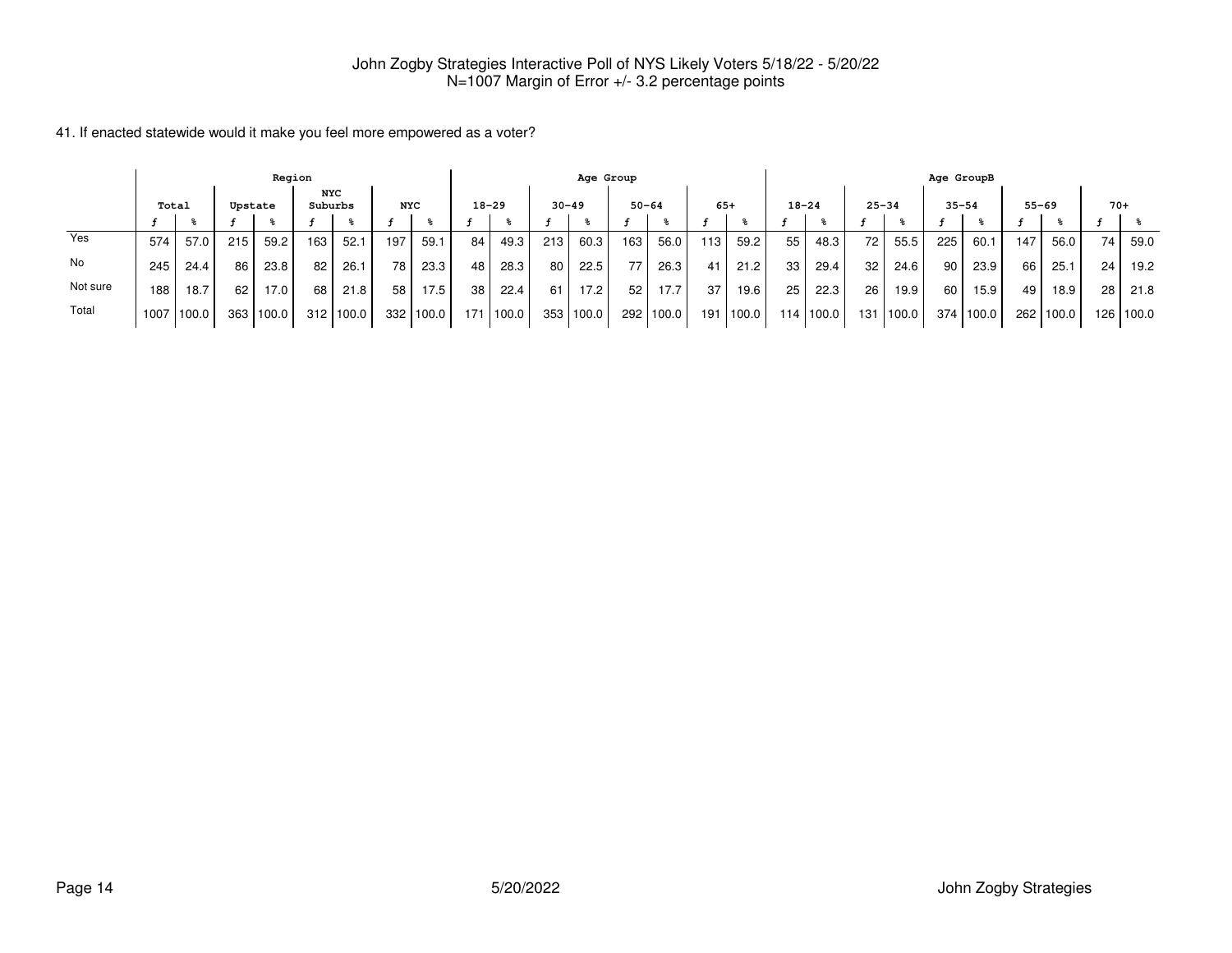John Zogby Strategies Interactive Poll of NYS Likely Voters 5/18/22 - 5/20/22
N=1007 Margin of Error +/- 3.2 percentage points

41. If enacted statewide would it make you feel more empowered as a voter?

| | Region | | | | | | | | Age Group | | | | | | | | Age GroupB | | | | | | | | | |
|---|---|---|---|---|---|---|---|---|---|---|---|---|---|---|---|---|---|---|---|---|---|---|---|---|---|---|
| | Total | | Upstate | | NYC Suburbs | | NYC | | 18-29 | | 30-49 | | 50-64 | | 65+ | | 18-24 | | 25-34 | | 35-54 | | 55-69 | | 70+ | |
| | f | % | f | % | f | % | f | % | f | % | f | % | f | % | f | % | f | % | f | % | f | % | f | % | f | % |
| Yes | 574 | 57.0 | 215 | 59.2 | 163 | 52.1 | 197 | 59.1 | 84 | 49.3 | 213 | 60.3 | 163 | 56.0 | 113 | 59.2 | 55 | 48.3 | 72 | 55.5 | 225 | 60.1 | 147 | 56.0 | 74 | 59.0 |
| No | 245 | 24.4 | 86 | 23.8 | 82 | 26.1 | 78 | 23.3 | 48 | 28.3 | 80 | 22.5 | 77 | 26.3 | 41 | 21.2 | 33 | 29.4 | 32 | 24.6 | 90 | 23.9 | 66 | 25.1 | 24 | 19.2 |
| Not sure | 188 | 18.7 | 62 | 17.0 | 68 | 21.8 | 58 | 17.5 | 38 | 22.4 | 61 | 17.2 | 52 | 17.7 | 37 | 19.6 | 25 | 22.3 | 26 | 19.9 | 60 | 15.9 | 49 | 18.9 | 28 | 21.8 |
| Total | 1007 | 100.0 | 363 | 100.0 | 312 | 100.0 | 332 | 100.0 | 171 | 100.0 | 353 | 100.0 | 292 | 100.0 | 191 | 100.0 | 114 | 100.0 | 131 | 100.0 | 374 | 100.0 | 262 | 100.0 | 126 | 100.0 |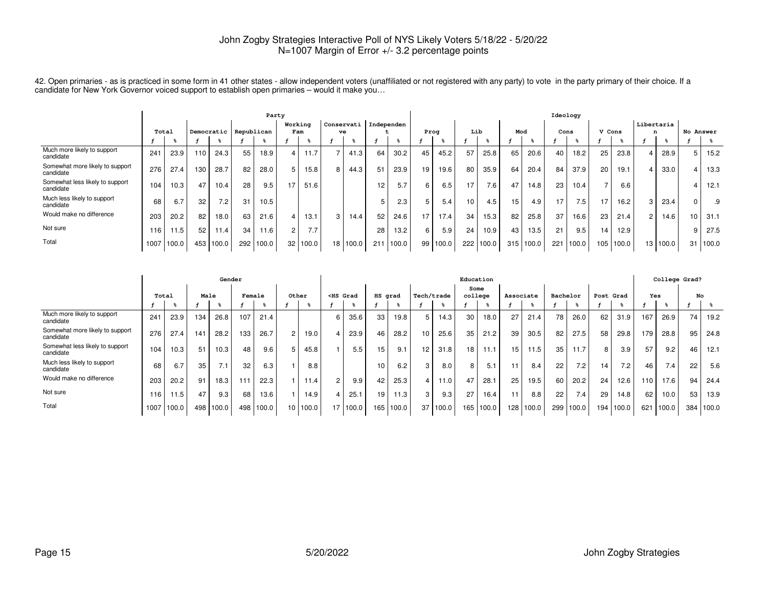John Zogby Strategies Interactive Poll of NYS Likely Voters 5/18/22 - 5/20/22
N=1007 Margin of Error +/- 3.2 percentage points

42. Open primaries - as is practiced in some form in 41 other states - allow independent voters (unaffiliated or not registered with any party) to vote in the party primary of their choice. If a candidate for New York Governor voiced support to establish open primaries – would it make you…

| | Total | | Party | | | | | | | | | | Ideology | | | | | | | | | | | | | |
|---|---|---|---|---|---|---|---|---|---|---|---|---|---|---|---|---|---|---|---|---|---|---|---|---|---|---|
| | | | Democratic | | Republican | | Working Fam | | Conservative | | Independent | | Prog | | Lib | | Mod | | Cons | | V Cons | | Libertarian | | No Answer | |
| | f | % | f | % | f | % | f | % | f | % | f | % | f | % | f | % | f | % | f | % | f | % | f | % | f | % |
| Much more likely to support candidate | 241 | 23.9 | 110 | 24.3 | 55 | 18.9 | 4 | 11.7 | 7 | 41.3 | 64 | 30.2 | 45 | 45.2 | 57 | 25.8 | 65 | 20.6 | 40 | 18.2 | 25 | 23.8 | 4 | 28.9 | 5 | 15.2 |
| Somewhat more likely to support candidate | 276 | 27.4 | 130 | 28.7 | 82 | 28.0 | 5 | 15.8 | 8 | 44.3 | 51 | 23.9 | 19 | 19.6 | 80 | 35.9 | 64 | 20.4 | 84 | 37.9 | 20 | 19.1 | 4 | 33.0 | 4 | 13.3 |
| Somewhat less likely to support candidate | 104 | 10.3 | 47 | 10.4 | 28 | 9.5 | 17 | 51.6 | | | 12 | 5.7 | 6 | 6.5 | 17 | 7.6 | 47 | 14.8 | 23 | 10.4 | 7 | 6.6 | | | 4 | 12.1 |
| Much less likely to support candidate | 68 | 6.7 | 32 | 7.2 | 31 | 10.5 | | | | | 5 | 2.3 | 5 | 5.4 | 10 | 4.5 | 15 | 4.9 | 17 | 7.5 | 17 | 16.2 | 3 | 23.4 | 0 | .9 |
| Would make no difference | 203 | 20.2 | 82 | 18.0 | 63 | 21.6 | 4 | 13.1 | 3 | 14.4 | 52 | 24.6 | 17 | 17.4 | 34 | 15.3 | 82 | 25.8 | 37 | 16.6 | 23 | 21.4 | 2 | 14.6 | 10 | 31.1 |
| Not sure | 116 | 11.5 | 52 | 11.4 | 34 | 11.6 | 2 | 7.7 | | | 28 | 13.2 | 6 | 5.9 | 24 | 10.9 | 43 | 13.5 | 21 | 9.5 | 14 | 12.9 | | | 9 | 27.5 |
| Total | 1007 | 100.0 | 453 | 100.0 | 292 | 100.0 | 32 | 100.0 | 18 | 100.0 | 211 | 100.0 | 99 | 100.0 | 222 | 100.0 | 315 | 100.0 | 221 | 100.0 | 105 | 100.0 | 13 | 100.0 | 31 | 100.0 |

| | Total | | Gender | | | | | | Education | | | | | | | | | | | | | | College Grad? | | | |
|---|---|---|---|---|---|---|---|---|---|---|---|---|---|---|---|---|---|---|---|---|---|---|---|---|---|---|
| | | | Male | | Female | | Other | | <HS Grad | | HS grad | | Tech/trade | | Some college | | Associate | | Bachelor | | Post Grad | | Yes | | No | |
| | f | % | f | % | f | % | f | % | f | % | f | % | f | % | f | % | f | % | f | % | f | % | f | % | f | % |
| Much more likely to support candidate | 241 | 23.9 | 134 | 26.8 | 107 | 21.4 | | | 6 | 35.6 | 33 | 19.8 | 5 | 14.3 | 30 | 18.0 | 27 | 21.4 | 78 | 26.0 | 62 | 31.9 | 167 | 26.9 | 74 | 19.2 |
| Somewhat more likely to support candidate | 276 | 27.4 | 141 | 28.2 | 133 | 26.7 | 2 | 19.0 | 4 | 23.9 | 46 | 28.2 | 10 | 25.6 | 35 | 21.2 | 39 | 30.5 | 82 | 27.5 | 58 | 29.8 | 179 | 28.8 | 95 | 24.8 |
| Somewhat less likely to support candidate | 104 | 10.3 | 51 | 10.3 | 48 | 9.6 | 5 | 45.8 | 1 | 5.5 | 15 | 9.1 | 12 | 31.8 | 18 | 11.1 | 15 | 11.5 | 35 | 11.7 | 8 | 3.9 | 57 | 9.2 | 46 | 12.1 |
| Much less likely to support candidate | 68 | 6.7 | 35 | 7.1 | 32 | 6.3 | 1 | 8.8 | | | 10 | 6.2 | 3 | 8.0 | 8 | 5.1 | 11 | 8.4 | 22 | 7.2 | 14 | 7.2 | 46 | 7.4 | 22 | 5.6 |
| Would make no difference | 203 | 20.2 | 91 | 18.3 | 111 | 22.3 | 1 | 11.4 | 2 | 9.9 | 42 | 25.3 | 4 | 11.0 | 47 | 28.1 | 25 | 19.5 | 60 | 20.2 | 24 | 12.6 | 110 | 17.6 | 94 | 24.4 |
| Not sure | 116 | 11.5 | 47 | 9.3 | 68 | 13.6 | 1 | 14.9 | 4 | 25.1 | 19 | 11.3 | 3 | 9.3 | 27 | 16.4 | 11 | 8.8 | 22 | 7.4 | 29 | 14.8 | 62 | 10.0 | 53 | 13.9 |
| Total | 1007 | 100.0 | 498 | 100.0 | 498 | 100.0 | 10 | 100.0 | 17 | 100.0 | 165 | 100.0 | 37 | 100.0 | 165 | 100.0 | 128 | 100.0 | 299 | 100.0 | 194 | 100.0 | 621 | 100.0 | 384 | 100.0 |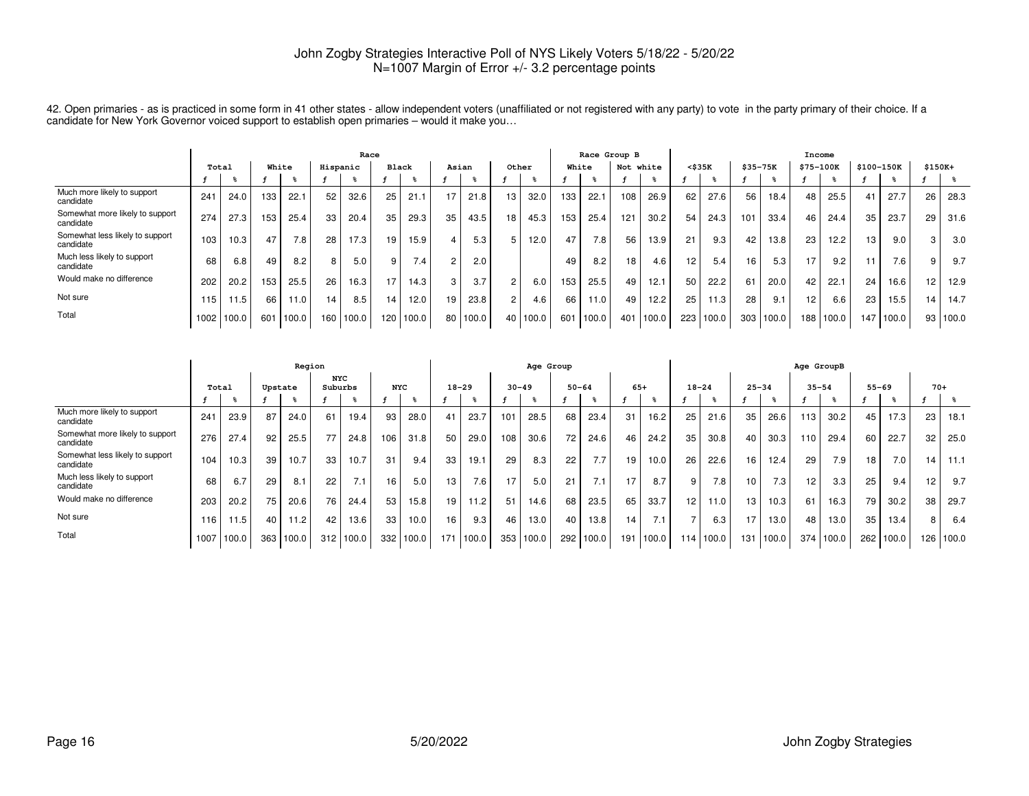John Zogby Strategies Interactive Poll of NYS Likely Voters 5/18/22 - 5/20/22
N=1007 Margin of Error +/- 3.2 percentage points

42. Open primaries - as is practiced in some form in 41 other states - allow independent voters (unaffiliated or not registered with any party) to vote in the party primary of their choice. If a candidate for New York Governor voiced support to establish open primaries – would it make you…

| | Total | | Race | | | | | | | | | | | | Race Group B | | | | Income | | | | | | | | | |
|---|---|---|---|---|---|---|---|---|---|---|---|---|---|---|---|---|---|---|---|---|---|---|---|---|---|---|---|---|
| | | | White | | Hispanic | | Black | | Asian | | Other | | | | White | | Not white | | <$35K | | $35-75K | | $75-100K | | $100-150K | | $150K+ | |
| | f | % | f | % | f | % | f | % | f | % | f | % | | | f | % | f | % | f | % | f | % | f | % | f | % | f | % |
| Much more likely to support candidate | 241 | 24.0 | 133 | 22.1 | 52 | 32.6 | 25 | 21.1 | 17 | 21.8 | 13 | 32.0 | | | 133 | 22.1 | 108 | 26.9 | 62 | 27.6 | 56 | 18.4 | 48 | 25.5 | 41 | 27.7 | 26 | 28.3 |
| Somewhat more likely to support candidate | 274 | 27.3 | 153 | 25.4 | 33 | 20.4 | 35 | 29.3 | 35 | 43.5 | 18 | 45.3 | | | 153 | 25.4 | 121 | 30.2 | 54 | 24.3 | 101 | 33.4 | 46 | 24.4 | 35 | 23.7 | 29 | 31.6 |
| Somewhat less likely to support candidate | 103 | 10.3 | 47 | 7.8 | 28 | 17.3 | 19 | 15.9 | 4 | 5.3 | 5 | 12.0 | | | 47 | 7.8 | 56 | 13.9 | 21 | 9.3 | 42 | 13.8 | 23 | 12.2 | 13 | 9.0 | 3 | 3.0 |
| Much less likely to support candidate | 68 | 6.8 | 49 | 8.2 | 8 | 5.0 | 9 | 7.4 | 2 | 2.0 | | | | | 49 | 8.2 | 18 | 4.6 | 12 | 5.4 | 16 | 5.3 | 17 | 9.2 | 11 | 7.6 | 9 | 9.7 |
| Would make no difference | 202 | 20.2 | 153 | 25.5 | 26 | 16.3 | 17 | 14.3 | 3 | 3.7 | 2 | 6.0 | | | 153 | 25.5 | 49 | 12.1 | 50 | 22.2 | 61 | 20.0 | 42 | 22.1 | 24 | 16.6 | 12 | 12.9 |
| Not sure | 115 | 11.5 | 66 | 11.0 | 14 | 8.5 | 14 | 12.0 | 19 | 23.8 | 2 | 4.6 | | | 66 | 11.0 | 49 | 12.2 | 25 | 11.3 | 28 | 9.1 | 12 | 6.6 | 23 | 15.5 | 14 | 14.7 |
| Total | 1002 | 100.0 | 601 | 100.0 | 160 | 100.0 | 120 | 100.0 | 80 | 100.0 | 40 | 100.0 | | | 601 | 100.0 | 401 | 100.0 | 223 | 100.0 | 303 | 100.0 | 188 | 100.0 | 147 | 100.0 | 93 | 100.0 |

| | Total | | Region | | | | | | Age Group | | | | | | | | Age GroupB | | | | | | | | | |
|---|---|---|---|---|---|---|---|---|---|---|---|---|---|---|---|---|---|---|---|---|---|---|---|---|---|---|
| | | | Upstate | | NYC Suburbs | | NYC | | 18-29 | | 30-49 | | 50-64 | | 65+ | | 18-24 | | 25-34 | | 35-54 | | 55-69 | | 70+ | |
| | f | % | f | % | f | % | f | % | f | % | f | % | f | % | f | % | f | % | f | % | f | % | f | % | f | % |
| Much more likely to support candidate | 241 | 23.9 | 87 | 24.0 | 61 | 19.4 | 93 | 28.0 | 41 | 23.7 | 101 | 28.5 | 68 | 23.4 | 31 | 16.2 | 25 | 21.6 | 35 | 26.6 | 113 | 30.2 | 45 | 17.3 | 23 | 18.1 |
| Somewhat more likely to support candidate | 276 | 27.4 | 92 | 25.5 | 77 | 24.8 | 106 | 31.8 | 50 | 29.0 | 108 | 30.6 | 72 | 24.6 | 46 | 24.2 | 35 | 30.8 | 40 | 30.3 | 110 | 29.4 | 60 | 22.7 | 32 | 25.0 |
| Somewhat less likely to support candidate | 104 | 10.3 | 39 | 10.7 | 33 | 10.7 | 31 | 9.4 | 33 | 19.1 | 29 | 8.3 | 22 | 7.7 | 19 | 10.0 | 26 | 22.6 | 16 | 12.4 | 29 | 7.9 | 18 | 7.0 | 14 | 11.1 |
| Much less likely to support candidate | 68 | 6.7 | 29 | 8.1 | 22 | 7.1 | 16 | 5.0 | 13 | 7.6 | 17 | 5.0 | 21 | 7.1 | 17 | 8.7 | 9 | 7.8 | 10 | 7.3 | 12 | 3.3 | 25 | 9.4 | 12 | 9.7 |
| Would make no difference | 203 | 20.2 | 75 | 20.6 | 76 | 24.4 | 53 | 15.8 | 19 | 11.2 | 51 | 14.6 | 68 | 23.5 | 65 | 33.7 | 12 | 11.0 | 13 | 10.3 | 61 | 16.3 | 79 | 30.2 | 38 | 29.7 |
| Not sure | 116 | 11.5 | 40 | 11.2 | 42 | 13.6 | 33 | 10.0 | 16 | 9.3 | 46 | 13.0 | 40 | 13.8 | 14 | 7.1 | 7 | 6.3 | 17 | 13.0 | 48 | 13.0 | 35 | 13.4 | 8 | 6.4 |
| Total | 1007 | 100.0 | 363 | 100.0 | 312 | 100.0 | 332 | 100.0 | 171 | 100.0 | 353 | 100.0 | 292 | 100.0 | 191 | 100.0 | 114 | 100.0 | 131 | 100.0 | 374 | 100.0 | 262 | 100.0 | 126 | 100.0 |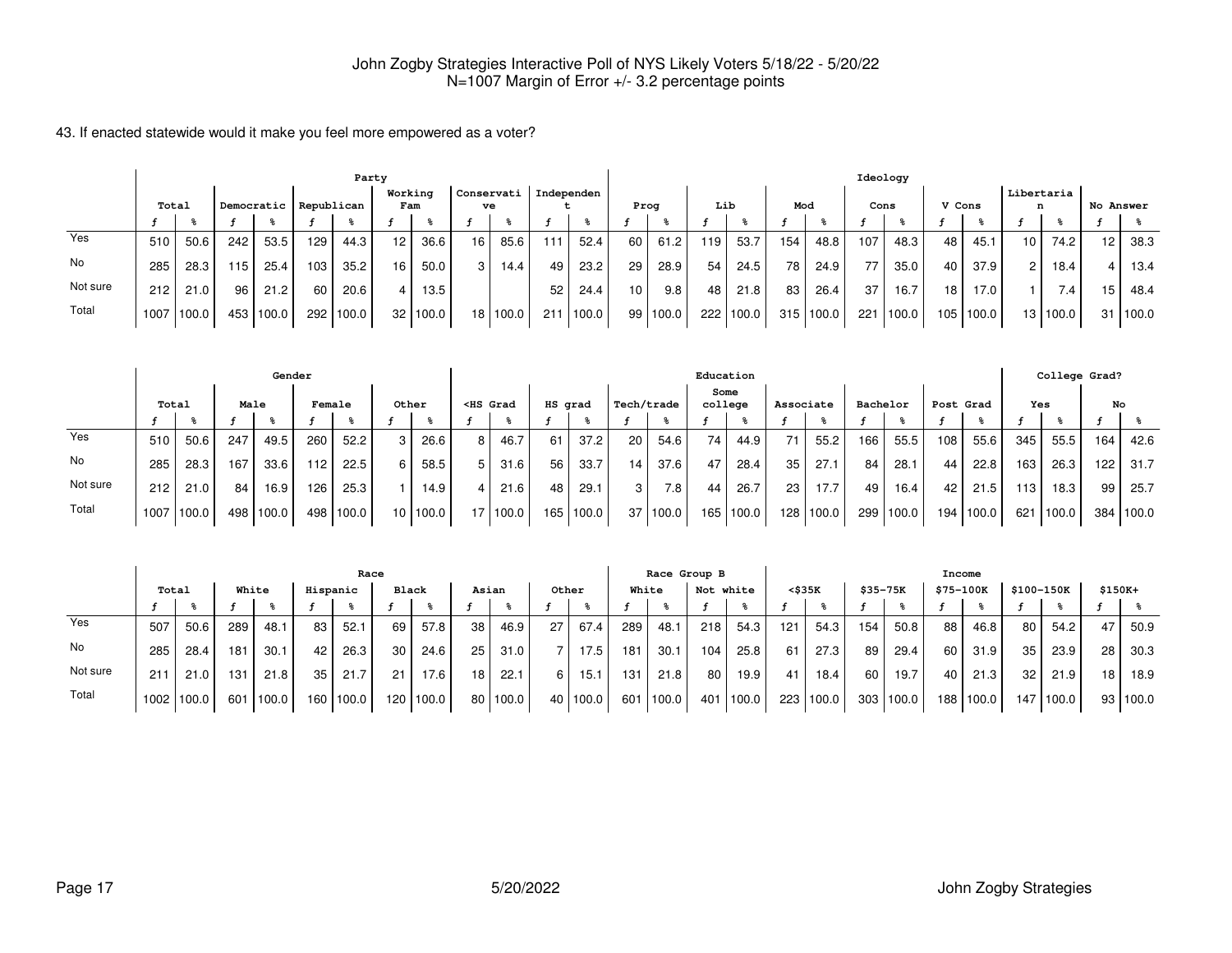John Zogby Strategies Interactive Poll of NYS Likely Voters 5/18/22 - 5/20/22
N=1007 Margin of Error +/- 3.2 percentage points

43. If enacted statewide would it make you feel more empowered as a voter?

| | Total | | Party | | | | | | | | | | | | Ideology | | | | | | | | | | | | | |
|---|---|---|---|---|---|---|---|---|---|---|---|---|---|---|---|---|---|---|---|---|---|---|---|---|---|---|---|---|
| | | | Democratic | | Republican | | Working Fam | | Conservative | | Independent | | Prog | | Lib | | Mod | | Cons | | V Cons | | Libertarian | | No Answer | |
| | f | % | f | % | f | % | f | % | f | % | f | % | f | % | f | % | f | % | f | % | f | % | f | % | f | % |
| Yes | 510 | 50.6 | 242 | 53.5 | 129 | 44.3 | 12 | 36.6 | 16 | 85.6 | 111 | 52.4 | 60 | 61.2 | 119 | 53.7 | 154 | 48.8 | 107 | 48.3 | 48 | 45.1 | 10 | 74.2 | 12 | 38.3 |
| No | 285 | 28.3 | 115 | 25.4 | 103 | 35.2 | 16 | 50.0 | 3 | 14.4 | 49 | 23.2 | 29 | 28.9 | 54 | 24.5 | 78 | 24.9 | 77 | 35.0 | 40 | 37.9 | 2 | 18.4 | 4 | 13.4 |
| Not sure | 212 | 21.0 | 96 | 21.2 | 60 | 20.6 | 4 | 13.5 | | | 52 | 24.4 | 10 | 9.8 | 48 | 21.8 | 83 | 26.4 | 37 | 16.7 | 18 | 17.0 | 1 | 7.4 | 15 | 48.4 |
| Total | 1007 | 100.0 | 453 | 100.0 | 292 | 100.0 | 32 | 100.0 | 18 | 100.0 | 211 | 100.0 | 99 | 100.0 | 222 | 100.0 | 315 | 100.0 | 221 | 100.0 | 105 | 100.0 | 13 | 100.0 | 31 | 100.0 |

| | Total | | Gender | | | | | | Education | | | | | | | | | | | | | | College Grad? | | | |
|---|---|---|---|---|---|---|---|---|---|---|---|---|---|---|---|---|---|---|---|---|---|---|---|---|---|---|
| | | | Male | | Female | | Other | | <HS Grad | | HS grad | | Tech/trade | | Some college | | Associate | | Bachelor | | Post Grad | | Yes | | No | |
| | f | % | f | % | f | % | f | % | f | % | f | % | f | % | f | % | f | % | f | % | f | % | f | % | f | % |
| Yes | 510 | 50.6 | 247 | 49.5 | 260 | 52.2 | 3 | 26.6 | 8 | 46.7 | 61 | 37.2 | 20 | 54.6 | 74 | 44.9 | 71 | 55.2 | 166 | 55.5 | 108 | 55.6 | 345 | 55.5 | 164 | 42.6 |
| No | 285 | 28.3 | 167 | 33.6 | 112 | 22.5 | 6 | 58.5 | 5 | 31.6 | 56 | 33.7 | 14 | 37.6 | 47 | 28.4 | 35 | 27.1 | 84 | 28.1 | 44 | 22.8 | 163 | 26.3 | 122 | 31.7 |
| Not sure | 212 | 21.0 | 84 | 16.9 | 126 | 25.3 | 1 | 14.9 | 4 | 21.6 | 48 | 29.1 | 3 | 7.8 | 44 | 26.7 | 23 | 17.7 | 49 | 16.4 | 42 | 21.5 | 113 | 18.3 | 99 | 25.7 |
| Total | 1007 | 100.0 | 498 | 100.0 | 498 | 100.0 | 10 | 100.0 | 17 | 100.0 | 165 | 100.0 | 37 | 100.0 | 165 | 100.0 | 128 | 100.0 | 299 | 100.0 | 194 | 100.0 | 621 | 100.0 | 384 | 100.0 |

| | Total | | Race | | | | | | | | | | Race Group B | | | | Income | | | | | | | | | |
|---|---|---|---|---|---|---|---|---|---|---|---|---|---|---|---|---|---|---|---|---|---|---|---|---|---|---|
| | | | White | | Hispanic | | Black | | Asian | | Other | | White | | Not white | | <$35K | | $35-75K | | $75-100K | | $100-150K | | $150K+ | |
| | f | % | f | % | f | % | f | % | f | % | f | % | f | % | f | % | f | % | f | % | f | % | f | % | f | % |
| Yes | 507 | 50.6 | 289 | 48.1 | 83 | 52.1 | 69 | 57.8 | 38 | 46.9 | 27 | 67.4 | 289 | 48.1 | 218 | 54.3 | 121 | 54.3 | 154 | 50.8 | 88 | 46.8 | 80 | 54.2 | 47 | 50.9 |
| No | 285 | 28.4 | 181 | 30.1 | 42 | 26.3 | 30 | 24.6 | 25 | 31.0 | 7 | 17.5 | 181 | 30.1 | 104 | 25.8 | 61 | 27.3 | 89 | 29.4 | 60 | 31.9 | 35 | 23.9 | 28 | 30.3 |
| Not sure | 211 | 21.0 | 131 | 21.8 | 35 | 21.7 | 21 | 17.6 | 18 | 22.1 | 6 | 15.1 | 131 | 21.8 | 80 | 19.9 | 41 | 18.4 | 60 | 19.7 | 40 | 21.3 | 32 | 21.9 | 18 | 18.9 |
| Total | 1002 | 100.0 | 601 | 100.0 | 160 | 100.0 | 120 | 100.0 | 80 | 100.0 | 40 | 100.0 | 601 | 100.0 | 401 | 100.0 | 223 | 100.0 | 303 | 100.0 | 188 | 100.0 | 147 | 100.0 | 93 | 100.0 |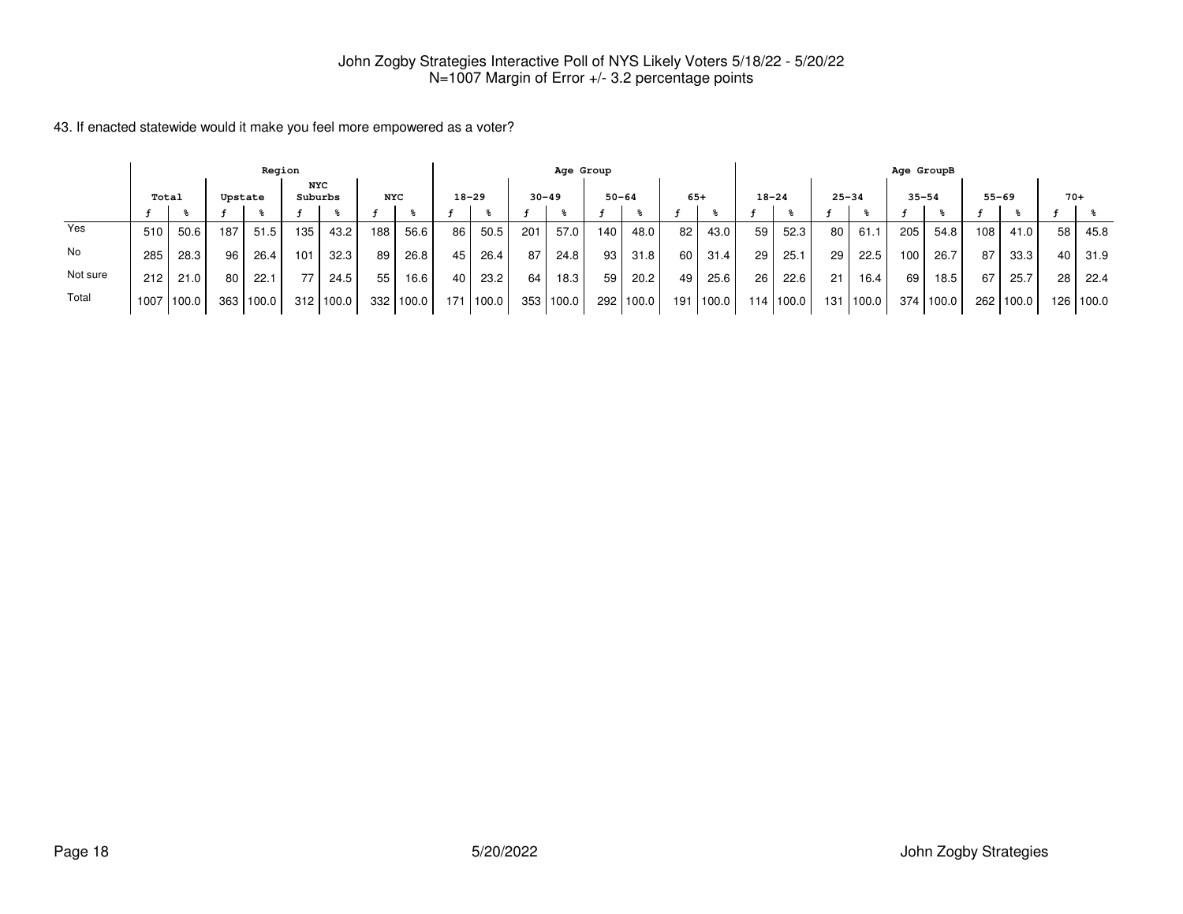John Zogby Strategies Interactive Poll of NYS Likely Voters 5/18/22 - 5/20/22
N=1007 Margin of Error +/- 3.2 percentage points

43. If enacted statewide would it make you feel more empowered as a voter?

| | Total | | Region | | | | | | Age Group | | | | | | | | Age GroupB | | | | | | | | | |
|---|---|---|---|---|---|---|---|---|---|---|---|---|---|---|---|---|---|---|---|---|---|---|---|---|---|---|
| | | | Upstate | | NYC Suburbs | | NYC | | 18-29 | | 30-49 | | 50-64 | | 65+ | | 18-24 | | 25-34 | | 35-54 | | 55-69 | | 70+ | |
| | f | % | f | % | f | % | f | % | f | % | f | % | f | % | f | % | f | % | f | % | f | % | f | % | f | % |
| Yes | 510 | 50.6 | 187 | 51.5 | 135 | 43.2 | 188 | 56.6 | 86 | 50.5 | 201 | 57.0 | 140 | 48.0 | 82 | 43.0 | 59 | 52.3 | 80 | 61.1 | 205 | 54.8 | 108 | 41.0 | 58 | 45.8 |
| No | 285 | 28.3 | 96 | 26.4 | 101 | 32.3 | 89 | 26.8 | 45 | 26.4 | 87 | 24.8 | 93 | 31.8 | 60 | 31.4 | 29 | 25.1 | 29 | 22.5 | 100 | 26.7 | 87 | 33.3 | 40 | 31.9 |
| Not sure | 212 | 21.0 | 80 | 22.1 | 77 | 24.5 | 55 | 16.6 | 40 | 23.2 | 64 | 18.3 | 59 | 20.2 | 49 | 25.6 | 26 | 22.6 | 21 | 16.4 | 69 | 18.5 | 67 | 25.7 | 28 | 22.4 |
| Total | 1007 | 100.0 | 363 | 100.0 | 312 | 100.0 | 332 | 100.0 | 171 | 100.0 | 353 | 100.0 | 292 | 100.0 | 191 | 100.0 | 114 | 100.0 | 131 | 100.0 | 374 | 100.0 | 262 | 100.0 | 126 | 100.0 |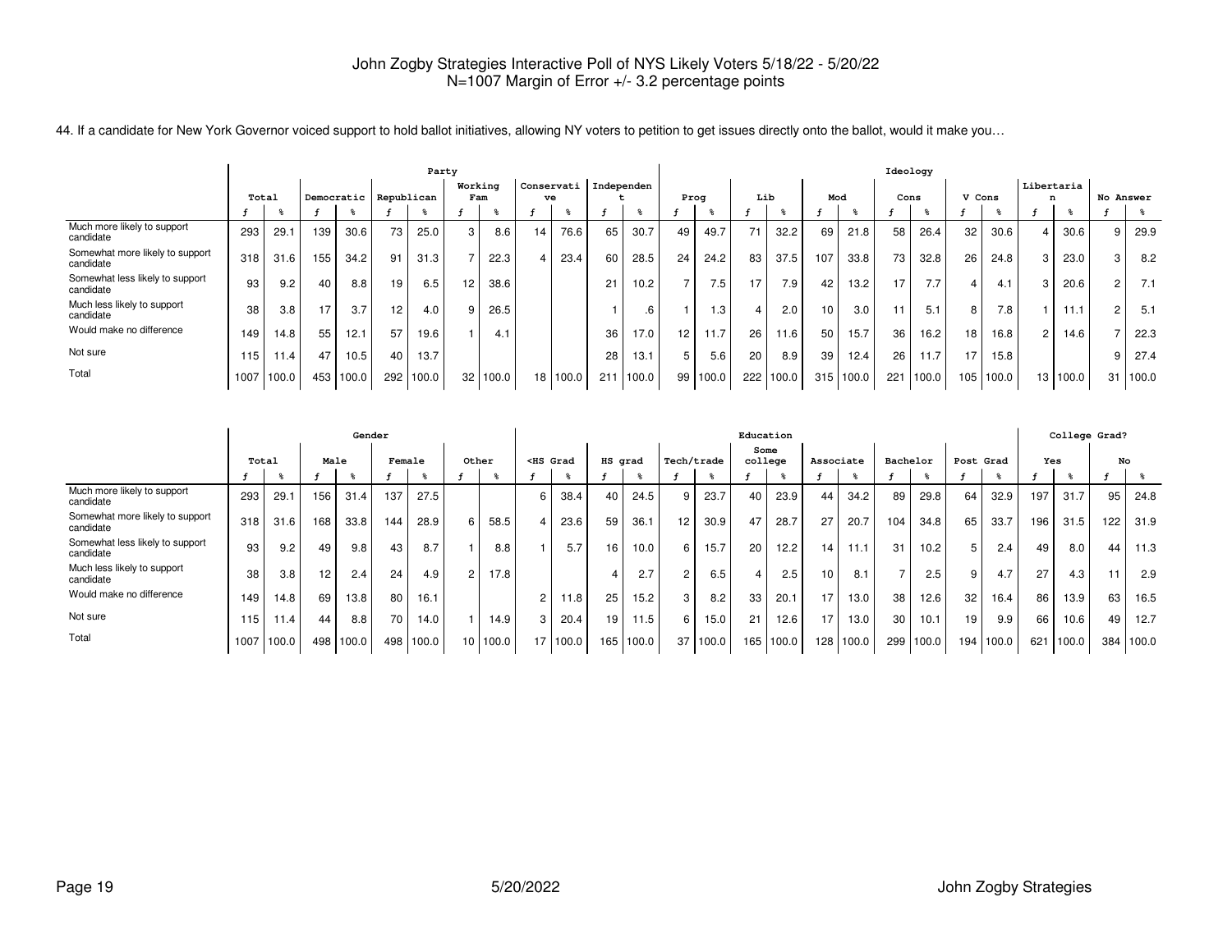John Zogby Strategies Interactive Poll of NYS Likely Voters 5/18/22 - 5/20/22
N=1007 Margin of Error +/- 3.2 percentage points

44. If a candidate for New York Governor voiced support to hold ballot initiatives, allowing NY voters to petition to get issues directly onto the ballot, would it make you…

| | Total | | Party | | | | | | | | | | | | Ideology | | | | | | | | | | | | | |
|---|---|---|---|---|---|---|---|---|---|---|---|---|---|---|---|---|---|---|---|---|---|---|---|---|---|---|---|---|
| | | | Democratic | | Republican | | Working Fam | | Conservative | | Independent | | Prog | | Lib | | Mod | | Cons | | V Cons | | Libertarian | | No Answer | |
| | f | % | f | % | f | % | f | % | f | % | f | % | f | % | f | % | f | % | f | % | f | % | f | % | f | % |
| Much more likely to support candidate | 293 | 29.1 | 139 | 30.6 | 73 | 25.0 | 3 | 8.6 | 14 | 76.6 | 65 | 30.7 | 49 | 49.7 | 71 | 32.2 | 69 | 21.8 | 58 | 26.4 | 32 | 30.6 | 4 | 30.6 | 9 | 29.9 |
| Somewhat more likely to support candidate | 318 | 31.6 | 155 | 34.2 | 91 | 31.3 | 7 | 22.3 | 4 | 23.4 | 60 | 28.5 | 24 | 24.2 | 83 | 37.5 | 107 | 33.8 | 73 | 32.8 | 26 | 24.8 | 3 | 23.0 | 3 | 8.2 |
| Somewhat less likely to support candidate | 93 | 9.2 | 40 | 8.8 | 19 | 6.5 | 12 | 38.6 | | | 21 | 10.2 | 7 | 7.5 | 17 | 7.9 | 42 | 13.2 | 17 | 7.7 | 4 | 4.1 | 3 | 20.6 | 2 | 7.1 |
| Much less likely to support candidate | 38 | 3.8 | 17 | 3.7 | 12 | 4.0 | 9 | 26.5 | | | 1 | .6 | 1 | 1.3 | 4 | 2.0 | 10 | 3.0 | 11 | 5.1 | 8 | 7.8 | 1 | 11.1 | 2 | 5.1 |
| Would make no difference | 149 | 14.8 | 55 | 12.1 | 57 | 19.6 | 1 | 4.1 | | | 36 | 17.0 | 12 | 11.7 | 26 | 11.6 | 50 | 15.7 | 36 | 16.2 | 18 | 16.8 | 2 | 14.6 | 7 | 22.3 |
| Not sure | 115 | 11.4 | 47 | 10.5 | 40 | 13.7 | | | | | 28 | 13.1 | 5 | 5.6 | 20 | 8.9 | 39 | 12.4 | 26 | 11.7 | 17 | 15.8 | | | 9 | 27.4 |
| Total | 1007 | 100.0 | 453 | 100.0 | 292 | 100.0 | 32 | 100.0 | 18 | 100.0 | 211 | 100.0 | 99 | 100.0 | 222 | 100.0 | 315 | 100.0 | 221 | 100.0 | 105 | 100.0 | 13 | 100.0 | 31 | 100.0 |

| | Total | | Gender | | | | | | Education | | | | | | | | | | | | | | College Grad? | | | |
|---|---|---|---|---|---|---|---|---|---|---|---|---|---|---|---|---|---|---|---|---|---|---|---|---|---|---|
| | | | Male | | Female | | Other | | <HS Grad | | HS grad | | Tech/trade | | Some college | | Associate | | Bachelor | | Post Grad | | Yes | | No | |
| | f | % | f | % | f | % | f | % | f | % | f | % | f | % | f | % | f | % | f | % | f | % | f | % | f | % |
| Much more likely to support candidate | 293 | 29.1 | 156 | 31.4 | 137 | 27.5 | | | 6 | 38.4 | 40 | 24.5 | 9 | 23.7 | 40 | 23.9 | 44 | 34.2 | 89 | 29.8 | 64 | 32.9 | 197 | 31.7 | 95 | 24.8 |
| Somewhat more likely to support candidate | 318 | 31.6 | 168 | 33.8 | 144 | 28.9 | 6 | 58.5 | 4 | 23.6 | 59 | 36.1 | 12 | 30.9 | 47 | 28.7 | 27 | 20.7 | 104 | 34.8 | 65 | 33.7 | 196 | 31.5 | 122 | 31.9 |
| Somewhat less likely to support candidate | 93 | 9.2 | 49 | 9.8 | 43 | 8.7 | 1 | 8.8 | 1 | 5.7 | 16 | 10.0 | 6 | 15.7 | 20 | 12.2 | 14 | 11.1 | 31 | 10.2 | 5 | 2.4 | 49 | 8.0 | 44 | 11.3 |
| Much less likely to support candidate | 38 | 3.8 | 12 | 2.4 | 24 | 4.9 | 2 | 17.8 | | | 4 | 2.7 | 2 | 6.5 | 4 | 2.5 | 10 | 8.1 | 7 | 2.5 | 9 | 4.7 | 27 | 4.3 | 11 | 2.9 |
| Would make no difference | 149 | 14.8 | 69 | 13.8 | 80 | 16.1 | | | 2 | 11.8 | 25 | 15.2 | 3 | 8.2 | 33 | 20.1 | 17 | 13.0 | 38 | 12.6 | 32 | 16.4 | 86 | 13.9 | 63 | 16.5 |
| Not sure | 115 | 11.4 | 44 | 8.8 | 70 | 14.0 | 1 | 14.9 | 3 | 20.4 | 19 | 11.5 | 6 | 15.0 | 21 | 12.6 | 17 | 13.0 | 30 | 10.1 | 19 | 9.9 | 66 | 10.6 | 49 | 12.7 |
| Total | 1007 | 100.0 | 498 | 100.0 | 498 | 100.0 | 10 | 100.0 | 17 | 100.0 | 165 | 100.0 | 37 | 100.0 | 165 | 100.0 | 128 | 100.0 | 299 | 100.0 | 194 | 100.0 | 621 | 100.0 | 384 | 100.0 |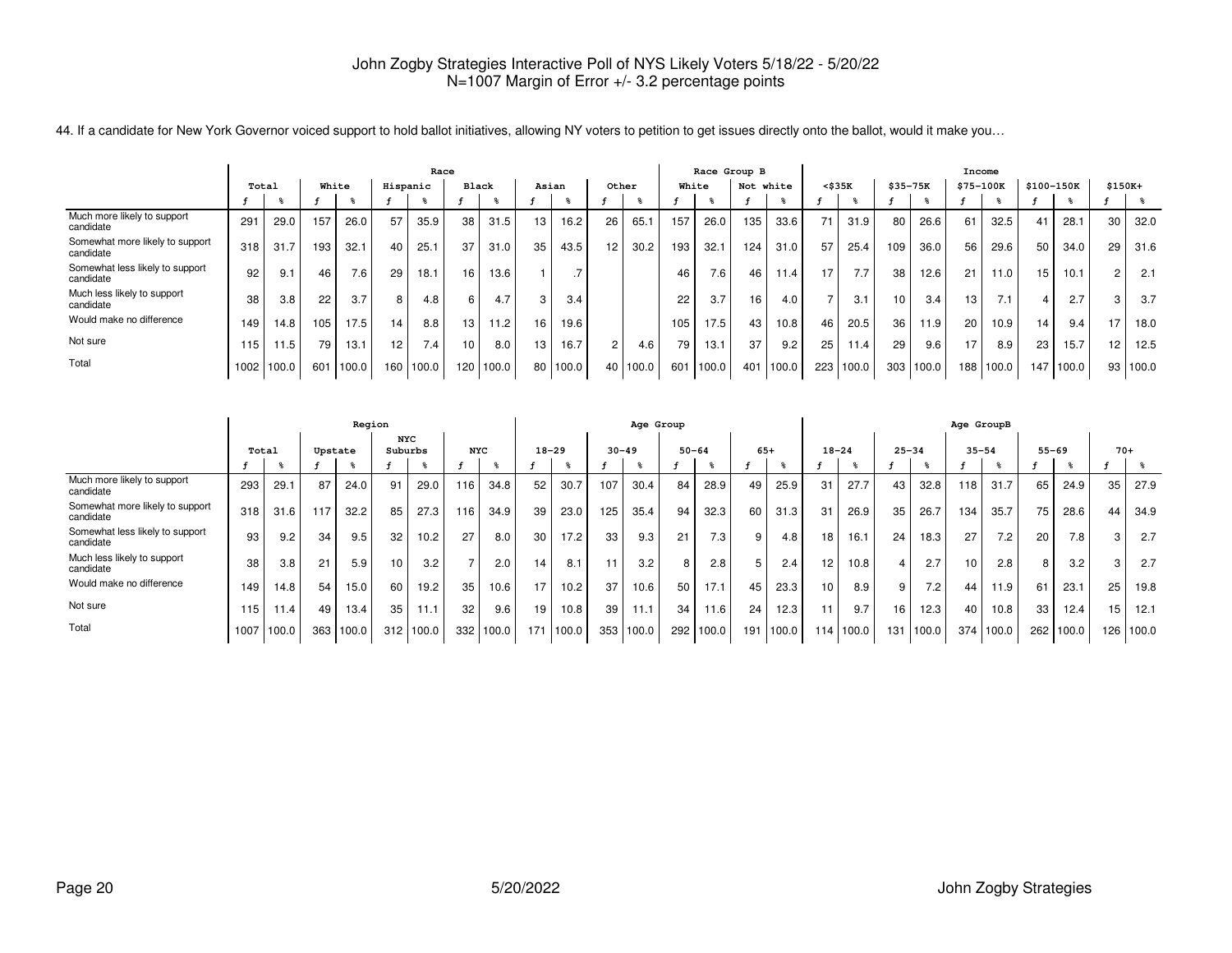John Zogby Strategies Interactive Poll of NYS Likely Voters 5/18/22 - 5/20/22
N=1007 Margin of Error +/- 3.2 percentage points

44. If a candidate for New York Governor voiced support to hold ballot initiatives, allowing NY voters to petition to get issues directly onto the ballot, would it make you…

| | Total | | Race | | | | | | | | | | | | Race Group B | | | | Income | | | | | | | | | |
|---|---|---|---|---|---|---|---|---|---|---|---|---|---|---|---|---|---|---|---|---|---|---|---|---|---|---|---|---|
| | | | White | | Hispanic | | Black | | Asian | | Other | | White | | Not white | | <$35K | | $35-75K | | $75-100K | | $100-150K | | $150K+ | |
| | f | % | f | % | f | % | f | % | f | % | f | % | f | % | f | % | f | % | f | % | f | % | f | % | f | % |
| Much more likely to support candidate | 291 | 29.0 | 157 | 26.0 | 57 | 35.9 | 38 | 31.5 | 13 | 16.2 | 26 | 65.1 | 157 | 26.0 | 135 | 33.6 | 71 | 31.9 | 80 | 26.6 | 61 | 32.5 | 41 | 28.1 | 30 | 32.0 |
| Somewhat more likely to support candidate | 318 | 31.7 | 193 | 32.1 | 40 | 25.1 | 37 | 31.0 | 35 | 43.5 | 12 | 30.2 | 193 | 32.1 | 124 | 31.0 | 57 | 25.4 | 109 | 36.0 | 56 | 29.6 | 50 | 34.0 | 29 | 31.6 |
| Somewhat less likely to support candidate | 92 | 9.1 | 46 | 7.6 | 29 | 18.1 | 16 | 13.6 | 1 | .7 | | | 46 | 7.6 | 46 | 11.4 | 17 | 7.7 | 38 | 12.6 | 21 | 11.0 | 15 | 10.1 | 2 | 2.1 |
| Much less likely to support candidate | 38 | 3.8 | 22 | 3.7 | 8 | 4.8 | 6 | 4.7 | 3 | 3.4 | | | 22 | 3.7 | 16 | 4.0 | 7 | 3.1 | 10 | 3.4 | 13 | 7.1 | 4 | 2.7 | 3 | 3.7 |
| Would make no difference | 149 | 14.8 | 105 | 17.5 | 14 | 8.8 | 13 | 11.2 | 16 | 19.6 | | | 105 | 17.5 | 43 | 10.8 | 46 | 20.5 | 36 | 11.9 | 20 | 10.9 | 14 | 9.4 | 17 | 18.0 |
| Not sure | 115 | 11.5 | 79 | 13.1 | 12 | 7.4 | 10 | 8.0 | 13 | 16.7 | 2 | 4.6 | 79 | 13.1 | 37 | 9.2 | 25 | 11.4 | 29 | 9.6 | 17 | 8.9 | 23 | 15.7 | 12 | 12.5 |
| Total | 1002 | 100.0 | 601 | 100.0 | 160 | 100.0 | 120 | 100.0 | 80 | 100.0 | 40 | 100.0 | 601 | 100.0 | 401 | 100.0 | 223 | 100.0 | 303 | 100.0 | 188 | 100.0 | 147 | 100.0 | 93 | 100.0 |

| | Total | | Region | | | | | | Age Group | | | | | | | | Age GroupB | | | | | | | | | |
|---|---|---|---|---|---|---|---|---|---|---|---|---|---|---|---|---|---|---|---|---|---|---|---|---|---|---|
| | | | Upstate | | NYC Suburbs | | NYC | | 18-29 | | 30-49 | | 50-64 | | 65+ | | 18-24 | | 25-34 | | 35-54 | | 55-69 | | 70+ | |
| | f | % | f | % | f | % | f | % | f | % | f | % | f | % | f | % | f | % | f | % | f | % | f | % | f | % |
| Much more likely to support candidate | 293 | 29.1 | 87 | 24.0 | 91 | 29.0 | 116 | 34.8 | 52 | 30.7 | 107 | 30.4 | 84 | 28.9 | 49 | 25.9 | 31 | 27.7 | 43 | 32.8 | 118 | 31.7 | 65 | 24.9 | 35 | 27.9 |
| Somewhat more likely to support candidate | 318 | 31.6 | 117 | 32.2 | 85 | 27.3 | 116 | 34.9 | 39 | 23.0 | 125 | 35.4 | 94 | 32.3 | 60 | 31.3 | 31 | 26.9 | 35 | 26.7 | 134 | 35.7 | 75 | 28.6 | 44 | 34.9 |
| Somewhat less likely to support candidate | 93 | 9.2 | 34 | 9.5 | 32 | 10.2 | 27 | 8.0 | 30 | 17.2 | 33 | 9.3 | 21 | 7.3 | 9 | 4.8 | 18 | 16.1 | 24 | 18.3 | 27 | 7.2 | 20 | 7.8 | 3 | 2.7 |
| Much less likely to support candidate | 38 | 3.8 | 21 | 5.9 | 10 | 3.2 | 7 | 2.0 | 14 | 8.1 | 11 | 3.2 | 8 | 2.8 | 5 | 2.4 | 12 | 10.8 | 4 | 2.7 | 10 | 2.8 | 8 | 3.2 | 3 | 2.7 |
| Would make no difference | 149 | 14.8 | 54 | 15.0 | 60 | 19.2 | 35 | 10.6 | 17 | 10.2 | 37 | 10.6 | 50 | 17.1 | 45 | 23.3 | 10 | 8.9 | 9 | 7.2 | 44 | 11.9 | 61 | 23.1 | 25 | 19.8 |
| Not sure | 115 | 11.4 | 49 | 13.4 | 35 | 11.1 | 32 | 9.6 | 19 | 10.8 | 39 | 11.1 | 34 | 11.6 | 24 | 12.3 | 11 | 9.7 | 16 | 12.3 | 40 | 10.8 | 33 | 12.4 | 15 | 12.1 |
| Total | 1007 | 100.0 | 363 | 100.0 | 312 | 100.0 | 332 | 100.0 | 171 | 100.0 | 353 | 100.0 | 292 | 100.0 | 191 | 100.0 | 114 | 100.0 | 131 | 100.0 | 374 | 100.0 | 262 | 100.0 | 126 | 100.0 |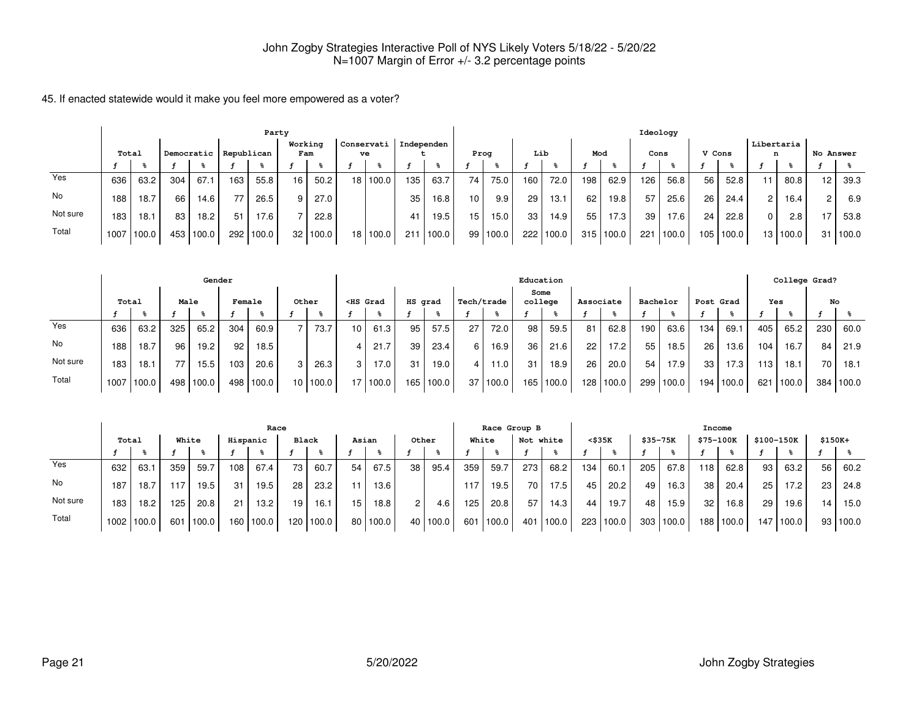John Zogby Strategies Interactive Poll of NYS Likely Voters 5/18/22 - 5/20/22
N=1007 Margin of Error +/- 3.2 percentage points

45. If enacted statewide would it make you feel more empowered as a voter?

| | Total | | Party | | | | | | | | | | | | Ideology | | | | | | | | | | | | | |
|---|---|---|---|---|---|---|---|---|---|---|---|---|---|---|---|---|---|---|---|---|---|---|---|---|---|---|---|---|
| | | | Democratic | | Republican | | Working Fam | | Conservative | | Independent | | Prog | | Lib | | Mod | | Cons | | V Cons | | Libertarian | | No Answer | |
| | f | % | f | % | f | % | f | % | f | % | f | % | f | % | f | % | f | % | f | % | f | % | f | % | f | % |
| Yes | 636 | 63.2 | 304 | 67.1 | 163 | 55.8 | 16 | 50.2 | 18 | 100.0 | 135 | 63.7 | 74 | 75.0 | 160 | 72.0 | 198 | 62.9 | 126 | 56.8 | 56 | 52.8 | 11 | 80.8 | 12 | 39.3 |
| No | 188 | 18.7 | 66 | 14.6 | 77 | 26.5 | 9 | 27.0 | | | 35 | 16.8 | 10 | 9.9 | 29 | 13.1 | 62 | 19.8 | 57 | 25.6 | 26 | 24.4 | 2 | 16.4 | 2 | 6.9 |
| Not sure | 183 | 18.1 | 83 | 18.2 | 51 | 17.6 | 7 | 22.8 | | | 41 | 19.5 | 15 | 15.0 | 33 | 14.9 | 55 | 17.3 | 39 | 17.6 | 24 | 22.8 | 0 | 2.8 | 17 | 53.8 |
| Total | 1007 | 100.0 | 453 | 100.0 | 292 | 100.0 | 32 | 100.0 | 18 | 100.0 | 211 | 100.0 | 99 | 100.0 | 222 | 100.0 | 315 | 100.0 | 221 | 100.0 | 105 | 100.0 | 13 | 100.0 | 31 | 100.0 |

| | Total | | Gender | | | | | | Education | | | | | | | | | | | | | | College Grad? | | | |
|---|---|---|---|---|---|---|---|---|---|---|---|---|---|---|---|---|---|---|---|---|---|---|---|---|---|---|
| | | | Male | | Female | | Other | | <HS Grad | | HS grad | | Tech/trade | | Some college | | Associate | | Bachelor | | Post Grad | | Yes | | No | |
| | f | % | f | % | f | % | f | % | f | % | f | % | f | % | f | % | f | % | f | % | f | % | f | % | f | % |
| Yes | 636 | 63.2 | 325 | 65.2 | 304 | 60.9 | 7 | 73.7 | 10 | 61.3 | 95 | 57.5 | 27 | 72.0 | 98 | 59.5 | 81 | 62.8 | 190 | 63.6 | 134 | 69.1 | 405 | 65.2 | 230 | 60.0 |
| No | 188 | 18.7 | 96 | 19.2 | 92 | 18.5 | | | 4 | 21.7 | 39 | 23.4 | 6 | 16.9 | 36 | 21.6 | 22 | 17.2 | 55 | 18.5 | 26 | 13.6 | 104 | 16.7 | 84 | 21.9 |
| Not sure | 183 | 18.1 | 77 | 15.5 | 103 | 20.6 | 3 | 26.3 | 3 | 17.0 | 31 | 19.0 | 4 | 11.0 | 31 | 18.9 | 26 | 20.0 | 54 | 17.9 | 33 | 17.3 | 113 | 18.1 | 70 | 18.1 |
| Total | 1007 | 100.0 | 498 | 100.0 | 498 | 100.0 | 10 | 100.0 | 17 | 100.0 | 165 | 100.0 | 37 | 100.0 | 165 | 100.0 | 128 | 100.0 | 299 | 100.0 | 194 | 100.0 | 621 | 100.0 | 384 | 100.0 |

| | Total | | Race | | | | | | | | | | Race Group B | | | | Income | | | | | | | | | |
|---|---|---|---|---|---|---|---|---|---|---|---|---|---|---|---|---|---|---|---|---|---|---|---|---|---|---|
| | | | White | | Hispanic | | Black | | Asian | | Other | | White | | Not white | | <$35K | | $35-75K | | $75-100K | | $100-150K | | $150K+ | |
| | f | % | f | % | f | % | f | % | f | % | f | % | f | % | f | % | f | % | f | % | f | % | f | % | f | % |
| Yes | 632 | 63.1 | 359 | 59.7 | 108 | 67.4 | 73 | 60.7 | 54 | 67.5 | 38 | 95.4 | 359 | 59.7 | 273 | 68.2 | 134 | 60.1 | 205 | 67.8 | 118 | 62.8 | 93 | 63.2 | 56 | 60.2 |
| No | 187 | 18.7 | 117 | 19.5 | 31 | 19.5 | 28 | 23.2 | 11 | 13.6 | | | 117 | 19.5 | 70 | 17.5 | 45 | 20.2 | 49 | 16.3 | 38 | 20.4 | 25 | 17.2 | 23 | 24.8 |
| Not sure | 183 | 18.2 | 125 | 20.8 | 21 | 13.2 | 19 | 16.1 | 15 | 18.8 | 2 | 4.6 | 125 | 20.8 | 57 | 14.3 | 44 | 19.7 | 48 | 15.9 | 32 | 16.8 | 29 | 19.6 | 14 | 15.0 |
| Total | 1002 | 100.0 | 601 | 100.0 | 160 | 100.0 | 120 | 100.0 | 80 | 100.0 | 40 | 100.0 | 601 | 100.0 | 401 | 100.0 | 223 | 100.0 | 303 | 100.0 | 188 | 100.0 | 147 | 100.0 | 93 | 100.0 |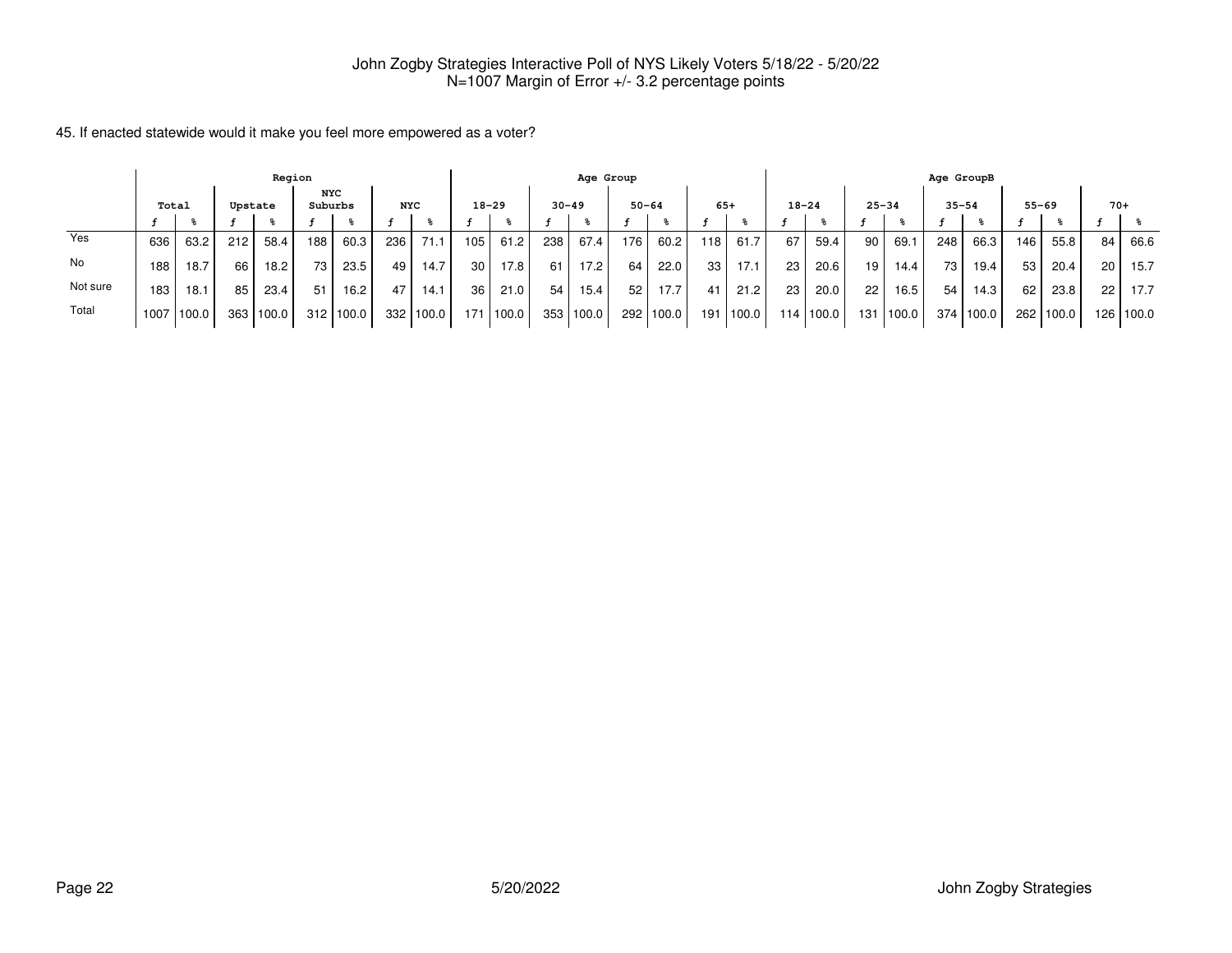John Zogby Strategies Interactive Poll of NYS Likely Voters 5/18/22 - 5/20/22
N=1007 Margin of Error +/- 3.2 percentage points

45. If enacted statewide would it make you feel more empowered as a voter?

| | Total | | Region | | | | | | Age Group | | | | | | | | Age GroupB | | | | | | | | | |
|---|---|---|---|---|---|---|---|---|---|---|---|---|---|---|---|---|---|---|---|---|---|---|---|---|---|---|
| | | | Upstate | | NYC Suburbs | | NYC | | 18-29 | | 30-49 | | 50-64 | | 65+ | | 18-24 | | 25-34 | | 35-54 | | 55-69 | | 70+ | |
| | f | % | f | % | f | % | f | % | f | % | f | % | f | % | f | % | f | % | f | % | f | % | f | % | f | % |
| Yes | 636 | 63.2 | 212 | 58.4 | 188 | 60.3 | 236 | 71.1 | 105 | 61.2 | 238 | 67.4 | 176 | 60.2 | 118 | 61.7 | 67 | 59.4 | 90 | 69.1 | 248 | 66.3 | 146 | 55.8 | 84 | 66.6 |
| No | 188 | 18.7 | 66 | 18.2 | 73 | 23.5 | 49 | 14.7 | 30 | 17.8 | 61 | 17.2 | 64 | 22.0 | 33 | 17.1 | 23 | 20.6 | 19 | 14.4 | 73 | 19.4 | 53 | 20.4 | 20 | 15.7 |
| Not sure | 183 | 18.1 | 85 | 23.4 | 51 | 16.2 | 47 | 14.1 | 36 | 21.0 | 54 | 15.4 | 52 | 17.7 | 41 | 21.2 | 23 | 20.0 | 22 | 16.5 | 54 | 14.3 | 62 | 23.8 | 22 | 17.7 |
| Total | 1007 | 100.0 | 363 | 100.0 | 312 | 100.0 | 332 | 100.0 | 171 | 100.0 | 353 | 100.0 | 292 | 100.0 | 191 | 100.0 | 114 | 100.0 | 131 | 100.0 | 374 | 100.0 | 262 | 100.0 | 126 | 100.0 |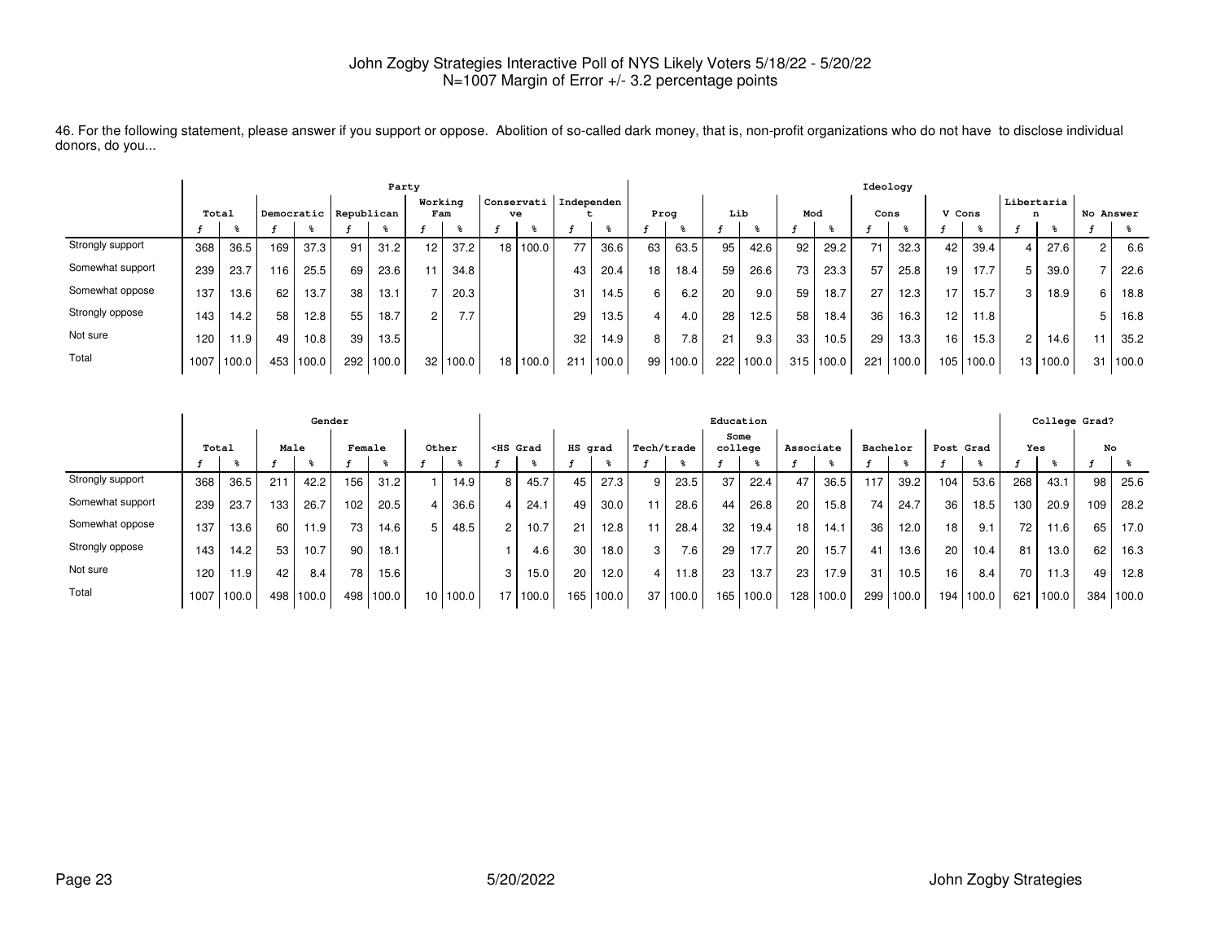John Zogby Strategies Interactive Poll of NYS Likely Voters 5/18/22 - 5/20/22
N=1007 Margin of Error +/- 3.2 percentage points

46. For the following statement, please answer if you support or oppose. Abolition of so-called dark money, that is, non-profit organizations who do not have to disclose individual donors, do you...

| | Total | | Party | | | | | | | | | | | | Ideology | | | | | | | | | | | | | |
|---|---|---|---|---|---|---|---|---|---|---|---|---|---|---|---|---|---|---|---|---|---|---|---|---|---|---|---|---|
| | | | Democratic | | Republican | | Working Fam | | Conservative | | Independent | | Prog | | Lib | | Mod | | Cons | | V Cons | | Libertarian | | No Answer | |
| | f | % | f | % | f | % | f | % | f | % | f | % | f | % | f | % | f | % | f | % | f | % | f | % | f | % |
| Strongly support | 368 | 36.5 | 169 | 37.3 | 91 | 31.2 | 12 | 37.2 | 18 | 100.0 | 77 | 36.6 | 63 | 63.5 | 95 | 42.6 | 92 | 29.2 | 71 | 32.3 | 42 | 39.4 | 4 | 27.6 | 2 | 6.6 |
| Somewhat support | 239 | 23.7 | 116 | 25.5 | 69 | 23.6 | 11 | 34.8 | | | 43 | 20.4 | 18 | 18.4 | 59 | 26.6 | 73 | 23.3 | 57 | 25.8 | 19 | 17.7 | 5 | 39.0 | 7 | 22.6 |
| Somewhat oppose | 137 | 13.6 | 62 | 13.7 | 38 | 13.1 | 7 | 20.3 | | | 31 | 14.5 | 6 | 6.2 | 20 | 9.0 | 59 | 18.7 | 27 | 12.3 | 17 | 15.7 | 3 | 18.9 | 6 | 18.8 |
| Strongly oppose | 143 | 14.2 | 58 | 12.8 | 55 | 18.7 | 2 | 7.7 | | | 29 | 13.5 | 4 | 4.0 | 28 | 12.5 | 58 | 18.4 | 36 | 16.3 | 12 | 11.8 | | | 5 | 16.8 |
| Not sure | 120 | 11.9 | 49 | 10.8 | 39 | 13.5 | | | | | 32 | 14.9 | 8 | 7.8 | 21 | 9.3 | 33 | 10.5 | 29 | 13.3 | 16 | 15.3 | 2 | 14.6 | 11 | 35.2 |
| Total | 1007 | 100.0 | 453 | 100.0 | 292 | 100.0 | 32 | 100.0 | 18 | 100.0 | 211 | 100.0 | 99 | 100.0 | 222 | 100.0 | 315 | 100.0 | 221 | 100.0 | 105 | 100.0 | 13 | 100.0 | 31 | 100.0 |

| | Total | | Gender | | | | | | Education | | | | | | | | | | | | | | College Grad? | | | |
|---|---|---|---|---|---|---|---|---|---|---|---|---|---|---|---|---|---|---|---|---|---|---|---|---|---|---|
| | | | Male | | Female | | Other | | <HS Grad | | HS grad | | Tech/trade | | Some college | | Associate | | Bachelor | | Post Grad | | Yes | | No | |
| | f | % | f | % | f | % | f | % | f | % | f | % | f | % | f | % | f | % | f | % | f | % | f | % | f | % |
| Strongly support | 368 | 36.5 | 211 | 42.2 | 156 | 31.2 | 1 | 14.9 | 8 | 45.7 | 45 | 27.3 | 9 | 23.5 | 37 | 22.4 | 47 | 36.5 | 117 | 39.2 | 104 | 53.6 | 268 | 43.1 | 98 | 25.6 |
| Somewhat support | 239 | 23.7 | 133 | 26.7 | 102 | 20.5 | 4 | 36.6 | 4 | 24.1 | 49 | 30.0 | 11 | 28.6 | 44 | 26.8 | 20 | 15.8 | 74 | 24.7 | 36 | 18.5 | 130 | 20.9 | 109 | 28.2 |
| Somewhat oppose | 137 | 13.6 | 60 | 11.9 | 73 | 14.6 | 5 | 48.5 | 2 | 10.7 | 21 | 12.8 | 11 | 28.4 | 32 | 19.4 | 18 | 14.1 | 36 | 12.0 | 18 | 9.1 | 72 | 11.6 | 65 | 17.0 |
| Strongly oppose | 143 | 14.2 | 53 | 10.7 | 90 | 18.1 | | | 1 | 4.6 | 30 | 18.0 | 3 | 7.6 | 29 | 17.7 | 20 | 15.7 | 41 | 13.6 | 20 | 10.4 | 81 | 13.0 | 62 | 16.3 |
| Not sure | 120 | 11.9 | 42 | 8.4 | 78 | 15.6 | | | 3 | 15.0 | 20 | 12.0 | 4 | 11.8 | 23 | 13.7 | 23 | 17.9 | 31 | 10.5 | 16 | 8.4 | 70 | 11.3 | 49 | 12.8 |
| Total | 1007 | 100.0 | 498 | 100.0 | 498 | 100.0 | 10 | 100.0 | 17 | 100.0 | 165 | 100.0 | 37 | 100.0 | 165 | 100.0 | 128 | 100.0 | 299 | 100.0 | 194 | 100.0 | 621 | 100.0 | 384 | 100.0 |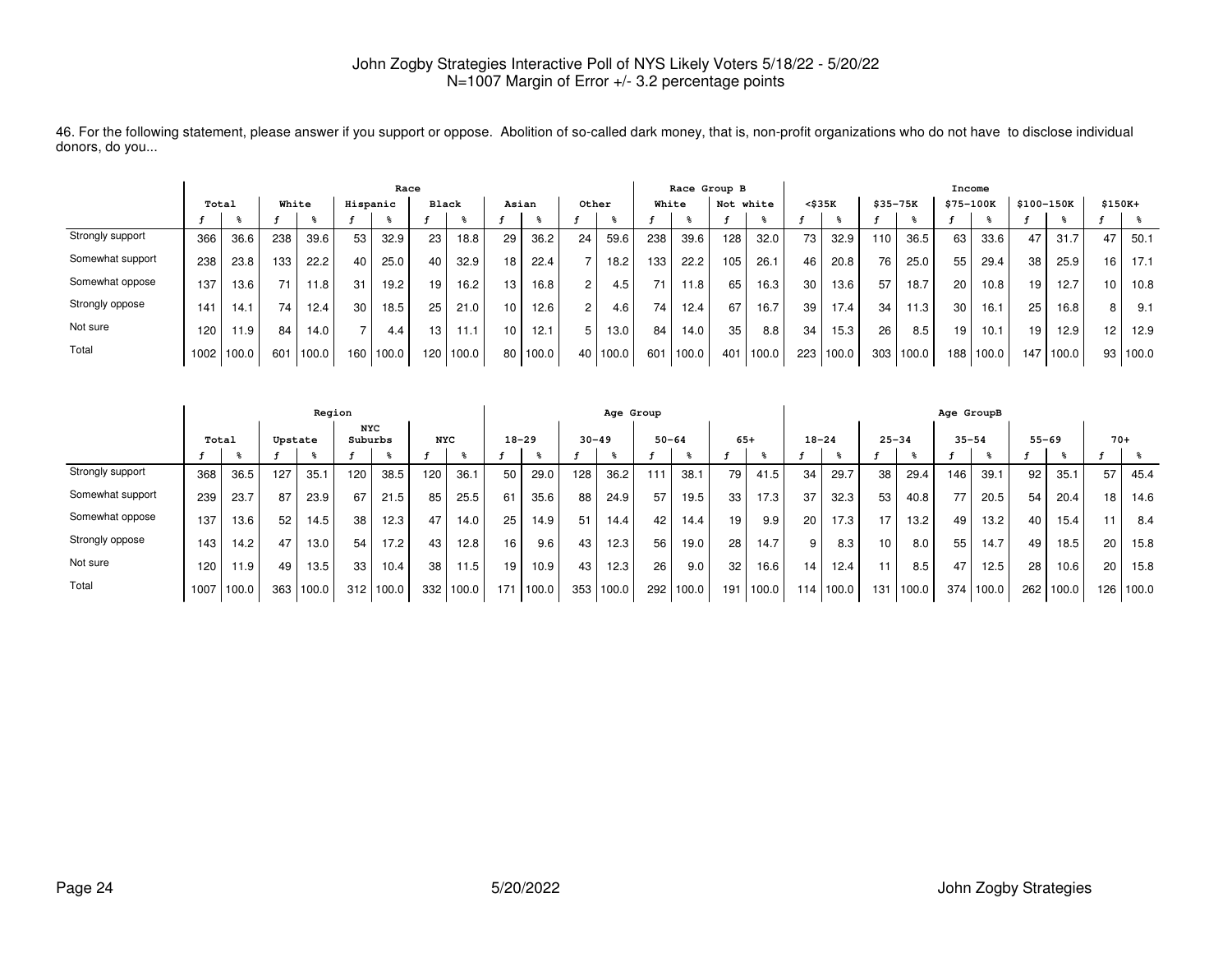John Zogby Strategies Interactive Poll of NYS Likely Voters 5/18/22 - 5/20/22
N=1007 Margin of Error +/- 3.2 percentage points

46. For the following statement, please answer if you support or oppose. Abolition of so-called dark money, that is, non-profit organizations who do not have to disclose individual donors, do you...

| | Total | | Race | | | | | | | | | | | | Race Group B | | | | Income | | | | | | | | | |
|---|---|---|---|---|---|---|---|---|---|---|---|---|---|---|---|---|---|---|---|---|---|---|---|---|---|---|---|---|
| | | | White | | Hispanic | | Black | | Asian | | Other | | White | | Not white | | <$35K | | $35-75K | | $75-100K | | $100-150K | | $150K+ | |
| | f | % | f | % | f | % | f | % | f | % | f | % | f | % | f | % | f | % | f | % | f | % | f | % | f | % |
| Strongly support | 366 | 36.6 | 238 | 39.6 | 53 | 32.9 | 23 | 18.8 | 29 | 36.2 | 24 | 59.6 | 238 | 39.6 | 128 | 32.0 | 73 | 32.9 | 110 | 36.5 | 63 | 33.6 | 47 | 31.7 | 47 | 50.1 |
| Somewhat support | 238 | 23.8 | 133 | 22.2 | 40 | 25.0 | 40 | 32.9 | 18 | 22.4 | 7 | 18.2 | 133 | 22.2 | 105 | 26.1 | 46 | 20.8 | 76 | 25.0 | 55 | 29.4 | 38 | 25.9 | 16 | 17.1 |
| Somewhat oppose | 137 | 13.6 | 71 | 11.8 | 31 | 19.2 | 19 | 16.2 | 13 | 16.8 | 2 | 4.5 | 71 | 11.8 | 65 | 16.3 | 30 | 13.6 | 57 | 18.7 | 20 | 10.8 | 19 | 12.7 | 10 | 10.8 |
| Strongly oppose | 141 | 14.1 | 74 | 12.4 | 30 | 18.5 | 25 | 21.0 | 10 | 12.6 | 2 | 4.6 | 74 | 12.4 | 67 | 16.7 | 39 | 17.4 | 34 | 11.3 | 30 | 16.1 | 25 | 16.8 | 8 | 9.1 |
| Not sure | 120 | 11.9 | 84 | 14.0 | 7 | 4.4 | 13 | 11.1 | 10 | 12.1 | 5 | 13.0 | 84 | 14.0 | 35 | 8.8 | 34 | 15.3 | 26 | 8.5 | 19 | 10.1 | 19 | 12.9 | 12 | 12.9 |
| Total | 1002 | 100.0 | 601 | 100.0 | 160 | 100.0 | 120 | 100.0 | 80 | 100.0 | 40 | 100.0 | 601 | 100.0 | 401 | 100.0 | 223 | 100.0 | 303 | 100.0 | 188 | 100.0 | 147 | 100.0 | 93 | 100.0 |

| | Total | | Region | | | | | | Age Group | | | | | | | | Age GroupB | | | | | | | | | |
|---|---|---|---|---|---|---|---|---|---|---|---|---|---|---|---|---|---|---|---|---|---|---|---|---|---|---|
| | | | Upstate | | NYC Suburbs | | NYC | | 18-29 | | 30-49 | | 50-64 | | 65+ | | 18-24 | | 25-34 | | 35-54 | | 55-69 | | 70+ | |
| | f | % | f | % | f | % | f | % | f | % | f | % | f | % | f | % | f | % | f | % | f | % | f | % | f | % |
| Strongly support | 368 | 36.5 | 127 | 35.1 | 120 | 38.5 | 120 | 36.1 | 50 | 29.0 | 128 | 36.2 | 111 | 38.1 | 79 | 41.5 | 34 | 29.7 | 38 | 29.4 | 146 | 39.1 | 92 | 35.1 | 57 | 45.4 |
| Somewhat support | 239 | 23.7 | 87 | 23.9 | 67 | 21.5 | 85 | 25.5 | 61 | 35.6 | 88 | 24.9 | 57 | 19.5 | 33 | 17.3 | 37 | 32.3 | 53 | 40.8 | 77 | 20.5 | 54 | 20.4 | 18 | 14.6 |
| Somewhat oppose | 137 | 13.6 | 52 | 14.5 | 38 | 12.3 | 47 | 14.0 | 25 | 14.9 | 51 | 14.4 | 42 | 14.4 | 19 | 9.9 | 20 | 17.3 | 17 | 13.2 | 49 | 13.2 | 40 | 15.4 | 11 | 8.4 |
| Strongly oppose | 143 | 14.2 | 47 | 13.0 | 54 | 17.2 | 43 | 12.8 | 16 | 9.6 | 43 | 12.3 | 56 | 19.0 | 28 | 14.7 | 9 | 8.3 | 10 | 8.0 | 55 | 14.7 | 49 | 18.5 | 20 | 15.8 |
| Not sure | 120 | 11.9 | 49 | 13.5 | 33 | 10.4 | 38 | 11.5 | 19 | 10.9 | 43 | 12.3 | 26 | 9.0 | 32 | 16.6 | 14 | 12.4 | 11 | 8.5 | 47 | 12.5 | 28 | 10.6 | 20 | 15.8 |
| Total | 1007 | 100.0 | 363 | 100.0 | 312 | 100.0 | 332 | 100.0 | 171 | 100.0 | 353 | 100.0 | 292 | 100.0 | 191 | 100.0 | 114 | 100.0 | 131 | 100.0 | 374 | 100.0 | 262 | 100.0 | 126 | 100.0 |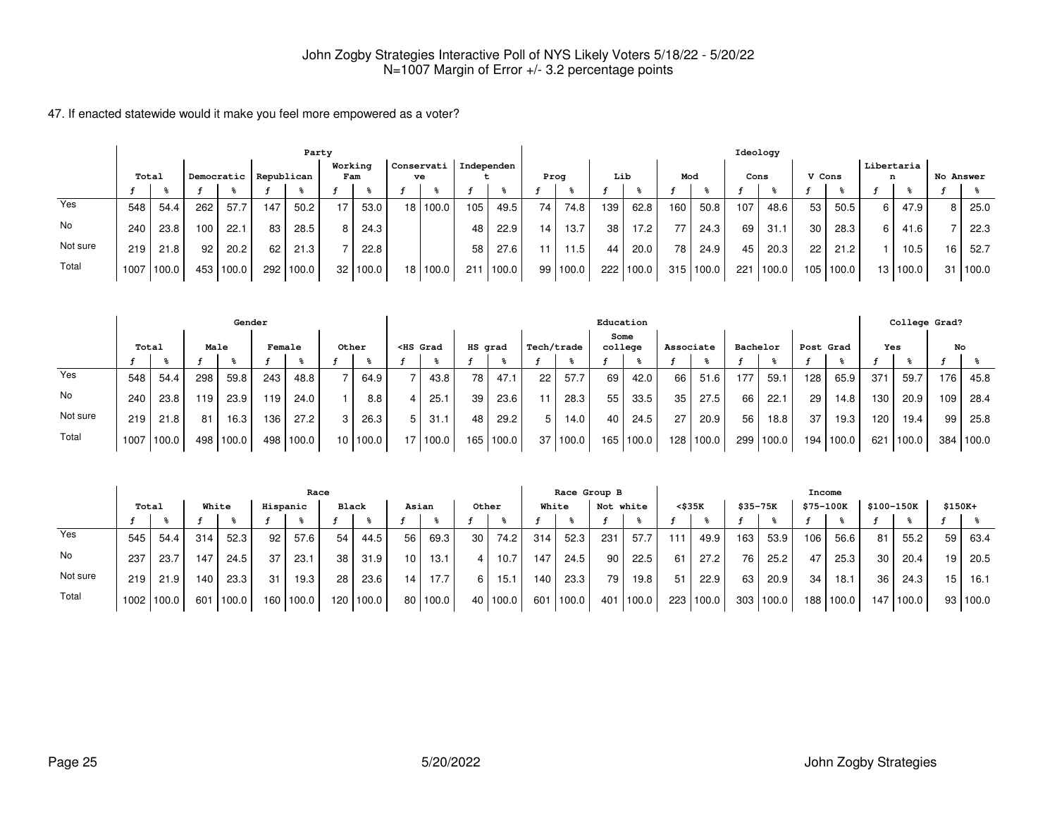John Zogby Strategies Interactive Poll of NYS Likely Voters 5/18/22 - 5/20/22
N=1007 Margin of Error +/- 3.2 percentage points

47. If enacted statewide would it make you feel more empowered as a voter?

| | Total | | Party | | | | | | | | | | | | Ideology | | | | | | | | | | | | | |
|---|---|---|---|---|---|---|---|---|---|---|---|---|---|---|---|---|---|---|---|---|---|---|---|---|---|---|---|---|
| | | | Democratic | | Republican | | Working Fam | | Conservative | | Independent | | Prog | | Lib | | Mod | | Cons | | V Cons | | Libertarian | | No Answer | |
| | f | % | f | % | f | % | f | % | f | % | f | % | f | % | f | % | f | % | f | % | f | % | f | % | f | % |
| Yes | 548 | 54.4 | 262 | 57.7 | 147 | 50.2 | 17 | 53.0 | 18 | 100.0 | 105 | 49.5 | 74 | 74.8 | 139 | 62.8 | 160 | 50.8 | 107 | 48.6 | 53 | 50.5 | 6 | 47.9 | 8 | 25.0 |
| No | 240 | 23.8 | 100 | 22.1 | 83 | 28.5 | 8 | 24.3 | | | 48 | 22.9 | 14 | 13.7 | 38 | 17.2 | 77 | 24.3 | 69 | 31.1 | 30 | 28.3 | 6 | 41.6 | 7 | 22.3 |
| Not sure | 219 | 21.8 | 92 | 20.2 | 62 | 21.3 | 7 | 22.8 | | | 58 | 27.6 | 11 | 11.5 | 44 | 20.0 | 78 | 24.9 | 45 | 20.3 | 22 | 21.2 | 1 | 10.5 | 16 | 52.7 |
| Total | 1007 | 100.0 | 453 | 100.0 | 292 | 100.0 | 32 | 100.0 | 18 | 100.0 | 211 | 100.0 | 99 | 100.0 | 222 | 100.0 | 315 | 100.0 | 221 | 100.0 | 105 | 100.0 | 13 | 100.0 | 31 | 100.0 |

| | Total | | Gender | | | | | | Education | | | | | | | | | | | | | | College Grad? | | | |
|---|---|---|---|---|---|---|---|---|---|---|---|---|---|---|---|---|---|---|---|---|---|---|---|---|---|---|
| | | | Male | | Female | | Other | | <HS Grad | | HS grad | | Tech/trade | | Some college | | Associate | | Bachelor | | Post Grad | | Yes | | No | |
| | f | % | f | % | f | % | f | % | f | % | f | % | f | % | f | % | f | % | f | % | f | % | f | % | f | % |
| Yes | 548 | 54.4 | 298 | 59.8 | 243 | 48.8 | 7 | 64.9 | 7 | 43.8 | 78 | 47.1 | 22 | 57.7 | 69 | 42.0 | 66 | 51.6 | 177 | 59.1 | 128 | 65.9 | 371 | 59.7 | 176 | 45.8 |
| No | 240 | 23.8 | 119 | 23.9 | 119 | 24.0 | 1 | 8.8 | 4 | 25.1 | 39 | 23.6 | 11 | 28.3 | 55 | 33.5 | 35 | 27.5 | 66 | 22.1 | 29 | 14.8 | 130 | 20.9 | 109 | 28.4 |
| Not sure | 219 | 21.8 | 81 | 16.3 | 136 | 27.2 | 3 | 26.3 | 5 | 31.1 | 48 | 29.2 | 5 | 14.0 | 40 | 24.5 | 27 | 20.9 | 56 | 18.8 | 37 | 19.3 | 120 | 19.4 | 99 | 25.8 |
| Total | 1007 | 100.0 | 498 | 100.0 | 498 | 100.0 | 10 | 100.0 | 17 | 100.0 | 165 | 100.0 | 37 | 100.0 | 165 | 100.0 | 128 | 100.0 | 299 | 100.0 | 194 | 100.0 | 621 | 100.0 | 384 | 100.0 |

| | Total | | Race | | | | | | | | | | Race Group B | | | | Income | | | | | | | | | |
|---|---|---|---|---|---|---|---|---|---|---|---|---|---|---|---|---|---|---|---|---|---|---|---|---|---|---|
| | | | White | | Hispanic | | Black | | Asian | | Other | | White | | Not white | | <$35K | | $35-75K | | $75-100K | | $100-150K | | $150K+ | |
| | f | % | f | % | f | % | f | % | f | % | f | % | f | % | f | % | f | % | f | % | f | % | f | % | f | % |
| Yes | 545 | 54.4 | 314 | 52.3 | 92 | 57.6 | 54 | 44.5 | 56 | 69.3 | 30 | 74.2 | 314 | 52.3 | 231 | 57.7 | 111 | 49.9 | 163 | 53.9 | 106 | 56.6 | 81 | 55.2 | 59 | 63.4 |
| No | 237 | 23.7 | 147 | 24.5 | 37 | 23.1 | 38 | 31.9 | 10 | 13.1 | 4 | 10.7 | 147 | 24.5 | 90 | 22.5 | 61 | 27.2 | 76 | 25.2 | 47 | 25.3 | 30 | 20.4 | 19 | 20.5 |
| Not sure | 219 | 21.9 | 140 | 23.3 | 31 | 19.3 | 28 | 23.6 | 14 | 17.7 | 6 | 15.1 | 140 | 23.3 | 79 | 19.8 | 51 | 22.9 | 63 | 20.9 | 34 | 18.1 | 36 | 24.3 | 15 | 16.1 |
| Total | 1002 | 100.0 | 601 | 100.0 | 160 | 100.0 | 120 | 100.0 | 80 | 100.0 | 40 | 100.0 | 601 | 100.0 | 401 | 100.0 | 223 | 100.0 | 303 | 100.0 | 188 | 100.0 | 147 | 100.0 | 93 | 100.0 |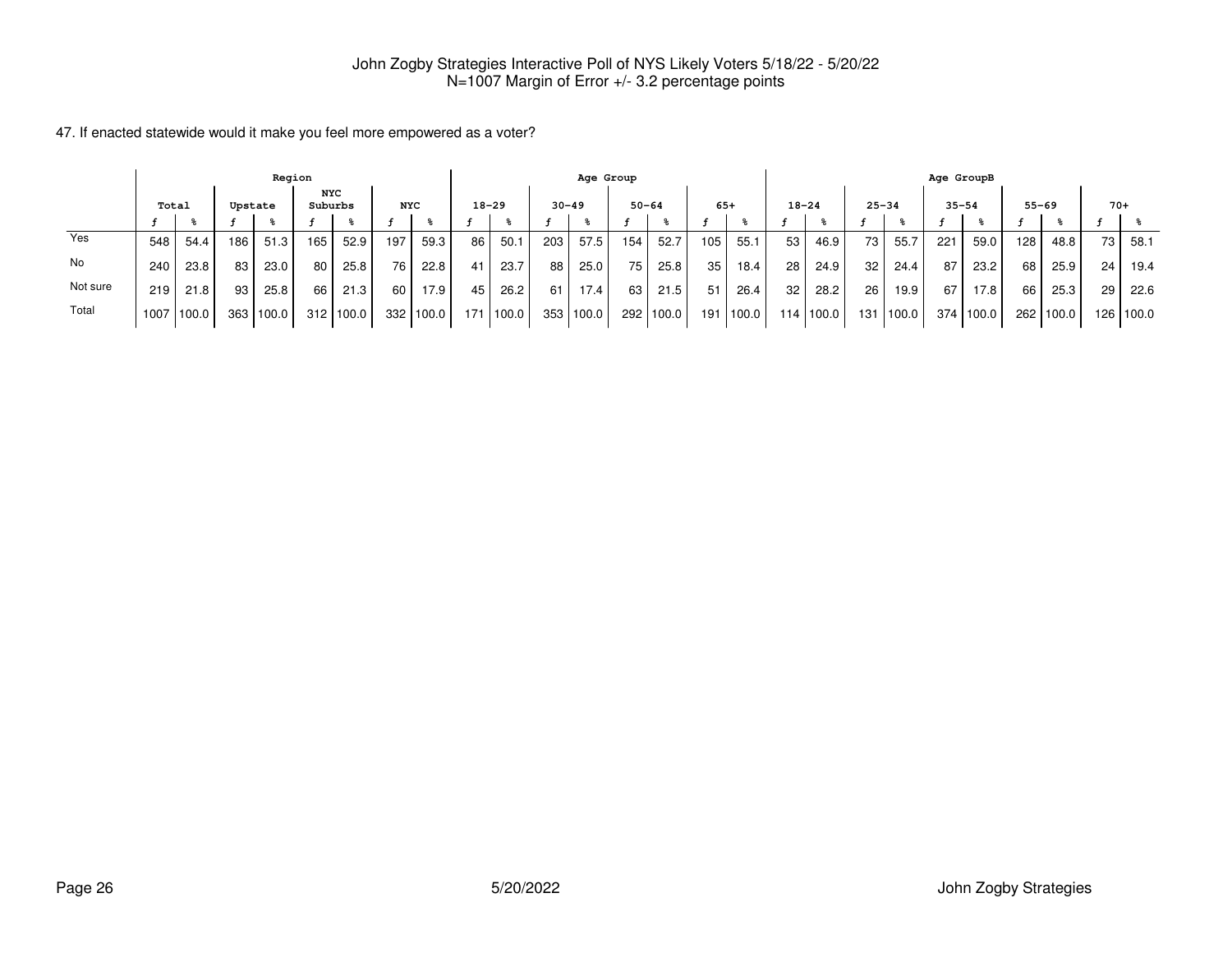John Zogby Strategies Interactive Poll of NYS Likely Voters 5/18/22 - 5/20/22
N=1007 Margin of Error +/- 3.2 percentage points

47. If enacted statewide would it make you feel more empowered as a voter?

| | Total | | Region | | | | | | Age Group | | | | | | | | Age GroupB | | | | | | | | | |
|---|---|---|---|---|---|---|---|---|---|---|---|---|---|---|---|---|---|---|---|---|---|---|---|---|---|---|
| | | | Upstate | | NYC Suburbs | | NYC | | 18-29 | | 30-49 | | 50-64 | | 65+ | | 18-24 | | 25-34 | | 35-54 | | 55-69 | | 70+ | |
| | f | % | f | % | f | % | f | % | f | % | f | % | f | % | f | % | f | % | f | % | f | % | f | % | f | % |
| Yes | 548 | 54.4 | 186 | 51.3 | 165 | 52.9 | 197 | 59.3 | 86 | 50.1 | 203 | 57.5 | 154 | 52.7 | 105 | 55.1 | 53 | 46.9 | 73 | 55.7 | 221 | 59.0 | 128 | 48.8 | 73 | 58.1 |
| No | 240 | 23.8 | 83 | 23.0 | 80 | 25.8 | 76 | 22.8 | 41 | 23.7 | 88 | 25.0 | 75 | 25.8 | 35 | 18.4 | 28 | 24.9 | 32 | 24.4 | 87 | 23.2 | 68 | 25.9 | 24 | 19.4 |
| Not sure | 219 | 21.8 | 93 | 25.8 | 66 | 21.3 | 60 | 17.9 | 45 | 26.2 | 61 | 17.4 | 63 | 21.5 | 51 | 26.4 | 32 | 28.2 | 26 | 19.9 | 67 | 17.8 | 66 | 25.3 | 29 | 22.6 |
| Total | 1007 | 100.0 | 363 | 100.0 | 312 | 100.0 | 332 | 100.0 | 171 | 100.0 | 353 | 100.0 | 292 | 100.0 | 191 | 100.0 | 114 | 100.0 | 131 | 100.0 | 374 | 100.0 | 262 | 100.0 | 126 | 100.0 |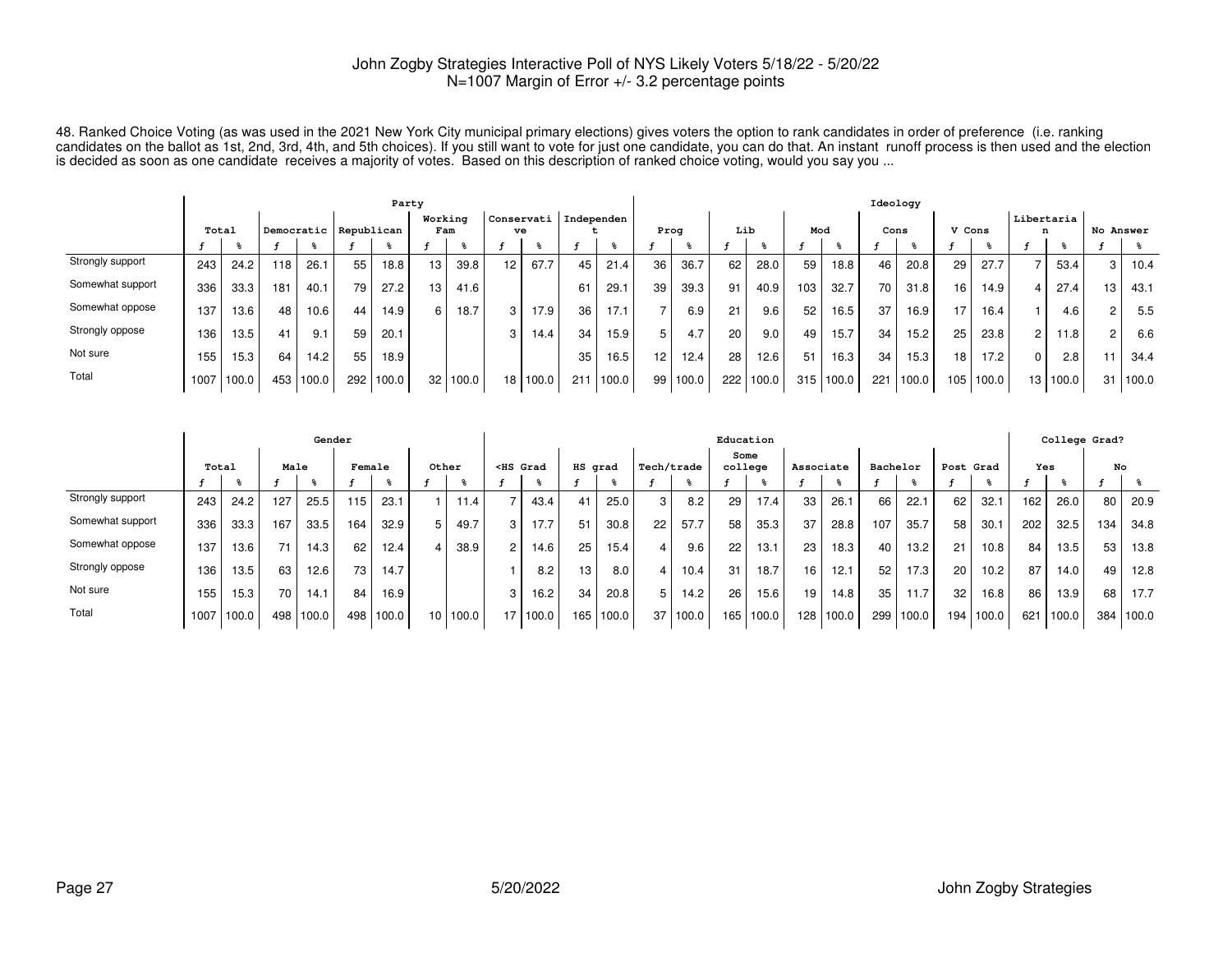John Zogby Strategies Interactive Poll of NYS Likely Voters 5/18/22 - 5/20/22
N=1007 Margin of Error +/- 3.2 percentage points

48. Ranked Choice Voting (as was used in the 2021 New York City municipal primary elections) gives voters the option to rank candidates in order of preference (i.e. ranking candidates on the ballot as 1st, 2nd, 3rd, 4th, and 5th choices). If you still want to vote for just one candidate, you can do that. An instant runoff process is then used and the election is decided as soon as one candidate receives a majority of votes. Based on this description of ranked choice voting, would you say you ...

| | Total | | Party | | | | | | | | | | Ideology | | | | | | | | | | | | | |
|---|---|---|---|---|---|---|---|---|---|---|---|---|---|---|---|---|---|---|---|---|---|---|---|---|---|---|
| | | | Democratic | | Republican | | Working Fam | | Conservative | | Independent | | Prog | | Lib | | Mod | | Cons | | V Cons | | Libertarian | | No Answer | |
| | f | % | f | % | f | % | f | % | f | % | f | % | f | % | f | % | f | % | f | % | f | % | f | % | f | % |
| Strongly support | 243 | 24.2 | 118 | 26.1 | 55 | 18.8 | 13 | 39.8 | 12 | 67.7 | 45 | 21.4 | 36 | 36.7 | 62 | 28.0 | 59 | 18.8 | 46 | 20.8 | 29 | 27.7 | 7 | 53.4 | 3 | 10.4 |
| Somewhat support | 336 | 33.3 | 181 | 40.1 | 79 | 27.2 | 13 | 41.6 | | | 61 | 29.1 | 39 | 39.3 | 91 | 40.9 | 103 | 32.7 | 70 | 31.8 | 16 | 14.9 | 4 | 27.4 | 13 | 43.1 |
| Somewhat oppose | 137 | 13.6 | 48 | 10.6 | 44 | 14.9 | 6 | 18.7 | 3 | 17.9 | 36 | 17.1 | 7 | 6.9 | 21 | 9.6 | 52 | 16.5 | 37 | 16.9 | 17 | 16.4 | 1 | 4.6 | 2 | 5.5 |
| Strongly oppose | 136 | 13.5 | 41 | 9.1 | 59 | 20.1 | | | 3 | 14.4 | 34 | 15.9 | 5 | 4.7 | 20 | 9.0 | 49 | 15.7 | 34 | 15.2 | 25 | 23.8 | 2 | 11.8 | 2 | 6.6 |
| Not sure | 155 | 15.3 | 64 | 14.2 | 55 | 18.9 | | | | | 35 | 16.5 | 12 | 12.4 | 28 | 12.6 | 51 | 16.3 | 34 | 15.3 | 18 | 17.2 | 0 | 2.8 | 11 | 34.4 |
| Total | 1007 | 100.0 | 453 | 100.0 | 292 | 100.0 | 32 | 100.0 | 18 | 100.0 | 211 | 100.0 | 99 | 100.0 | 222 | 100.0 | 315 | 100.0 | 221 | 100.0 | 105 | 100.0 | 13 | 100.0 | 31 | 100.0 |

| | Total | | Gender | | | | | | Education | | | | | | | | | | | | | | College Grad? | | | |
|---|---|---|---|---|---|---|---|---|---|---|---|---|---|---|---|---|---|---|---|---|---|---|---|---|---|---|
| | | | Male | | Female | | Other | | <HS Grad | | HS grad | | Tech/trade | | Some college | | Associate | | Bachelor | | Post Grad | | Yes | | No | |
| | f | % | f | % | f | % | f | % | f | % | f | % | f | % | f | % | f | % | f | % | f | % | f | % | f | % |
| Strongly support | 243 | 24.2 | 127 | 25.5 | 115 | 23.1 | 1 | 11.4 | 7 | 43.4 | 41 | 25.0 | 3 | 8.2 | 29 | 17.4 | 33 | 26.1 | 66 | 22.1 | 62 | 32.1 | 162 | 26.0 | 80 | 20.9 |
| Somewhat support | 336 | 33.3 | 167 | 33.5 | 164 | 32.9 | 5 | 49.7 | 3 | 17.7 | 51 | 30.8 | 22 | 57.7 | 58 | 35.3 | 37 | 28.8 | 107 | 35.7 | 58 | 30.1 | 202 | 32.5 | 134 | 34.8 |
| Somewhat oppose | 137 | 13.6 | 71 | 14.3 | 62 | 12.4 | 4 | 38.9 | 2 | 14.6 | 25 | 15.4 | 4 | 9.6 | 22 | 13.1 | 23 | 18.3 | 40 | 13.2 | 21 | 10.8 | 84 | 13.5 | 53 | 13.8 |
| Strongly oppose | 136 | 13.5 | 63 | 12.6 | 73 | 14.7 | | | 1 | 8.2 | 13 | 8.0 | 4 | 10.4 | 31 | 18.7 | 16 | 12.1 | 52 | 17.3 | 20 | 10.2 | 87 | 14.0 | 49 | 12.8 |
| Not sure | 155 | 15.3 | 70 | 14.1 | 84 | 16.9 | | | 3 | 16.2 | 34 | 20.8 | 5 | 14.2 | 26 | 15.6 | 19 | 14.8 | 35 | 11.7 | 32 | 16.8 | 86 | 13.9 | 68 | 17.7 |
| Total | 1007 | 100.0 | 498 | 100.0 | 498 | 100.0 | 10 | 100.0 | 17 | 100.0 | 165 | 100.0 | 37 | 100.0 | 165 | 100.0 | 128 | 100.0 | 299 | 100.0 | 194 | 100.0 | 621 | 100.0 | 384 | 100.0 |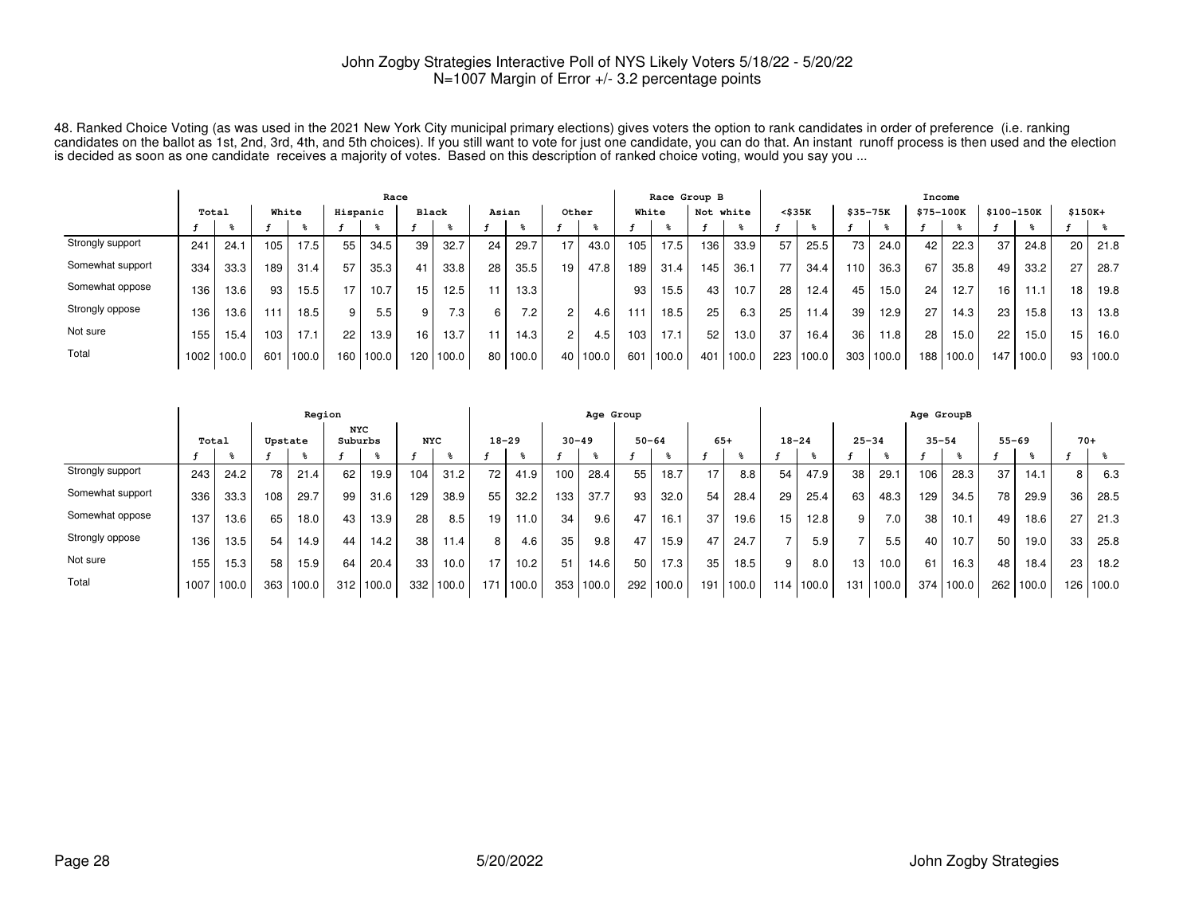John Zogby Strategies Interactive Poll of NYS Likely Voters 5/18/22 - 5/20/22
N=1007 Margin of Error +/- 3.2 percentage points

48. Ranked Choice Voting (as was used in the 2021 New York City municipal primary elections) gives voters the option to rank candidates in order of preference (i.e. ranking candidates on the ballot as 1st, 2nd, 3rd, 4th, and 5th choices). If you still want to vote for just one candidate, you can do that. An instant runoff process is then used and the election is decided as soon as one candidate receives a majority of votes. Based on this description of ranked choice voting, would you say you ...

| | Total | | Race | | | | | | | | | | | | Race Group B | | | | Income | | | | | | | | | |
|---|---|---|---|---|---|---|---|---|---|---|---|---|---|---|---|---|---|---|---|---|---|---|---|---|---|---|---|---|
| | | | White | | Hispanic | | Black | | Asian | | Other | | | | White | | Not white | | <$35K | | $35-75K | | $75-100K | | $100-150K | | $150K+ | |
| | f | % | f | % | f | % | f | % | f | % | f | % | | | f | % | f | % | f | % | f | % | f | % | f | % | f | % |
| Strongly support | 241 | 24.1 | 105 | 17.5 | 55 | 34.5 | 39 | 32.7 | 24 | 29.7 | 17 | 43.0 | | | 105 | 17.5 | 136 | 33.9 | 57 | 25.5 | 73 | 24.0 | 42 | 22.3 | 37 | 24.8 | 20 | 21.8 |
| Somewhat support | 334 | 33.3 | 189 | 31.4 | 57 | 35.3 | 41 | 33.8 | 28 | 35.5 | 19 | 47.8 | | | 189 | 31.4 | 145 | 36.1 | 77 | 34.4 | 110 | 36.3 | 67 | 35.8 | 49 | 33.2 | 27 | 28.7 |
| Somewhat oppose | 136 | 13.6 | 93 | 15.5 | 17 | 10.7 | 15 | 12.5 | 11 | 13.3 | | | | | 93 | 15.5 | 43 | 10.7 | 28 | 12.4 | 45 | 15.0 | 24 | 12.7 | 16 | 11.1 | 18 | 19.8 |
| Strongly oppose | 136 | 13.6 | 111 | 18.5 | 9 | 5.5 | 9 | 7.3 | 6 | 7.2 | 2 | 4.6 | | | 111 | 18.5 | 25 | 6.3 | 25 | 11.4 | 39 | 12.9 | 27 | 14.3 | 23 | 15.8 | 13 | 13.8 |
| Not sure | 155 | 15.4 | 103 | 17.1 | 22 | 13.9 | 16 | 13.7 | 11 | 14.3 | 2 | 4.5 | | | 103 | 17.1 | 52 | 13.0 | 37 | 16.4 | 36 | 11.8 | 28 | 15.0 | 22 | 15.0 | 15 | 16.0 |
| Total | 1002 | 100.0 | 601 | 100.0 | 160 | 100.0 | 120 | 100.0 | 80 | 100.0 | 40 | 100.0 | | | 601 | 100.0 | 401 | 100.0 | 223 | 100.0 | 303 | 100.0 | 188 | 100.0 | 147 | 100.0 | 93 | 100.0 |

| | Total | | Region | | | | | | Age Group | | | | | | | | Age GroupB | | | | | | | | | |
|---|---|---|---|---|---|---|---|---|---|---|---|---|---|---|---|---|---|---|---|---|---|---|---|---|---|---|
| | | | Upstate | | NYC Suburbs | | NYC | | 18-29 | | 30-49 | | 50-64 | | 65+ | | 18-24 | | 25-34 | | 35-54 | | 55-69 | | 70+ | |
| | f | % | f | % | f | % | f | % | f | % | f | % | f | % | f | % | f | % | f | % | f | % | f | % | f | % |
| Strongly support | 243 | 24.2 | 78 | 21.4 | 62 | 19.9 | 104 | 31.2 | 72 | 41.9 | 100 | 28.4 | 55 | 18.7 | 17 | 8.8 | 54 | 47.9 | 38 | 29.1 | 106 | 28.3 | 37 | 14.1 | 8 | 6.3 |
| Somewhat support | 336 | 33.3 | 108 | 29.7 | 99 | 31.6 | 129 | 38.9 | 55 | 32.2 | 133 | 37.7 | 93 | 32.0 | 54 | 28.4 | 29 | 25.4 | 63 | 48.3 | 129 | 34.5 | 78 | 29.9 | 36 | 28.5 |
| Somewhat oppose | 137 | 13.6 | 65 | 18.0 | 43 | 13.9 | 28 | 8.5 | 19 | 11.0 | 34 | 9.6 | 47 | 16.1 | 37 | 19.6 | 15 | 12.8 | 9 | 7.0 | 38 | 10.1 | 49 | 18.6 | 27 | 21.3 |
| Strongly oppose | 136 | 13.5 | 54 | 14.9 | 44 | 14.2 | 38 | 11.4 | 8 | 4.6 | 35 | 9.8 | 47 | 15.9 | 47 | 24.7 | 7 | 5.9 | 7 | 5.5 | 40 | 10.7 | 50 | 19.0 | 33 | 25.8 |
| Not sure | 155 | 15.3 | 58 | 15.9 | 64 | 20.4 | 33 | 10.0 | 17 | 10.2 | 51 | 14.6 | 50 | 17.3 | 35 | 18.5 | 9 | 8.0 | 13 | 10.0 | 61 | 16.3 | 48 | 18.4 | 23 | 18.2 |
| Total | 1007 | 100.0 | 363 | 100.0 | 312 | 100.0 | 332 | 100.0 | 171 | 100.0 | 353 | 100.0 | 292 | 100.0 | 191 | 100.0 | 114 | 100.0 | 131 | 100.0 | 374 | 100.0 | 262 | 100.0 | 126 | 100.0 |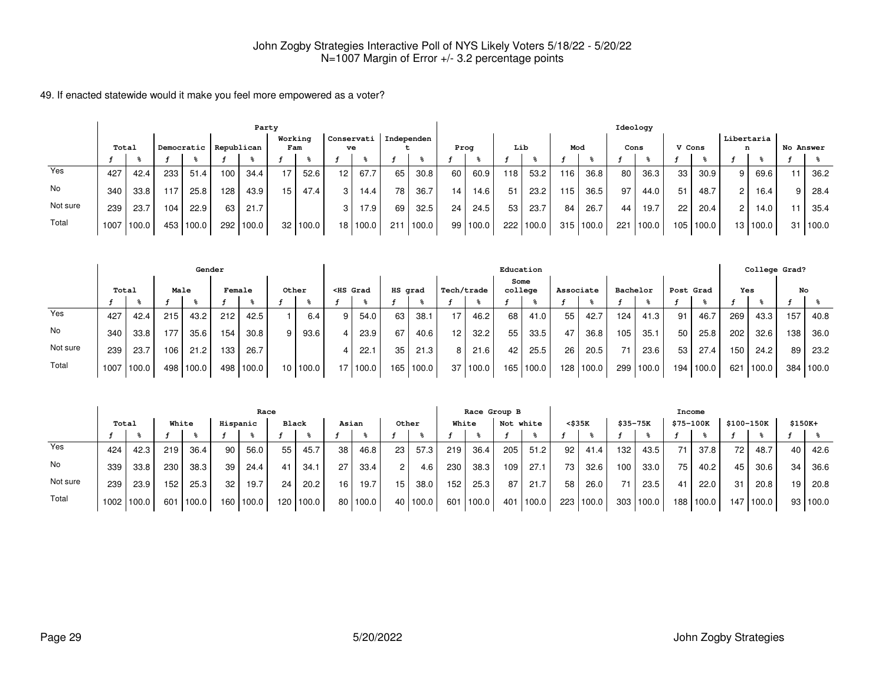John Zogby Strategies Interactive Poll of NYS Likely Voters 5/18/22 - 5/20/22
N=1007 Margin of Error +/- 3.2 percentage points

49. If enacted statewide would it make you feel more empowered as a voter?

| | Total | | Party | | | | | | | | | | | | Ideology | | | | | | | | | | | | | |
|---|---|---|---|---|---|---|---|---|---|---|---|---|---|---|---|---|---|---|---|---|---|---|---|---|---|---|---|---|
| | | | Democratic | | Republican | | Working Fam | | Conservative | | Independent | | Prog | | Lib | | Mod | | Cons | | V Cons | | Libertarian | | No Answer | |
| | f | % | f | % | f | % | f | % | f | % | f | % | f | % | f | % | f | % | f | % | f | % | f | % | f | % |
| Yes | 427 | 42.4 | 233 | 51.4 | 100 | 34.4 | 17 | 52.6 | 12 | 67.7 | 65 | 30.8 | 60 | 60.9 | 118 | 53.2 | 116 | 36.8 | 80 | 36.3 | 33 | 30.9 | 9 | 69.6 | 11 | 36.2 |
| No | 340 | 33.8 | 117 | 25.8 | 128 | 43.9 | 15 | 47.4 | 3 | 14.4 | 78 | 36.7 | 14 | 14.6 | 51 | 23.2 | 115 | 36.5 | 97 | 44.0 | 51 | 48.7 | 2 | 16.4 | 9 | 28.4 |
| Not sure | 239 | 23.7 | 104 | 22.9 | 63 | 21.7 | | | 3 | 17.9 | 69 | 32.5 | 24 | 24.5 | 53 | 23.7 | 84 | 26.7 | 44 | 19.7 | 22 | 20.4 | 2 | 14.0 | 11 | 35.4 |
| Total | 1007 | 100.0 | 453 | 100.0 | 292 | 100.0 | 32 | 100.0 | 18 | 100.0 | 211 | 100.0 | 99 | 100.0 | 222 | 100.0 | 315 | 100.0 | 221 | 100.0 | 105 | 100.0 | 13 | 100.0 | 31 | 100.0 |

| | Total | | Gender | | | | | | Education | | | | | | | | | | | | | | College Grad? | | | |
|---|---|---|---|---|---|---|---|---|---|---|---|---|---|---|---|---|---|---|---|---|---|---|---|---|---|---|
| | | | Male | | Female | | Other | | <HS Grad | | HS grad | | Tech/trade | | Some college | | Associate | | Bachelor | | Post Grad | | Yes | | No | |
| | f | % | f | % | f | % | f | % | f | % | f | % | f | % | f | % | f | % | f | % | f | % | f | % | f | % |
| Yes | 427 | 42.4 | 215 | 43.2 | 212 | 42.5 | 1 | 6.4 | 9 | 54.0 | 63 | 38.1 | 17 | 46.2 | 68 | 41.0 | 55 | 42.7 | 124 | 41.3 | 91 | 46.7 | 269 | 43.3 | 157 | 40.8 |
| No | 340 | 33.8 | 177 | 35.6 | 154 | 30.8 | 9 | 93.6 | 4 | 23.9 | 67 | 40.6 | 12 | 32.2 | 55 | 33.5 | 47 | 36.8 | 105 | 35.1 | 50 | 25.8 | 202 | 32.6 | 138 | 36.0 |
| Not sure | 239 | 23.7 | 106 | 21.2 | 133 | 26.7 | | | 4 | 22.1 | 35 | 21.3 | 8 | 21.6 | 42 | 25.5 | 26 | 20.5 | 71 | 23.6 | 53 | 27.4 | 150 | 24.2 | 89 | 23.2 |
| Total | 1007 | 100.0 | 498 | 100.0 | 498 | 100.0 | 10 | 100.0 | 17 | 100.0 | 165 | 100.0 | 37 | 100.0 | 165 | 100.0 | 128 | 100.0 | 299 | 100.0 | 194 | 100.0 | 621 | 100.0 | 384 | 100.0 |

| | Total | | Race | | | | | | | | | | Race Group B | | | | Income | | | | | | | | | |
|---|---|---|---|---|---|---|---|---|---|---|---|---|---|---|---|---|---|---|---|---|---|---|---|---|---|---|
| | | | White | | Hispanic | | Black | | Asian | | Other | | White | | Not white | | <$35K | | $35-75K | | $75-100K | | $100-150K | | $150K+ | |
| | f | % | f | % | f | % | f | % | f | % | f | % | f | % | f | % | f | % | f | % | f | % | f | % | f | % |
| Yes | 424 | 42.3 | 219 | 36.4 | 90 | 56.0 | 55 | 45.7 | 38 | 46.8 | 23 | 57.3 | 219 | 36.4 | 205 | 51.2 | 92 | 41.4 | 132 | 43.5 | 71 | 37.8 | 72 | 48.7 | 40 | 42.6 |
| No | 339 | 33.8 | 230 | 38.3 | 39 | 24.4 | 41 | 34.1 | 27 | 33.4 | 2 | 4.6 | 230 | 38.3 | 109 | 27.1 | 73 | 32.6 | 100 | 33.0 | 75 | 40.2 | 45 | 30.6 | 34 | 36.6 |
| Not sure | 239 | 23.9 | 152 | 25.3 | 32 | 19.7 | 24 | 20.2 | 16 | 19.7 | 15 | 38.0 | 152 | 25.3 | 87 | 21.7 | 58 | 26.0 | 71 | 23.5 | 41 | 22.0 | 31 | 20.8 | 19 | 20.8 |
| Total | 1002 | 100.0 | 601 | 100.0 | 160 | 100.0 | 120 | 100.0 | 80 | 100.0 | 40 | 100.0 | 601 | 100.0 | 401 | 100.0 | 223 | 100.0 | 303 | 100.0 | 188 | 100.0 | 147 | 100.0 | 93 | 100.0 |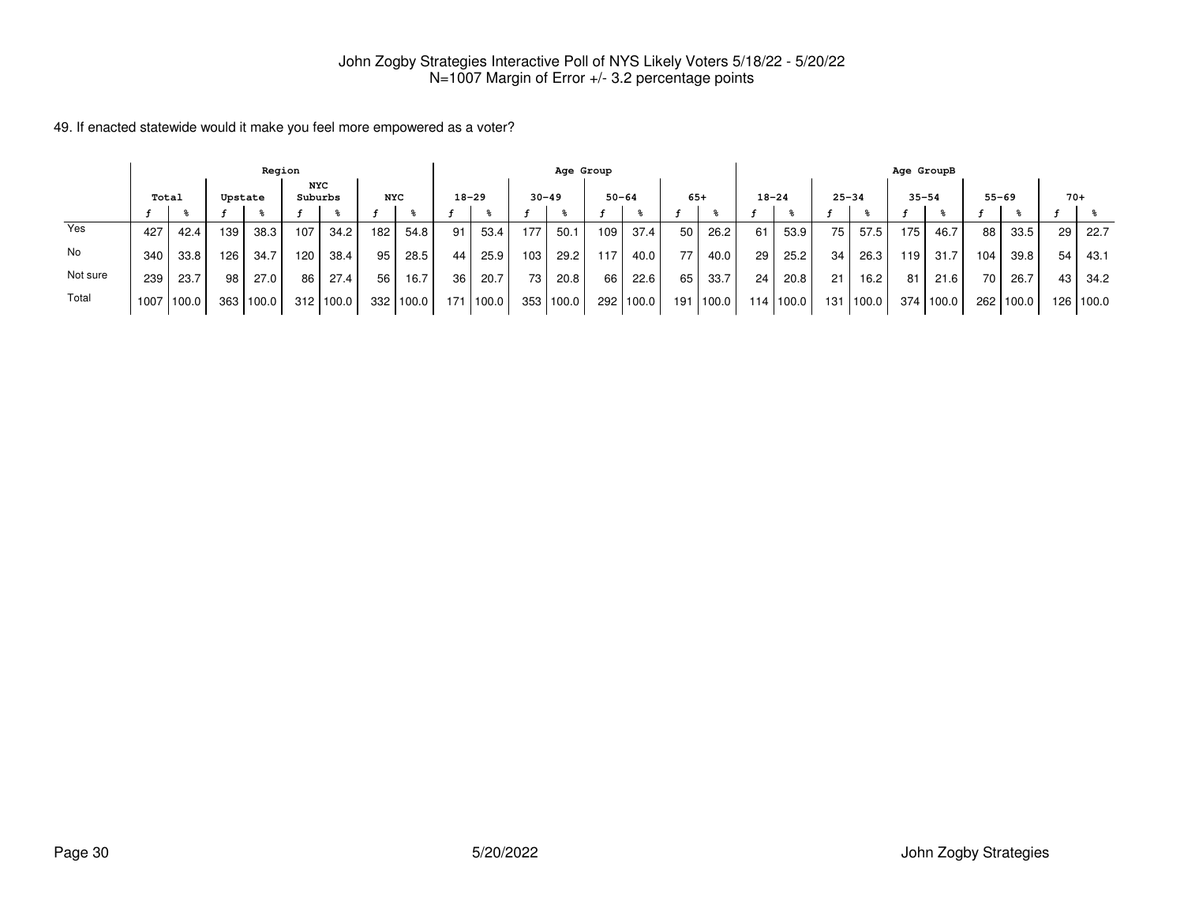John Zogby Strategies Interactive Poll of NYS Likely Voters 5/18/22 - 5/20/22
N=1007 Margin of Error +/- 3.2 percentage points

49. If enacted statewide would it make you feel more empowered as a voter?

| | Region | | | | | | | | Age Group | | | | | | | | Age GroupB | | | | | | | | | |
|---|---|---|---|---|---|---|---|---|---|---|---|---|---|---|---|---|---|---|---|---|---|---|---|---|---|---|
| | Total | | Upstate | | NYC Suburbs | | NYC | | 18-29 | | 30-49 | | 50-64 | | 65+ | | 18-24 | | 25-34 | | 35-54 | | 55-69 | | 70+ | |
| | f | % | f | % | f | % | f | % | f | % | f | % | f | % | f | % | f | % | f | % | f | % | f | % | f | % |
| Yes | 427 | 42.4 | 139 | 38.3 | 107 | 34.2 | 182 | 54.8 | 91 | 53.4 | 177 | 50.1 | 109 | 37.4 | 50 | 26.2 | 61 | 53.9 | 75 | 57.5 | 175 | 46.7 | 88 | 33.5 | 29 | 22.7 |
| No | 340 | 33.8 | 126 | 34.7 | 120 | 38.4 | 95 | 28.5 | 44 | 25.9 | 103 | 29.2 | 117 | 40.0 | 77 | 40.0 | 29 | 25.2 | 34 | 26.3 | 119 | 31.7 | 104 | 39.8 | 54 | 43.1 |
| Not sure | 239 | 23.7 | 98 | 27.0 | 86 | 27.4 | 56 | 16.7 | 36 | 20.7 | 73 | 20.8 | 66 | 22.6 | 65 | 33.7 | 24 | 20.8 | 21 | 16.2 | 81 | 21.6 | 70 | 26.7 | 43 | 34.2 |
| Total | 1007 | 100.0 | 363 | 100.0 | 312 | 100.0 | 332 | 100.0 | 171 | 100.0 | 353 | 100.0 | 292 | 100.0 | 191 | 100.0 | 114 | 100.0 | 131 | 100.0 | 374 | 100.0 | 262 | 100.0 | 126 | 100.0 |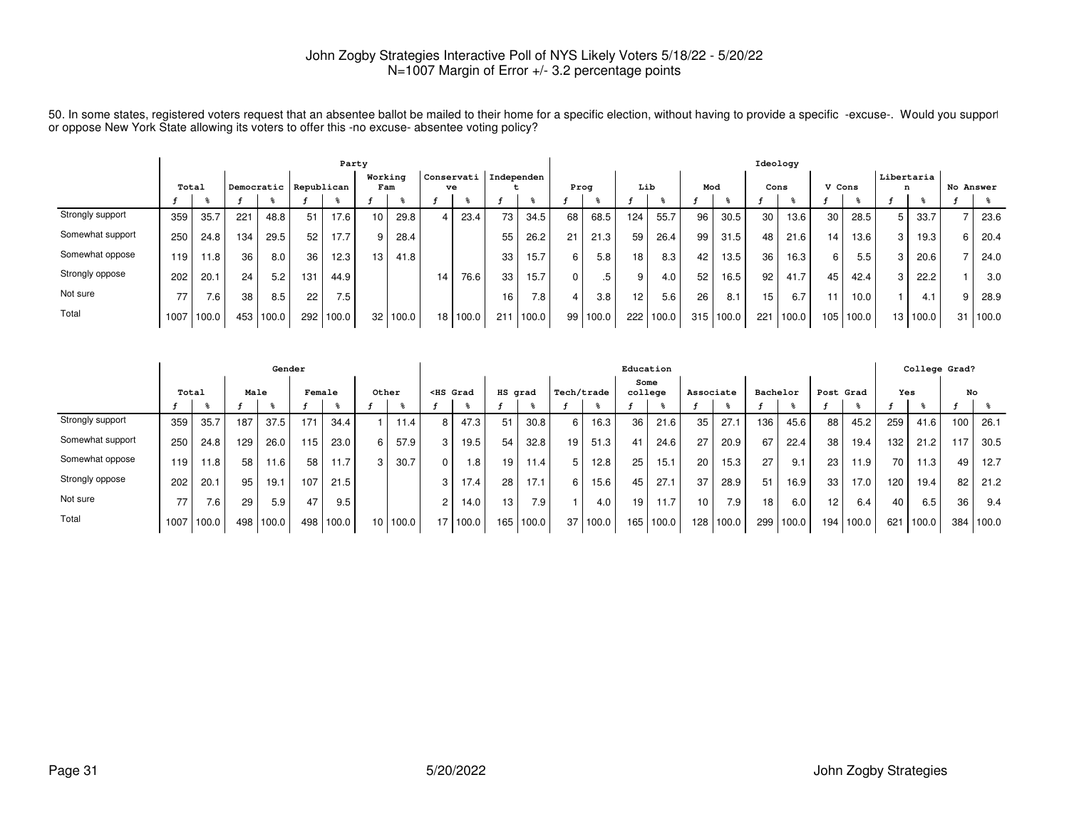John Zogby Strategies Interactive Poll of NYS Likely Voters 5/18/22 - 5/20/22
N=1007 Margin of Error +/- 3.2 percentage points

50. In some states, registered voters request that an absentee ballot be mailed to their home for a specific election, without having to provide a specific -excuse-. Would you support or oppose New York State allowing its voters to offer this -no excuse- absentee voting policy?

| | Total | | Party | | | | | | | | | | | | Ideology | | | | | | | | | | | | | |
|---|---|---|---|---|---|---|---|---|---|---|---|---|---|---|---|---|---|---|---|---|---|---|---|---|---|---|---|---|
| | | | Democratic | | Republican | | Working Fam | | Conservative | | Independent | | Prog | | Lib | | Mod | | Cons | | V Cons | | Libertarian | | No Answer | |
| | f | % | f | % | f | % | f | % | f | % | f | % | f | % | f | % | f | % | f | % | f | % | f | % | f | % |
| Strongly support | 359 | 35.7 | 221 | 48.8 | 51 | 17.6 | 10 | 29.8 | 4 | 23.4 | 73 | 34.5 | 68 | 68.5 | 124 | 55.7 | 96 | 30.5 | 30 | 13.6 | 30 | 28.5 | 5 | 33.7 | 7 | 23.6 |
| Somewhat support | 250 | 24.8 | 134 | 29.5 | 52 | 17.7 | 9 | 28.4 | | | 55 | 26.2 | 21 | 21.3 | 59 | 26.4 | 99 | 31.5 | 48 | 21.6 | 14 | 13.6 | 3 | 19.3 | 6 | 20.4 |
| Somewhat oppose | 119 | 11.8 | 36 | 8.0 | 36 | 12.3 | 13 | 41.8 | | | 33 | 15.7 | 6 | 5.8 | 18 | 8.3 | 42 | 13.5 | 36 | 16.3 | 6 | 5.5 | 3 | 20.6 | 7 | 24.0 |
| Strongly oppose | 202 | 20.1 | 24 | 5.2 | 131 | 44.9 | | | 14 | 76.6 | 33 | 15.7 | 0 | .5 | 9 | 4.0 | 52 | 16.5 | 92 | 41.7 | 45 | 42.4 | 3 | 22.2 | 1 | 3.0 |
| Not sure | 77 | 7.6 | 38 | 8.5 | 22 | 7.5 | | | | | 16 | 7.8 | 4 | 3.8 | 12 | 5.6 | 26 | 8.1 | 15 | 6.7 | 11 | 10.0 | 1 | 4.1 | 9 | 28.9 |
| Total | 1007 | 100.0 | 453 | 100.0 | 292 | 100.0 | 32 | 100.0 | 18 | 100.0 | 211 | 100.0 | 99 | 100.0 | 222 | 100.0 | 315 | 100.0 | 221 | 100.0 | 105 | 100.0 | 13 | 100.0 | 31 | 100.0 |

| | Total | | Gender | | | | | | Education | | | | | | | | | | | | | | College Grad? | | | |
|---|---|---|---|---|---|---|---|---|---|---|---|---|---|---|---|---|---|---|---|---|---|---|---|---|---|---|
| | | | Male | | Female | | Other | | <HS Grad | | HS grad | | Tech/trade | | Some college | | Associate | | Bachelor | | Post Grad | | Yes | | No | |
| | f | % | f | % | f | % | f | % | f | % | f | % | f | % | f | % | f | % | f | % | f | % | f | % | f | % |
| Strongly support | 359 | 35.7 | 187 | 37.5 | 171 | 34.4 | 1 | 11.4 | 8 | 47.3 | 51 | 30.8 | 6 | 16.3 | 36 | 21.6 | 35 | 27.1 | 136 | 45.6 | 88 | 45.2 | 259 | 41.6 | 100 | 26.1 |
| Somewhat support | 250 | 24.8 | 129 | 26.0 | 115 | 23.0 | 6 | 57.9 | 3 | 19.5 | 54 | 32.8 | 19 | 51.3 | 41 | 24.6 | 27 | 20.9 | 67 | 22.4 | 38 | 19.4 | 132 | 21.2 | 117 | 30.5 |
| Somewhat oppose | 119 | 11.8 | 58 | 11.6 | 58 | 11.7 | 3 | 30.7 | 0 | 1.8 | 19 | 11.4 | 5 | 12.8 | 25 | 15.1 | 20 | 15.3 | 27 | 9.1 | 23 | 11.9 | 70 | 11.3 | 49 | 12.7 |
| Strongly oppose | 202 | 20.1 | 95 | 19.1 | 107 | 21.5 | | | 3 | 17.4 | 28 | 17.1 | 6 | 15.6 | 45 | 27.1 | 37 | 28.9 | 51 | 16.9 | 33 | 17.0 | 120 | 19.4 | 82 | 21.2 |
| Not sure | 77 | 7.6 | 29 | 5.9 | 47 | 9.5 | | | 2 | 14.0 | 13 | 7.9 | 1 | 4.0 | 19 | 11.7 | 10 | 7.9 | 18 | 6.0 | 12 | 6.4 | 40 | 6.5 | 36 | 9.4 |
| Total | 1007 | 100.0 | 498 | 100.0 | 498 | 100.0 | 10 | 100.0 | 17 | 100.0 | 165 | 100.0 | 37 | 100.0 | 165 | 100.0 | 128 | 100.0 | 299 | 100.0 | 194 | 100.0 | 621 | 100.0 | 384 | 100.0 |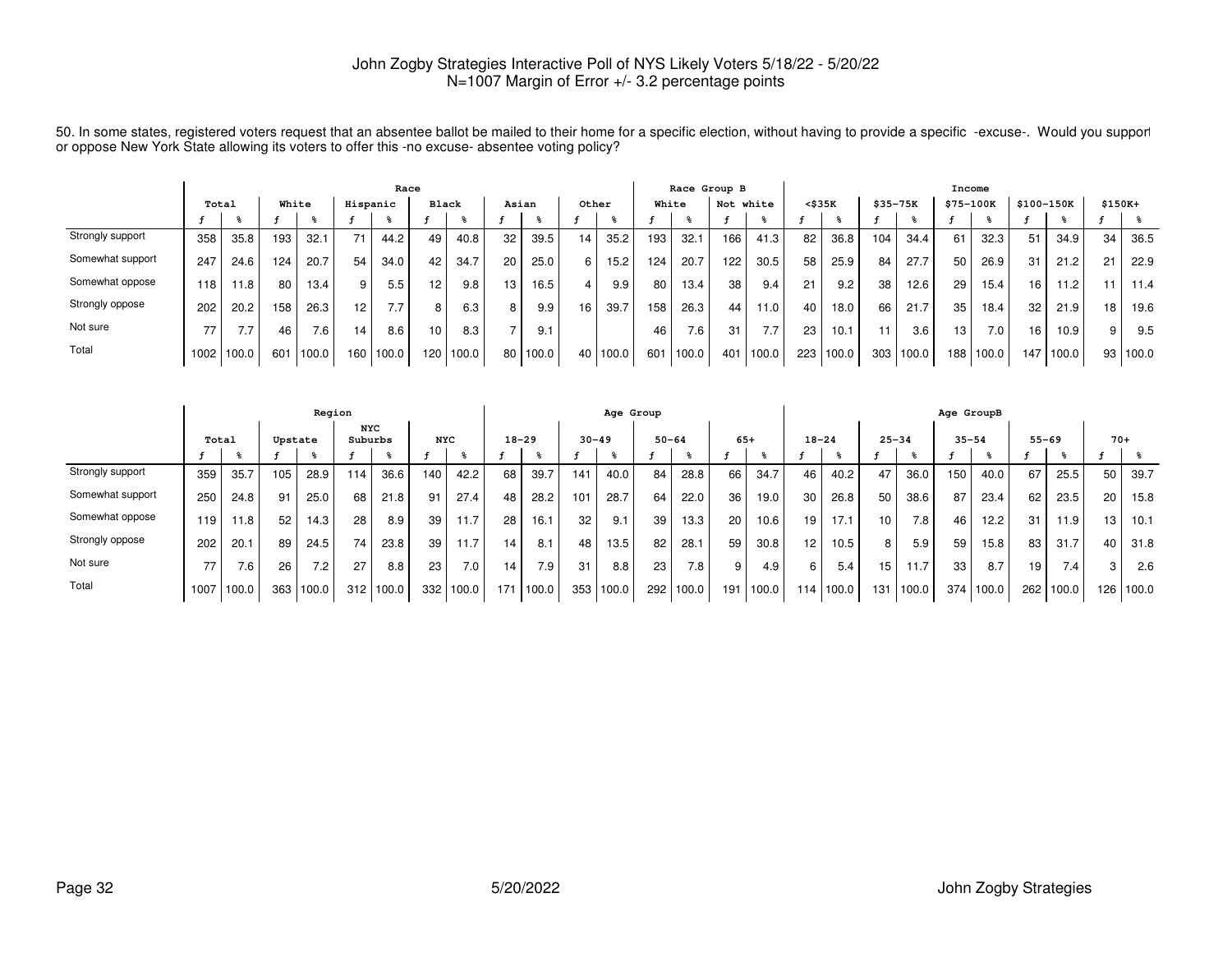John Zogby Strategies Interactive Poll of NYS Likely Voters 5/18/22 - 5/20/22
N=1007 Margin of Error +/- 3.2 percentage points

50. In some states, registered voters request that an absentee ballot be mailed to their home for a specific election, without having to provide a specific -excuse-. Would you support or oppose New York State allowing its voters to offer this -no excuse- absentee voting policy?

| | Total | | Race | | | | | | | | | | Race Group B | | | | Income | | | | | | | | | |
|---|---|---|---|---|---|---|---|---|---|---|---|---|---|---|---|---|---|---|---|---|---|---|---|---|---|---|
| | | | White | | Hispanic | | Black | | Asian | | Other | | White | | Not white | | <$35K | | $35-75K | | $75-100K | | $100-150K | | $150K+ | |
| | f | % | f | % | f | % | f | % | f | % | f | % | f | % | f | % | f | % | f | % | f | % | f | % | f | % |
| Strongly support | 358 | 35.8 | 193 | 32.1 | 71 | 44.2 | 49 | 40.8 | 32 | 39.5 | 14 | 35.2 | 193 | 32.1 | 166 | 41.3 | 82 | 36.8 | 104 | 34.4 | 61 | 32.3 | 51 | 34.9 | 34 | 36.5 |
| Somewhat support | 247 | 24.6 | 124 | 20.7 | 54 | 34.0 | 42 | 34.7 | 20 | 25.0 | 6 | 15.2 | 124 | 20.7 | 122 | 30.5 | 58 | 25.9 | 84 | 27.7 | 50 | 26.9 | 31 | 21.2 | 21 | 22.9 |
| Somewhat oppose | 118 | 11.8 | 80 | 13.4 | 9 | 5.5 | 12 | 9.8 | 13 | 16.5 | 4 | 9.9 | 80 | 13.4 | 38 | 9.4 | 21 | 9.2 | 38 | 12.6 | 29 | 15.4 | 16 | 11.2 | 11 | 11.4 |
| Strongly oppose | 202 | 20.2 | 158 | 26.3 | 12 | 7.7 | 8 | 6.3 | 8 | 9.9 | 16 | 39.7 | 158 | 26.3 | 44 | 11.0 | 40 | 18.0 | 66 | 21.7 | 35 | 18.4 | 32 | 21.9 | 18 | 19.6 |
| Not sure | 77 | 7.7 | 46 | 7.6 | 14 | 8.6 | 10 | 8.3 | 7 | 9.1 | | | 46 | 7.6 | 31 | 7.7 | 23 | 10.1 | 11 | 3.6 | 13 | 7.0 | 16 | 10.9 | 9 | 9.5 |
| Total | 1002 | 100.0 | 601 | 100.0 | 160 | 100.0 | 120 | 100.0 | 80 | 100.0 | 40 | 100.0 | 601 | 100.0 | 401 | 100.0 | 223 | 100.0 | 303 | 100.0 | 188 | 100.0 | 147 | 100.0 | 93 | 100.0 |

| | Total | | Region | | | | | | Age Group | | | | | | | | Age GroupB | | | | | | | | | |
|---|---|---|---|---|---|---|---|---|---|---|---|---|---|---|---|---|---|---|---|---|---|---|---|---|---|---|
| | | | Upstate | | NYC Suburbs | | NYC | | 18-29 | | 30-49 | | 50-64 | | 65+ | | 18-24 | | 25-34 | | 35-54 | | 55-69 | | 70+ | |
| | f | % | f | % | f | % | f | % | f | % | f | % | f | % | f | % | f | % | f | % | f | % | f | % | f | % |
| Strongly support | 359 | 35.7 | 105 | 28.9 | 114 | 36.6 | 140 | 42.2 | 68 | 39.7 | 141 | 40.0 | 84 | 28.8 | 66 | 34.7 | 46 | 40.2 | 47 | 36.0 | 150 | 40.0 | 67 | 25.5 | 50 | 39.7 |
| Somewhat support | 250 | 24.8 | 91 | 25.0 | 68 | 21.8 | 91 | 27.4 | 48 | 28.2 | 101 | 28.7 | 64 | 22.0 | 36 | 19.0 | 30 | 26.8 | 50 | 38.6 | 87 | 23.4 | 62 | 23.5 | 20 | 15.8 |
| Somewhat oppose | 119 | 11.8 | 52 | 14.3 | 28 | 8.9 | 39 | 11.7 | 28 | 16.1 | 32 | 9.1 | 39 | 13.3 | 20 | 10.6 | 19 | 17.1 | 10 | 7.8 | 46 | 12.2 | 31 | 11.9 | 13 | 10.1 |
| Strongly oppose | 202 | 20.1 | 89 | 24.5 | 74 | 23.8 | 39 | 11.7 | 14 | 8.1 | 48 | 13.5 | 82 | 28.1 | 59 | 30.8 | 12 | 10.5 | 8 | 5.9 | 59 | 15.8 | 83 | 31.7 | 40 | 31.8 |
| Not sure | 77 | 7.6 | 26 | 7.2 | 27 | 8.8 | 23 | 7.0 | 14 | 7.9 | 31 | 8.8 | 23 | 7.8 | 9 | 4.9 | 6 | 5.4 | 15 | 11.7 | 33 | 8.7 | 19 | 7.4 | 3 | 2.6 |
| Total | 1007 | 100.0 | 363 | 100.0 | 312 | 100.0 | 332 | 100.0 | 171 | 100.0 | 353 | 100.0 | 292 | 100.0 | 191 | 100.0 | 114 | 100.0 | 131 | 100.0 | 374 | 100.0 | 262 | 100.0 | 126 | 100.0 |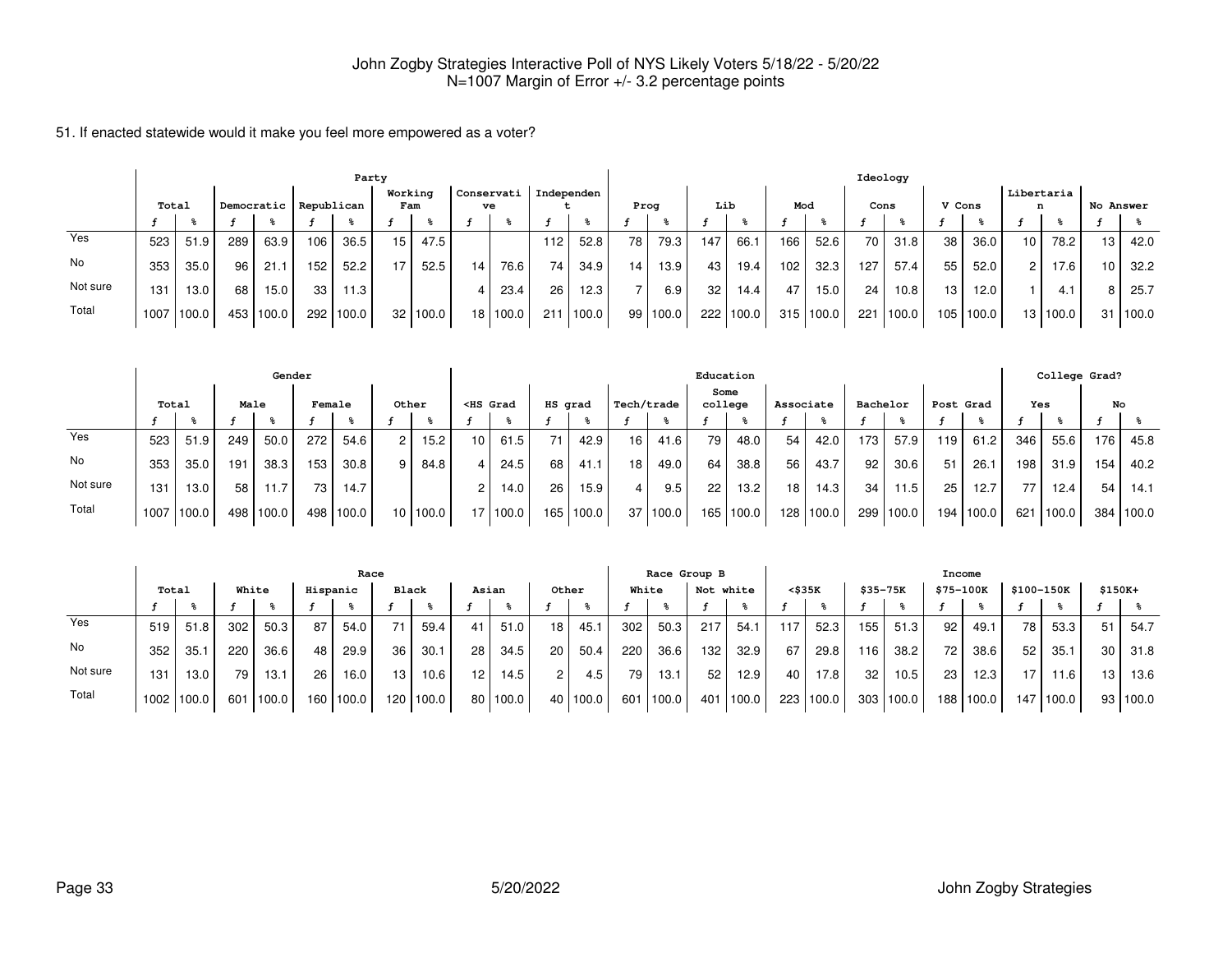John Zogby Strategies Interactive Poll of NYS Likely Voters 5/18/22 - 5/20/22
N=1007 Margin of Error +/- 3.2 percentage points

51. If enacted statewide would it make you feel more empowered as a voter?

| | Total | | Party | | | | | | | | | | | | Ideology | | | | | | | | | | | | | |
|---|---|---|---|---|---|---|---|---|---|---|---|---|---|---|---|---|---|---|---|---|---|---|---|---|---|---|---|---|
| | | | Democratic | | Republican | | Working Fam | | Conservative | | Independent | | Prog | | Lib | | Mod | | Cons | | V Cons | | Libertarian | | No Answer | |
| | f | % | f | % | f | % | f | % | f | % | f | % | f | % | f | % | f | % | f | % | f | % | f | % | f | % |
| Yes | 523 | 51.9 | 289 | 63.9 | 106 | 36.5 | 15 | 47.5 | | | 112 | 52.8 | 78 | 79.3 | 147 | 66.1 | 166 | 52.6 | 70 | 31.8 | 38 | 36.0 | 10 | 78.2 | 13 | 42.0 |
| No | 353 | 35.0 | 96 | 21.1 | 152 | 52.2 | 17 | 52.5 | 14 | 76.6 | 74 | 34.9 | 14 | 13.9 | 43 | 19.4 | 102 | 32.3 | 127 | 57.4 | 55 | 52.0 | 2 | 17.6 | 10 | 32.2 |
| Not sure | 131 | 13.0 | 68 | 15.0 | 33 | 11.3 | | | 4 | 23.4 | 26 | 12.3 | 7 | 6.9 | 32 | 14.4 | 47 | 15.0 | 24 | 10.8 | 13 | 12.0 | 1 | 4.1 | 8 | 25.7 |
| Total | 1007 | 100.0 | 453 | 100.0 | 292 | 100.0 | 32 | 100.0 | 18 | 100.0 | 211 | 100.0 | 99 | 100.0 | 222 | 100.0 | 315 | 100.0 | 221 | 100.0 | 105 | 100.0 | 13 | 100.0 | 31 | 100.0 |

| | Total | | Gender | | | | | | Education | | | | | | | | | | | | | | College Grad? | | | |
|---|---|---|---|---|---|---|---|---|---|---|---|---|---|---|---|---|---|---|---|---|---|---|---|---|---|---|
| | | | Male | | Female | | Other | | <HS Grad | | HS grad | | Tech/trade | | Some college | | Associate | | Bachelor | | Post Grad | | Yes | | No | |
| | f | % | f | % | f | % | f | % | f | % | f | % | f | % | f | % | f | % | f | % | f | % | f | % | f | % |
| Yes | 523 | 51.9 | 249 | 50.0 | 272 | 54.6 | 2 | 15.2 | 10 | 61.5 | 71 | 42.9 | 16 | 41.6 | 79 | 48.0 | 54 | 42.0 | 173 | 57.9 | 119 | 61.2 | 346 | 55.6 | 176 | 45.8 |
| No | 353 | 35.0 | 191 | 38.3 | 153 | 30.8 | 9 | 84.8 | 4 | 24.5 | 68 | 41.1 | 18 | 49.0 | 64 | 38.8 | 56 | 43.7 | 92 | 30.6 | 51 | 26.1 | 198 | 31.9 | 154 | 40.2 |
| Not sure | 131 | 13.0 | 58 | 11.7 | 73 | 14.7 | | | 2 | 14.0 | 26 | 15.9 | 4 | 9.5 | 22 | 13.2 | 18 | 14.3 | 34 | 11.5 | 25 | 12.7 | 77 | 12.4 | 54 | 14.1 |
| Total | 1007 | 100.0 | 498 | 100.0 | 498 | 100.0 | 10 | 100.0 | 17 | 100.0 | 165 | 100.0 | 37 | 100.0 | 165 | 100.0 | 128 | 100.0 | 299 | 100.0 | 194 | 100.0 | 621 | 100.0 | 384 | 100.0 |

| | Total | | Race | | | | | | | | | | Race Group B | | | | Income | | | | | | | | | |
|---|---|---|---|---|---|---|---|---|---|---|---|---|---|---|---|---|---|---|---|---|---|---|---|---|---|---|
| | | | White | | Hispanic | | Black | | Asian | | Other | | White | | Not white | | <$35K | | $35-75K | | $75-100K | | $100-150K | | $150K+ | |
| | f | % | f | % | f | % | f | % | f | % | f | % | f | % | f | % | f | % | f | % | f | % | f | % | f | % |
| Yes | 519 | 51.8 | 302 | 50.3 | 87 | 54.0 | 71 | 59.4 | 41 | 51.0 | 18 | 45.1 | 302 | 50.3 | 217 | 54.1 | 117 | 52.3 | 155 | 51.3 | 92 | 49.1 | 78 | 53.3 | 51 | 54.7 |
| No | 352 | 35.1 | 220 | 36.6 | 48 | 29.9 | 36 | 30.1 | 28 | 34.5 | 20 | 50.4 | 220 | 36.6 | 132 | 32.9 | 67 | 29.8 | 116 | 38.2 | 72 | 38.6 | 52 | 35.1 | 30 | 31.8 |
| Not sure | 131 | 13.0 | 79 | 13.1 | 26 | 16.0 | 13 | 10.6 | 12 | 14.5 | 2 | 4.5 | 79 | 13.1 | 52 | 12.9 | 40 | 17.8 | 32 | 10.5 | 23 | 12.3 | 17 | 11.6 | 13 | 13.6 |
| Total | 1002 | 100.0 | 601 | 100.0 | 160 | 100.0 | 120 | 100.0 | 80 | 100.0 | 40 | 100.0 | 601 | 100.0 | 401 | 100.0 | 223 | 100.0 | 303 | 100.0 | 188 | 100.0 | 147 | 100.0 | 93 | 100.0 |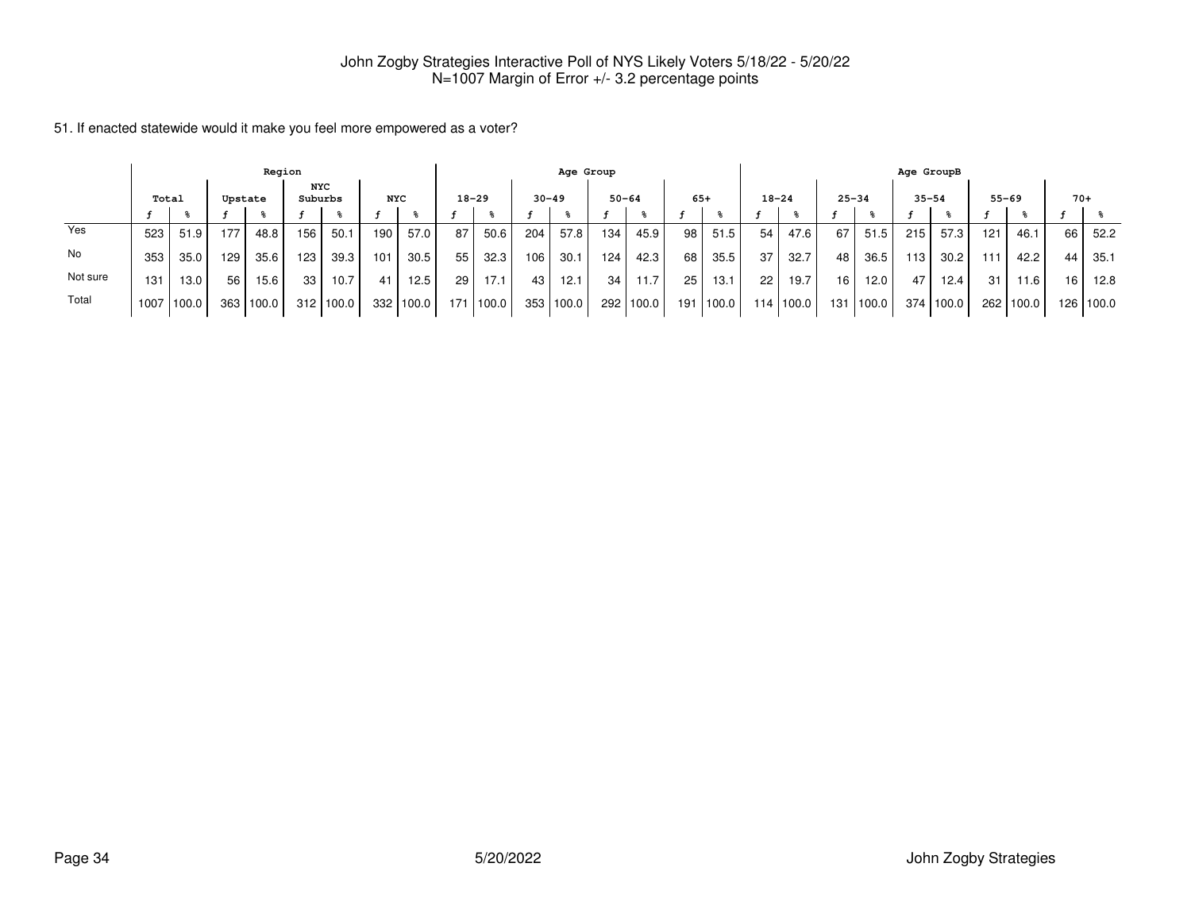John Zogby Strategies Interactive Poll of NYS Likely Voters 5/18/22 - 5/20/22
N=1007 Margin of Error +/- 3.2 percentage points

51. If enacted statewide would it make you feel more empowered as a voter?

| | Total | | Region | | | | | | Age Group | | | | | | | | Age GroupB | | | | | | | | | |
|---|---|---|---|---|---|---|---|---|---|---|---|---|---|---|---|---|---|---|---|---|---|---|---|---|---|---|
| | | | Upstate | | NYC Suburbs | | NYC | | 18-29 | | 30-49 | | 50-64 | | 65+ | | 18-24 | | 25-34 | | 35-54 | | 55-69 | | 70+ | |
| | f | % | f | % | f | % | f | % | f | % | f | % | f | % | f | % | f | % | f | % | f | % | f | % | f | % |
| Yes | 523 | 51.9 | 177 | 48.8 | 156 | 50.1 | 190 | 57.0 | 87 | 50.6 | 204 | 57.8 | 134 | 45.9 | 98 | 51.5 | 54 | 47.6 | 67 | 51.5 | 215 | 57.3 | 121 | 46.1 | 66 | 52.2 |
| No | 353 | 35.0 | 129 | 35.6 | 123 | 39.3 | 101 | 30.5 | 55 | 32.3 | 106 | 30.1 | 124 | 42.3 | 68 | 35.5 | 37 | 32.7 | 48 | 36.5 | 113 | 30.2 | 111 | 42.2 | 44 | 35.1 |
| Not sure | 131 | 13.0 | 56 | 15.6 | 33 | 10.7 | 41 | 12.5 | 29 | 17.1 | 43 | 12.1 | 34 | 11.7 | 25 | 13.1 | 22 | 19.7 | 16 | 12.0 | 47 | 12.4 | 31 | 11.6 | 16 | 12.8 |
| Total | 1007 | 100.0 | 363 | 100.0 | 312 | 100.0 | 332 | 100.0 | 171 | 100.0 | 353 | 100.0 | 292 | 100.0 | 191 | 100.0 | 114 | 100.0 | 131 | 100.0 | 374 | 100.0 | 262 | 100.0 | 126 | 100.0 |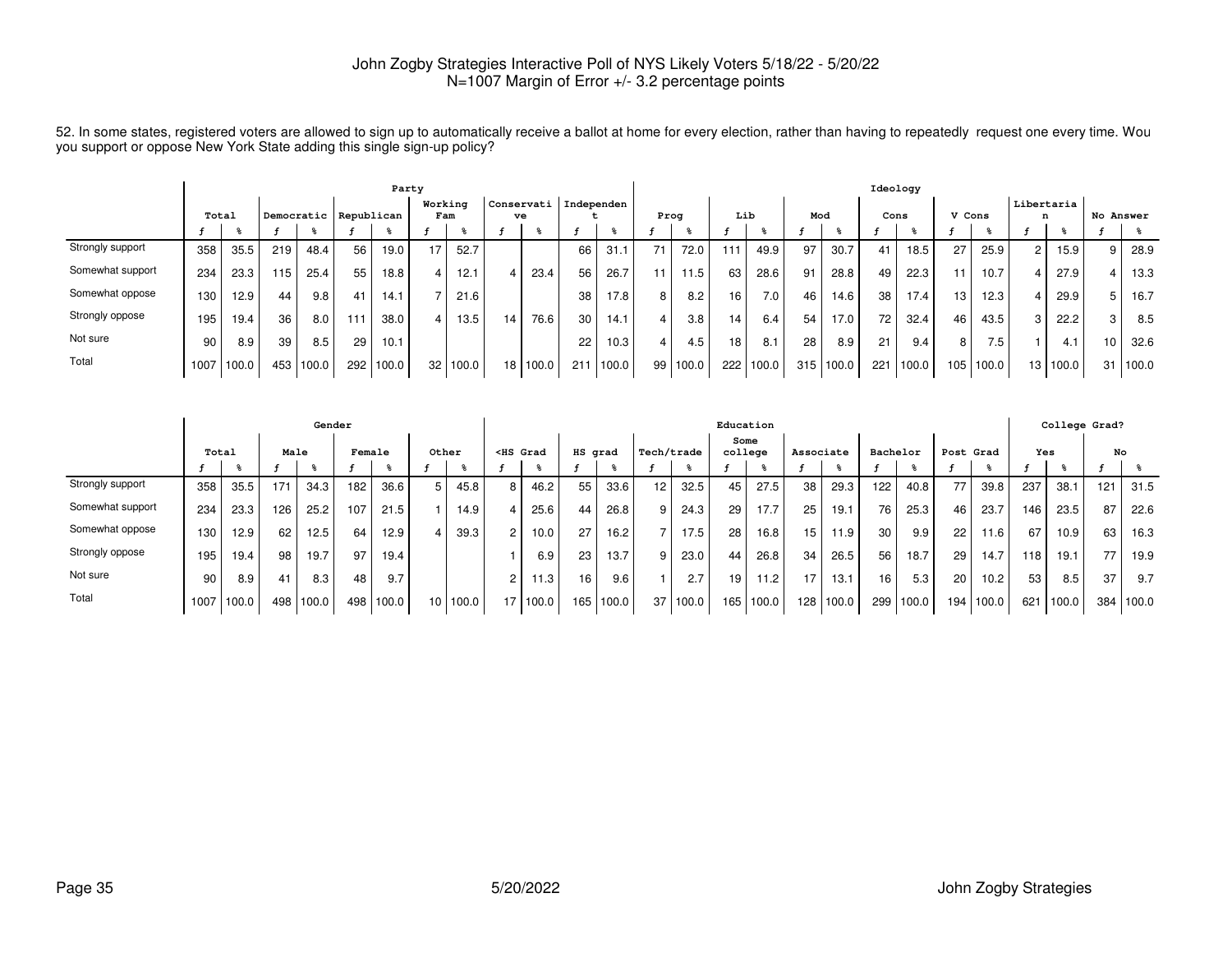John Zogby Strategies Interactive Poll of NYS Likely Voters 5/18/22 - 5/20/22
N=1007 Margin of Error +/- 3.2 percentage points

52. In some states, registered voters are allowed to sign up to automatically receive a ballot at home for every election, rather than having to repeatedly request one every time. Wou you support or oppose New York State adding this single sign-up policy?

| | Total | | Party | | | | | | | | | | | | Ideology | | | | | | | | | | | | | |
|---|---|---|---|---|---|---|---|---|---|---|---|---|---|---|---|---|---|---|---|---|---|---|---|---|---|---|---|---|
| | | | Democratic | | Republican | | Working Fam | | Conservative | | Independent | | Prog | | Lib | | Mod | | Cons | | V Cons | | Libertarian | | No Answer | |
| | f | % | f | % | f | % | f | % | f | % | f | % | f | % | f | % | f | % | f | % | f | % | f | % | f | % |
| Strongly support | 358 | 35.5 | 219 | 48.4 | 56 | 19.0 | 17 | 52.7 | | | 66 | 31.1 | 71 | 72.0 | 111 | 49.9 | 97 | 30.7 | 41 | 18.5 | 27 | 25.9 | 2 | 15.9 | 9 | 28.9 |
| Somewhat support | 234 | 23.3 | 115 | 25.4 | 55 | 18.8 | 4 | 12.1 | 4 | 23.4 | 56 | 26.7 | 11 | 11.5 | 63 | 28.6 | 91 | 28.8 | 49 | 22.3 | 11 | 10.7 | 4 | 27.9 | 4 | 13.3 |
| Somewhat oppose | 130 | 12.9 | 44 | 9.8 | 41 | 14.1 | 7 | 21.6 | | | 38 | 17.8 | 8 | 8.2 | 16 | 7.0 | 46 | 14.6 | 38 | 17.4 | 13 | 12.3 | 4 | 29.9 | 5 | 16.7 |
| Strongly oppose | 195 | 19.4 | 36 | 8.0 | 111 | 38.0 | 4 | 13.5 | 14 | 76.6 | 30 | 14.1 | 4 | 3.8 | 14 | 6.4 | 54 | 17.0 | 72 | 32.4 | 46 | 43.5 | 3 | 22.2 | 3 | 8.5 |
| Not sure | 90 | 8.9 | 39 | 8.5 | 29 | 10.1 | | | | | 22 | 10.3 | 4 | 4.5 | 18 | 8.1 | 28 | 8.9 | 21 | 9.4 | 8 | 7.5 | 1 | 4.1 | 10 | 32.6 |
| Total | 1007 | 100.0 | 453 | 100.0 | 292 | 100.0 | 32 | 100.0 | 18 | 100.0 | 211 | 100.0 | 99 | 100.0 | 222 | 100.0 | 315 | 100.0 | 221 | 100.0 | 105 | 100.0 | 13 | 100.0 | 31 | 100.0 |

| | Total | | Gender | | | | | | Education | | | | | | | | | | | | | | College Grad? | | | |
|---|---|---|---|---|---|---|---|---|---|---|---|---|---|---|---|---|---|---|---|---|---|---|---|---|---|---|
| | | | Male | | Female | | Other | | <HS Grad | | HS grad | | Tech/trade | | Some college | | Associate | | Bachelor | | Post Grad | | Yes | | No | |
| | f | % | f | % | f | % | f | % | f | % | f | % | f | % | f | % | f | % | f | % | f | % | f | % | f | % |
| Strongly support | 358 | 35.5 | 171 | 34.3 | 182 | 36.6 | 5 | 45.8 | 8 | 46.2 | 55 | 33.6 | 12 | 32.5 | 45 | 27.5 | 38 | 29.3 | 122 | 40.8 | 77 | 39.8 | 237 | 38.1 | 121 | 31.5 |
| Somewhat support | 234 | 23.3 | 126 | 25.2 | 107 | 21.5 | 1 | 14.9 | 4 | 25.6 | 44 | 26.8 | 9 | 24.3 | 29 | 17.7 | 25 | 19.1 | 76 | 25.3 | 46 | 23.7 | 146 | 23.5 | 87 | 22.6 |
| Somewhat oppose | 130 | 12.9 | 62 | 12.5 | 64 | 12.9 | 4 | 39.3 | 2 | 10.0 | 27 | 16.2 | 7 | 17.5 | 28 | 16.8 | 15 | 11.9 | 30 | 9.9 | 22 | 11.6 | 67 | 10.9 | 63 | 16.3 |
| Strongly oppose | 195 | 19.4 | 98 | 19.7 | 97 | 19.4 | | | 1 | 6.9 | 23 | 13.7 | 9 | 23.0 | 44 | 26.8 | 34 | 26.5 | 56 | 18.7 | 29 | 14.7 | 118 | 19.1 | 77 | 19.9 |
| Not sure | 90 | 8.9 | 41 | 8.3 | 48 | 9.7 | | | 2 | 11.3 | 16 | 9.6 | 1 | 2.7 | 19 | 11.2 | 17 | 13.1 | 16 | 5.3 | 20 | 10.2 | 53 | 8.5 | 37 | 9.7 |
| Total | 1007 | 100.0 | 498 | 100.0 | 498 | 100.0 | 10 | 100.0 | 17 | 100.0 | 165 | 100.0 | 37 | 100.0 | 165 | 100.0 | 128 | 100.0 | 299 | 100.0 | 194 | 100.0 | 621 | 100.0 | 384 | 100.0 |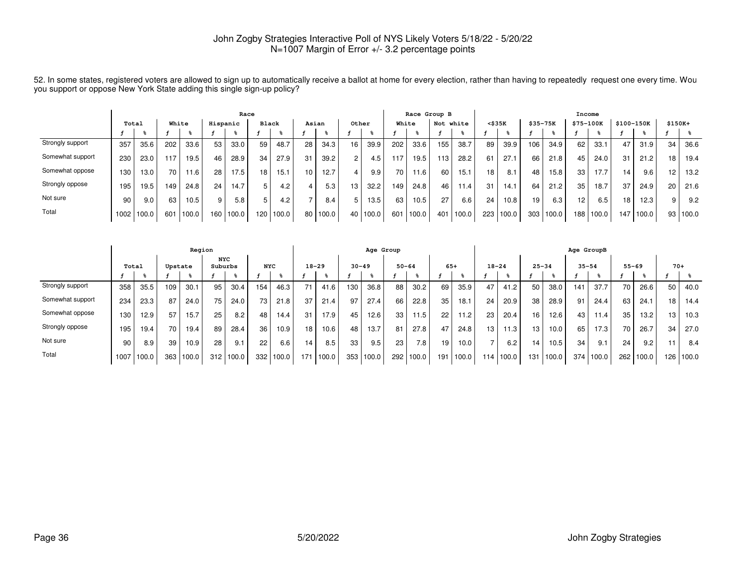John Zogby Strategies Interactive Poll of NYS Likely Voters 5/18/22 - 5/20/22
N=1007 Margin of Error +/- 3.2 percentage points

52. In some states, registered voters are allowed to sign up to automatically receive a ballot at home for every election, rather than having to repeatedly request one every time. Wou you support or oppose New York State adding this single sign-up policy?

| | Total | | Race | | | | | | | | | | Race Group B | | | | Income | | | | | | | | | |
|---|---|---|---|---|---|---|---|---|---|---|---|---|---|---|---|---|---|---|---|---|---|---|---|---|---|---|
| | | | White | | Hispanic | | Black | | Asian | | Other | | White | | Not white | | <$35K | | $35-75K | | $75-100K | | $100-150K | | $150K+ | |
| | f | % | f | % | f | % | f | % | f | % | f | % | f | % | f | % | f | % | f | % | f | % | f | % | f | % |
| Strongly support | 357 | 35.6 | 202 | 33.6 | 53 | 33.0 | 59 | 48.7 | 28 | 34.3 | 16 | 39.9 | 202 | 33.6 | 155 | 38.7 | 89 | 39.9 | 106 | 34.9 | 62 | 33.1 | 47 | 31.9 | 34 | 36.6 |
| Somewhat support | 230 | 23.0 | 117 | 19.5 | 46 | 28.9 | 34 | 27.9 | 31 | 39.2 | 2 | 4.5 | 117 | 19.5 | 113 | 28.2 | 61 | 27.1 | 66 | 21.8 | 45 | 24.0 | 31 | 21.2 | 18 | 19.4 |
| Somewhat oppose | 130 | 13.0 | 70 | 11.6 | 28 | 17.5 | 18 | 15.1 | 10 | 12.7 | 4 | 9.9 | 70 | 11.6 | 60 | 15.1 | 18 | 8.1 | 48 | 15.8 | 33 | 17.7 | 14 | 9.6 | 12 | 13.2 |
| Strongly oppose | 195 | 19.5 | 149 | 24.8 | 24 | 14.7 | 5 | 4.2 | 4 | 5.3 | 13 | 32.2 | 149 | 24.8 | 46 | 11.4 | 31 | 14.1 | 64 | 21.2 | 35 | 18.7 | 37 | 24.9 | 20 | 21.6 |
| Not sure | 90 | 9.0 | 63 | 10.5 | 9 | 5.8 | 5 | 4.2 | 7 | 8.4 | 5 | 13.5 | 63 | 10.5 | 27 | 6.6 | 24 | 10.8 | 19 | 6.3 | 12 | 6.5 | 18 | 12.3 | 9 | 9.2 |
| Total | 1002 | 100.0 | 601 | 100.0 | 160 | 100.0 | 120 | 100.0 | 80 | 100.0 | 40 | 100.0 | 601 | 100.0 | 401 | 100.0 | 223 | 100.0 | 303 | 100.0 | 188 | 100.0 | 147 | 100.0 | 93 | 100.0 |

| | Total | | Region | | | | | | Age Group | | | | | | | | Age GroupB | | | | | | | | | |
|---|---|---|---|---|---|---|---|---|---|---|---|---|---|---|---|---|---|---|---|---|---|---|---|---|---|---|
| | | | Upstate | | NYC Suburbs | | NYC | | 18-29 | | 30-49 | | 50-64 | | 65+ | | 18-24 | | 25-34 | | 35-54 | | 55-69 | | 70+ | |
| | f | % | f | % | f | % | f | % | f | % | f | % | f | % | f | % | f | % | f | % | f | % | f | % | f | % |
| Strongly support | 358 | 35.5 | 109 | 30.1 | 95 | 30.4 | 154 | 46.3 | 71 | 41.6 | 130 | 36.8 | 88 | 30.2 | 69 | 35.9 | 47 | 41.2 | 50 | 38.0 | 141 | 37.7 | 70 | 26.6 | 50 | 40.0 |
| Somewhat support | 234 | 23.3 | 87 | 24.0 | 75 | 24.0 | 73 | 21.8 | 37 | 21.4 | 97 | 27.4 | 66 | 22.8 | 35 | 18.1 | 24 | 20.9 | 38 | 28.9 | 91 | 24.4 | 63 | 24.1 | 18 | 14.4 |
| Somewhat oppose | 130 | 12.9 | 57 | 15.7 | 25 | 8.2 | 48 | 14.4 | 31 | 17.9 | 45 | 12.6 | 33 | 11.5 | 22 | 11.2 | 23 | 20.4 | 16 | 12.6 | 43 | 11.4 | 35 | 13.2 | 13 | 10.3 |
| Strongly oppose | 195 | 19.4 | 70 | 19.4 | 89 | 28.4 | 36 | 10.9 | 18 | 10.6 | 48 | 13.7 | 81 | 27.8 | 47 | 24.8 | 13 | 11.3 | 13 | 10.0 | 65 | 17.3 | 70 | 26.7 | 34 | 27.0 |
| Not sure | 90 | 8.9 | 39 | 10.9 | 28 | 9.1 | 22 | 6.6 | 14 | 8.5 | 33 | 9.5 | 23 | 7.8 | 19 | 10.0 | 7 | 6.2 | 14 | 10.5 | 34 | 9.1 | 24 | 9.2 | 11 | 8.4 |
| Total | 1007 | 100.0 | 363 | 100.0 | 312 | 100.0 | 332 | 100.0 | 171 | 100.0 | 353 | 100.0 | 292 | 100.0 | 191 | 100.0 | 114 | 100.0 | 131 | 100.0 | 374 | 100.0 | 262 | 100.0 | 126 | 100.0 |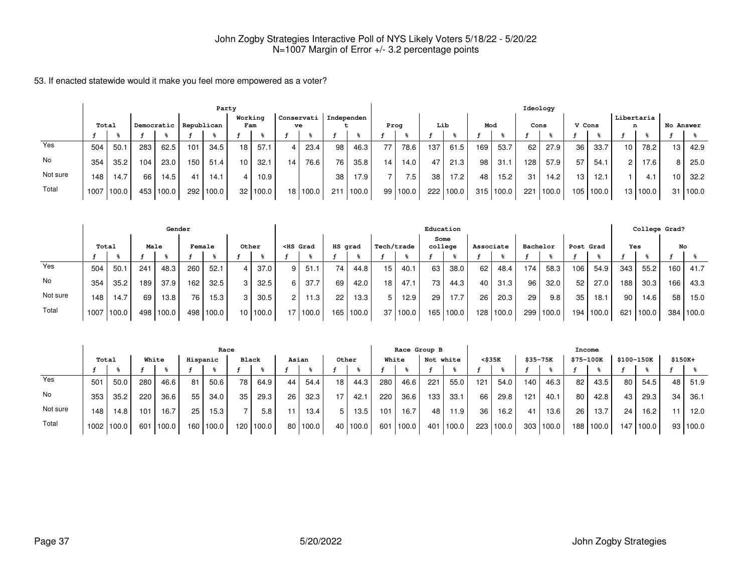John Zogby Strategies Interactive Poll of NYS Likely Voters 5/18/22 - 5/20/22
N=1007 Margin of Error +/- 3.2 percentage points

53. If enacted statewide would it make you feel more empowered as a voter?

| | Total | | Party | | | | | | | | | | | | Ideology | | | | | | | | | | | | | |
|---|---|---|---|---|---|---|---|---|---|---|---|---|---|---|---|---|---|---|---|---|---|---|---|---|---|---|---|---|
| | | | Democratic | | Republican | | Working Fam | | Conservative | | Independent | | Prog | | Lib | | Mod | | Cons | | V Cons | | Libertarian | | No Answer | |
| | f | % | f | % | f | % | f | % | f | % | f | % | f | % | f | % | f | % | f | % | f | % | f | % | f | % |
| Yes | 504 | 50.1 | 283 | 62.5 | 101 | 34.5 | 18 | 57.1 | 4 | 23.4 | 98 | 46.3 | 77 | 78.6 | 137 | 61.5 | 169 | 53.7 | 62 | 27.9 | 36 | 33.7 | 10 | 78.2 | 13 | 42.9 |
| No | 354 | 35.2 | 104 | 23.0 | 150 | 51.4 | 10 | 32.1 | 14 | 76.6 | 76 | 35.8 | 14 | 14.0 | 47 | 21.3 | 98 | 31.1 | 128 | 57.9 | 57 | 54.1 | 2 | 17.6 | 8 | 25.0 |
| Not sure | 148 | 14.7 | 66 | 14.5 | 41 | 14.1 | 4 | 10.9 | | | 38 | 17.9 | 7 | 7.5 | 38 | 17.2 | 48 | 15.2 | 31 | 14.2 | 13 | 12.1 | 1 | 4.1 | 10 | 32.2 |
| Total | 1007 | 100.0 | 453 | 100.0 | 292 | 100.0 | 32 | 100.0 | 18 | 100.0 | 211 | 100.0 | 99 | 100.0 | 222 | 100.0 | 315 | 100.0 | 221 | 100.0 | 105 | 100.0 | 13 | 100.0 | 31 | 100.0 |

| | Total | | Gender | | | | | | Education | | | | | | | | | | | | | | College Grad? | | | |
|---|---|---|---|---|---|---|---|---|---|---|---|---|---|---|---|---|---|---|---|---|---|---|---|---|---|---|
| | | | Male | | Female | | Other | | <HS Grad | | HS grad | | Tech/trade | | Some college | | Associate | | Bachelor | | Post Grad | | Yes | | No | |
| | f | % | f | % | f | % | f | % | f | % | f | % | f | % | f | % | f | % | f | % | f | % | f | % | f | % |
| Yes | 504 | 50.1 | 241 | 48.3 | 260 | 52.1 | 4 | 37.0 | 9 | 51.1 | 74 | 44.8 | 15 | 40.1 | 63 | 38.0 | 62 | 48.4 | 174 | 58.3 | 106 | 54.9 | 343 | 55.2 | 160 | 41.7 |
| No | 354 | 35.2 | 189 | 37.9 | 162 | 32.5 | 3 | 32.5 | 6 | 37.7 | 69 | 42.0 | 18 | 47.1 | 73 | 44.3 | 40 | 31.3 | 96 | 32.0 | 52 | 27.0 | 188 | 30.3 | 166 | 43.3 |
| Not sure | 148 | 14.7 | 69 | 13.8 | 76 | 15.3 | 3 | 30.5 | 2 | 11.3 | 22 | 13.3 | 5 | 12.9 | 29 | 17.7 | 26 | 20.3 | 29 | 9.8 | 35 | 18.1 | 90 | 14.6 | 58 | 15.0 |
| Total | 1007 | 100.0 | 498 | 100.0 | 498 | 100.0 | 10 | 100.0 | 17 | 100.0 | 165 | 100.0 | 37 | 100.0 | 165 | 100.0 | 128 | 100.0 | 299 | 100.0 | 194 | 100.0 | 621 | 100.0 | 384 | 100.0 |

| | Total | | Race | | | | | | | | | | Race Group B | | | | Income | | | | | | | | | |
|---|---|---|---|---|---|---|---|---|---|---|---|---|---|---|---|---|---|---|---|---|---|---|---|---|---|---|
| | | | White | | Hispanic | | Black | | Asian | | Other | | White | | Not white | | <$35K | | $35-75K | | $75-100K | | $100-150K | | $150K+ | |
| | f | % | f | % | f | % | f | % | f | % | f | % | f | % | f | % | f | % | f | % | f | % | f | % | f | % |
| Yes | 501 | 50.0 | 280 | 46.6 | 81 | 50.6 | 78 | 64.9 | 44 | 54.4 | 18 | 44.3 | 280 | 46.6 | 221 | 55.0 | 121 | 54.0 | 140 | 46.3 | 82 | 43.5 | 80 | 54.5 | 48 | 51.9 |
| No | 353 | 35.2 | 220 | 36.6 | 55 | 34.0 | 35 | 29.3 | 26 | 32.3 | 17 | 42.1 | 220 | 36.6 | 133 | 33.1 | 66 | 29.8 | 121 | 40.1 | 80 | 42.8 | 43 | 29.3 | 34 | 36.1 |
| Not sure | 148 | 14.8 | 101 | 16.7 | 25 | 15.3 | 7 | 5.8 | 11 | 13.4 | 5 | 13.5 | 101 | 16.7 | 48 | 11.9 | 36 | 16.2 | 41 | 13.6 | 26 | 13.7 | 24 | 16.2 | 11 | 12.0 |
| Total | 1002 | 100.0 | 601 | 100.0 | 160 | 100.0 | 120 | 100.0 | 80 | 100.0 | 40 | 100.0 | 601 | 100.0 | 401 | 100.0 | 223 | 100.0 | 303 | 100.0 | 188 | 100.0 | 147 | 100.0 | 93 | 100.0 |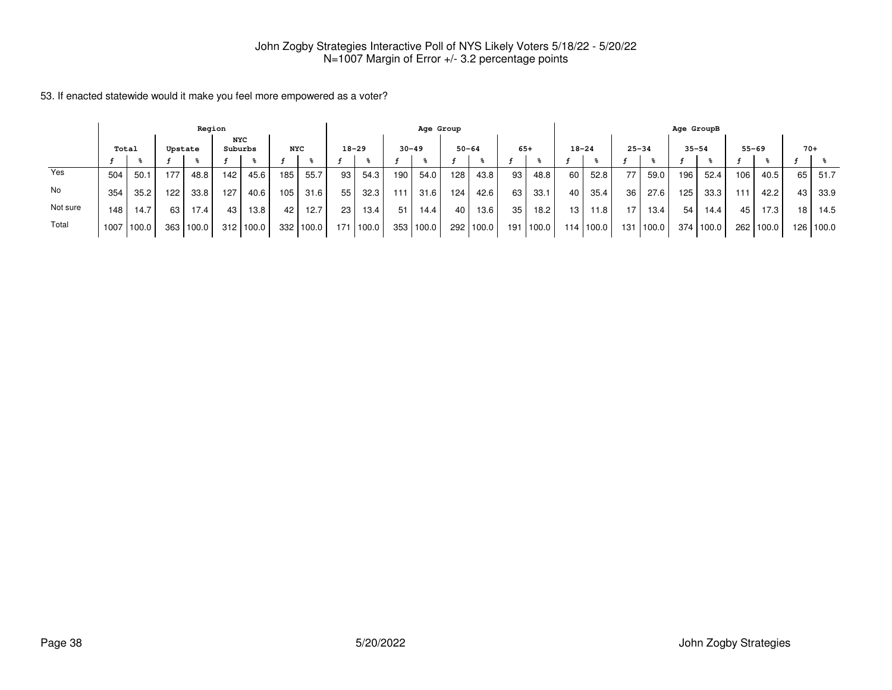John Zogby Strategies Interactive Poll of NYS Likely Voters 5/18/22 - 5/20/22
N=1007 Margin of Error +/- 3.2 percentage points

53. If enacted statewide would it make you feel more empowered as a voter?

| | Total | | Region | | | | | | Age Group | | | | | | | | Age GroupB | | | | | | | | | |
|---|---|---|---|---|---|---|---|---|---|---|---|---|---|---|---|---|---|---|---|---|---|---|---|---|---|---|
| | | | Upstate | | NYC Suburbs | | NYC | | 18-29 | | 30-49 | | 50-64 | | 65+ | | 18-24 | | 25-34 | | 35-54 | | 55-69 | | 70+ | |
| | f | % | f | % | f | % | f | % | f | % | f | % | f | % | f | % | f | % | f | % | f | % | f | % | f | % |
| Yes | 504 | 50.1 | 177 | 48.8 | 142 | 45.6 | 185 | 55.7 | 93 | 54.3 | 190 | 54.0 | 128 | 43.8 | 93 | 48.8 | 60 | 52.8 | 77 | 59.0 | 196 | 52.4 | 106 | 40.5 | 65 | 51.7 |
| No | 354 | 35.2 | 122 | 33.8 | 127 | 40.6 | 105 | 31.6 | 55 | 32.3 | 111 | 31.6 | 124 | 42.6 | 63 | 33.1 | 40 | 35.4 | 36 | 27.6 | 125 | 33.3 | 111 | 42.2 | 43 | 33.9 |
| Not sure | 148 | 14.7 | 63 | 17.4 | 43 | 13.8 | 42 | 12.7 | 23 | 13.4 | 51 | 14.4 | 40 | 13.6 | 35 | 18.2 | 13 | 11.8 | 17 | 13.4 | 54 | 14.4 | 45 | 17.3 | 18 | 14.5 |
| Total | 1007 | 100.0 | 363 | 100.0 | 312 | 100.0 | 332 | 100.0 | 171 | 100.0 | 353 | 100.0 | 292 | 100.0 | 191 | 100.0 | 114 | 100.0 | 131 | 100.0 | 374 | 100.0 | 262 | 100.0 | 126 | 100.0 |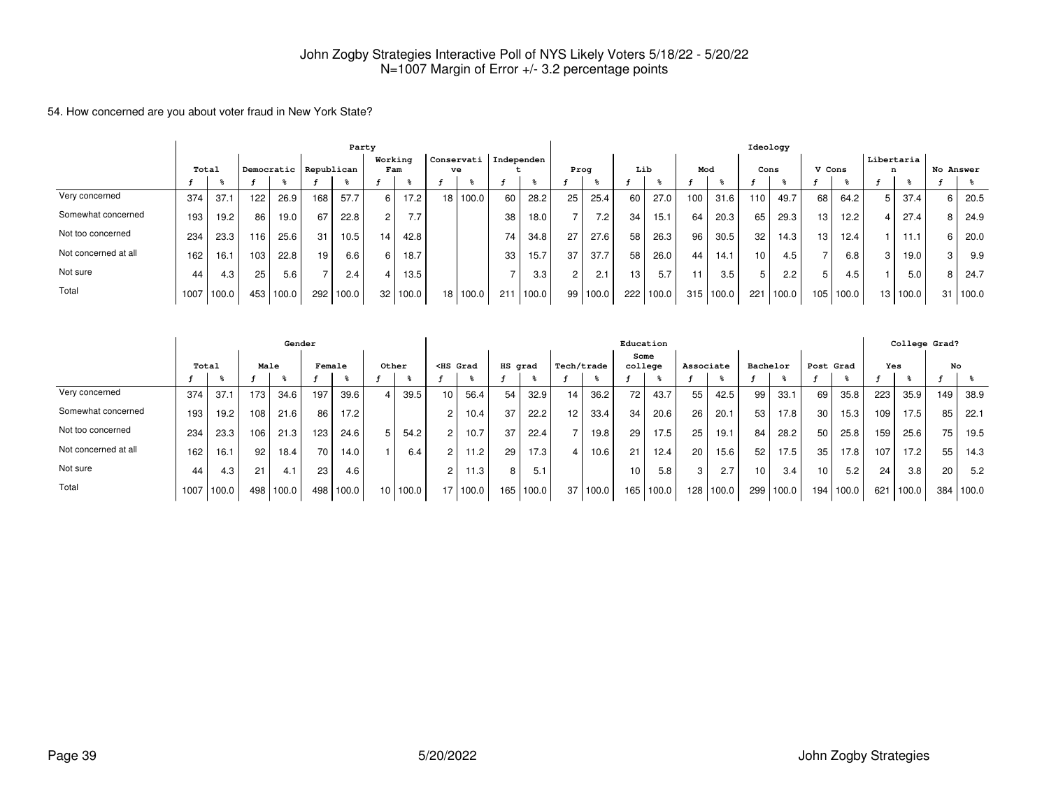John Zogby Strategies Interactive Poll of NYS Likely Voters 5/18/22 - 5/20/22
N=1007 Margin of Error +/- 3.2 percentage points

54. How concerned are you about voter fraud in New York State?

| | Total | | Party | | | | | | | | | | Ideology | | | | | | | | | | | | | |
|---|---|---|---|---|---|---|---|---|---|---|---|---|---|---|---|---|---|---|---|---|---|---|---|---|---|---|
| | | | Democratic | | Republican | | Working Fam | | Conservative | | Independent | | Prog | | Lib | | Mod | | Cons | | V Cons | | Libertarian | | No Answer | |
| | f | % | f | % | f | % | f | % | f | % | f | % | f | % | f | % | f | % | f | % | f | % | f | % | f | % |
| Very concerned | 374 | 37.1 | 122 | 26.9 | 168 | 57.7 | 6 | 17.2 | 18 | 100.0 | 60 | 28.2 | 25 | 25.4 | 60 | 27.0 | 100 | 31.6 | 110 | 49.7 | 68 | 64.2 | 5 | 37.4 | 6 | 20.5 |
| Somewhat concerned | 193 | 19.2 | 86 | 19.0 | 67 | 22.8 | 2 | 7.7 | | | 38 | 18.0 | 7 | 7.2 | 34 | 15.1 | 64 | 20.3 | 65 | 29.3 | 13 | 12.2 | 4 | 27.4 | 8 | 24.9 |
| Not too concerned | 234 | 23.3 | 116 | 25.6 | 31 | 10.5 | 14 | 42.8 | | | 74 | 34.8 | 27 | 27.6 | 58 | 26.3 | 96 | 30.5 | 32 | 14.3 | 13 | 12.4 | 1 | 11.1 | 6 | 20.0 |
| Not concerned at all | 162 | 16.1 | 103 | 22.8 | 19 | 6.6 | 6 | 18.7 | | | 33 | 15.7 | 37 | 37.7 | 58 | 26.0 | 44 | 14.1 | 10 | 4.5 | 7 | 6.8 | 3 | 19.0 | 3 | 9.9 |
| Not sure | 44 | 4.3 | 25 | 5.6 | 7 | 2.4 | 4 | 13.5 | | | 7 | 3.3 | 2 | 2.1 | 13 | 5.7 | 11 | 3.5 | 5 | 2.2 | 5 | 4.5 | 1 | 5.0 | 8 | 24.7 |
| Total | 1007 | 100.0 | 453 | 100.0 | 292 | 100.0 | 32 | 100.0 | 18 | 100.0 | 211 | 100.0 | 99 | 100.0 | 222 | 100.0 | 315 | 100.0 | 221 | 100.0 | 105 | 100.0 | 13 | 100.0 | 31 | 100.0 |

| | Total | | Gender | | | | | | Education | | | | | | | | | | | | | | College Grad? | | | |
|---|---|---|---|---|---|---|---|---|---|---|---|---|---|---|---|---|---|---|---|---|---|---|---|---|---|---|
| | | | Male | | Female | | Other | | <HS Grad | | HS grad | | Tech/trade | | Some college | | Associate | | Bachelor | | Post Grad | | Yes | | No | |
| | f | % | f | % | f | % | f | % | f | % | f | % | f | % | f | % | f | % | f | % | f | % | f | % | f | % |
| Very concerned | 374 | 37.1 | 173 | 34.6 | 197 | 39.6 | 4 | 39.5 | 10 | 56.4 | 54 | 32.9 | 14 | 36.2 | 72 | 43.7 | 55 | 42.5 | 99 | 33.1 | 69 | 35.8 | 223 | 35.9 | 149 | 38.9 |
| Somewhat concerned | 193 | 19.2 | 108 | 21.6 | 86 | 17.2 | | | 2 | 10.4 | 37 | 22.2 | 12 | 33.4 | 34 | 20.6 | 26 | 20.1 | 53 | 17.8 | 30 | 15.3 | 109 | 17.5 | 85 | 22.1 |
| Not too concerned | 234 | 23.3 | 106 | 21.3 | 123 | 24.6 | 5 | 54.2 | 2 | 10.7 | 37 | 22.4 | 7 | 19.8 | 29 | 17.5 | 25 | 19.1 | 84 | 28.2 | 50 | 25.8 | 159 | 25.6 | 75 | 19.5 |
| Not concerned at all | 162 | 16.1 | 92 | 18.4 | 70 | 14.0 | 1 | 6.4 | 2 | 11.2 | 29 | 17.3 | 4 | 10.6 | 21 | 12.4 | 20 | 15.6 | 52 | 17.5 | 35 | 17.8 | 107 | 17.2 | 55 | 14.3 |
| Not sure | 44 | 4.3 | 21 | 4.1 | 23 | 4.6 | | | 2 | 11.3 | 8 | 5.1 | | | 10 | 5.8 | 3 | 2.7 | 10 | 3.4 | 10 | 5.2 | 24 | 3.8 | 20 | 5.2 |
| Total | 1007 | 100.0 | 498 | 100.0 | 498 | 100.0 | 10 | 100.0 | 17 | 100.0 | 165 | 100.0 | 37 | 100.0 | 165 | 100.0 | 128 | 100.0 | 299 | 100.0 | 194 | 100.0 | 621 | 100.0 | 384 | 100.0 |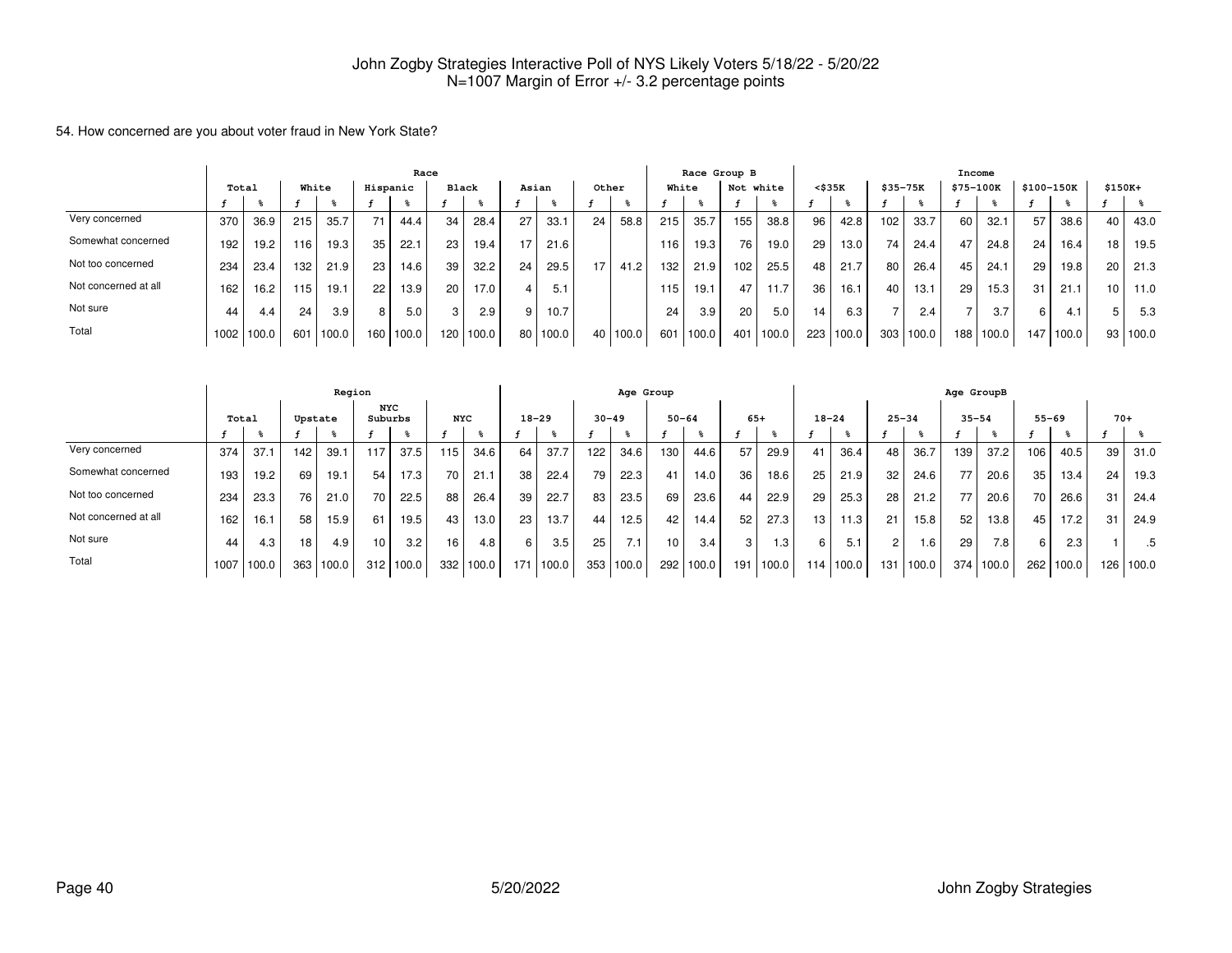John Zogby Strategies Interactive Poll of NYS Likely Voters 5/18/22 - 5/20/22
N=1007 Margin of Error +/- 3.2 percentage points

54. How concerned are you about voter fraud in New York State?

| | Total | | Race | | | | | | | | | | Race Group B | | | | Income | | | | | | | | | |
|---|---|---|---|---|---|---|---|---|---|---|---|---|---|---|---|---|---|---|---|---|---|---|---|---|---|---|
| | | | White | | Hispanic | | Black | | Asian | | Other | | White | | Not white | | <$35K | | $35-75K | | $75-100K | | $100-150K | | $150K+ | |
| | f | % | f | % | f | % | f | % | f | % | f | % | f | % | f | % | f | % | f | % | f | % | f | % | f | % |
| Very concerned | 370 | 36.9 | 215 | 35.7 | 71 | 44.4 | 34 | 28.4 | 27 | 33.1 | 24 | 58.8 | 215 | 35.7 | 155 | 38.8 | 96 | 42.8 | 102 | 33.7 | 60 | 32.1 | 57 | 38.6 | 40 | 43.0 |
| Somewhat concerned | 192 | 19.2 | 116 | 19.3 | 35 | 22.1 | 23 | 19.4 | 17 | 21.6 | | | 116 | 19.3 | 76 | 19.0 | 29 | 13.0 | 74 | 24.4 | 47 | 24.8 | 24 | 16.4 | 18 | 19.5 |
| Not too concerned | 234 | 23.4 | 132 | 21.9 | 23 | 14.6 | 39 | 32.2 | 24 | 29.5 | 17 | 41.2 | 132 | 21.9 | 102 | 25.5 | 48 | 21.7 | 80 | 26.4 | 45 | 24.1 | 29 | 19.8 | 20 | 21.3 |
| Not concerned at all | 162 | 16.2 | 115 | 19.1 | 22 | 13.9 | 20 | 17.0 | 4 | 5.1 | | | 115 | 19.1 | 47 | 11.7 | 36 | 16.1 | 40 | 13.1 | 29 | 15.3 | 31 | 21.1 | 10 | 11.0 |
| Not sure | 44 | 4.4 | 24 | 3.9 | 8 | 5.0 | 3 | 2.9 | 9 | 10.7 | | | 24 | 3.9 | 20 | 5.0 | 14 | 6.3 | 7 | 2.4 | 7 | 3.7 | 6 | 4.1 | 5 | 5.3 |
| Total | 1002 | 100.0 | 601 | 100.0 | 160 | 100.0 | 120 | 100.0 | 80 | 100.0 | 40 | 100.0 | 601 | 100.0 | 401 | 100.0 | 223 | 100.0 | 303 | 100.0 | 188 | 100.0 | 147 | 100.0 | 93 | 100.0 |

| | Total | | Region | | | | | | Age Group | | | | | | | | Age GroupB | | | | | | | | | |
|---|---|---|---|---|---|---|---|---|---|---|---|---|---|---|---|---|---|---|---|---|---|---|---|---|---|---|
| | | | Upstate | | NYC Suburbs | | NYC | | 18-29 | | 30-49 | | 50-64 | | 65+ | | 18-24 | | 25-34 | | 35-54 | | 55-69 | | 70+ | |
| | f | % | f | % | f | % | f | % | f | % | f | % | f | % | f | % | f | % | f | % | f | % | f | % | f | % |
| Very concerned | 374 | 37.1 | 142 | 39.1 | 117 | 37.5 | 115 | 34.6 | 64 | 37.7 | 122 | 34.6 | 130 | 44.6 | 57 | 29.9 | 41 | 36.4 | 48 | 36.7 | 139 | 37.2 | 106 | 40.5 | 39 | 31.0 |
| Somewhat concerned | 193 | 19.2 | 69 | 19.1 | 54 | 17.3 | 70 | 21.1 | 38 | 22.4 | 79 | 22.3 | 41 | 14.0 | 36 | 18.6 | 25 | 21.9 | 32 | 24.6 | 77 | 20.6 | 35 | 13.4 | 24 | 19.3 |
| Not too concerned | 234 | 23.3 | 76 | 21.0 | 70 | 22.5 | 88 | 26.4 | 39 | 22.7 | 83 | 23.5 | 69 | 23.6 | 44 | 22.9 | 29 | 25.3 | 28 | 21.2 | 77 | 20.6 | 70 | 26.6 | 31 | 24.4 |
| Not concerned at all | 162 | 16.1 | 58 | 15.9 | 61 | 19.5 | 43 | 13.0 | 23 | 13.7 | 44 | 12.5 | 42 | 14.4 | 52 | 27.3 | 13 | 11.3 | 21 | 15.8 | 52 | 13.8 | 45 | 17.2 | 31 | 24.9 |
| Not sure | 44 | 4.3 | 18 | 4.9 | 10 | 3.2 | 16 | 4.8 | 6 | 3.5 | 25 | 7.1 | 10 | 3.4 | 3 | 1.3 | 6 | 5.1 | 2 | 1.6 | 29 | 7.8 | 6 | 2.3 | 1 | .5 |
| Total | 1007 | 100.0 | 363 | 100.0 | 312 | 100.0 | 332 | 100.0 | 171 | 100.0 | 353 | 100.0 | 292 | 100.0 | 191 | 100.0 | 114 | 100.0 | 131 | 100.0 | 374 | 100.0 | 262 | 100.0 | 126 | 100.0 |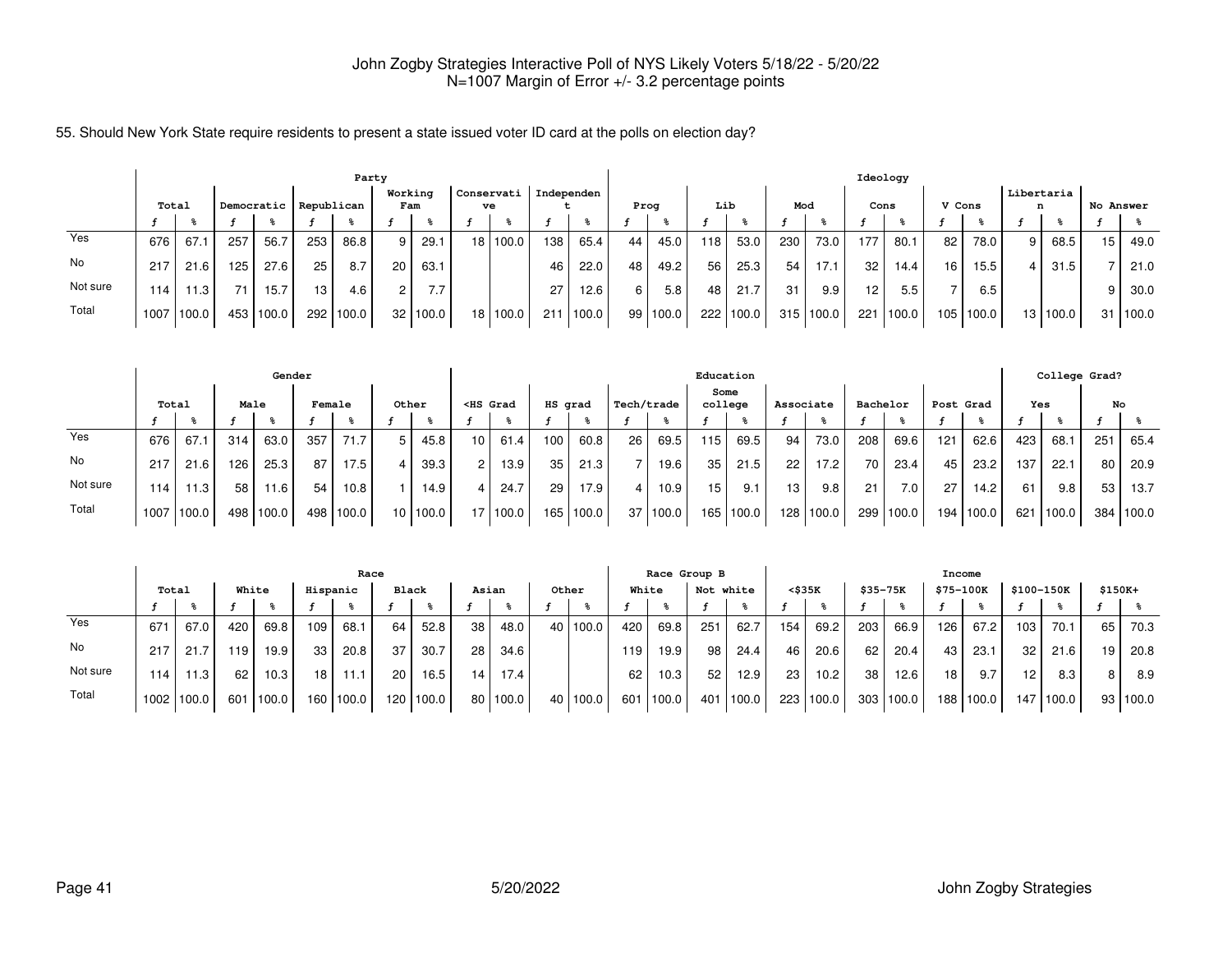John Zogby Strategies Interactive Poll of NYS Likely Voters 5/18/22 - 5/20/22
N=1007 Margin of Error +/- 3.2 percentage points

55. Should New York State require residents to present a state issued voter ID card at the polls on election day?

| | Total | | Party | | | | | | | | | | | | Ideology | | | | | | | | | | | | | |
|---|---|---|---|---|---|---|---|---|---|---|---|---|---|---|---|---|---|---|---|---|---|---|---|---|---|---|---|---|
| | | | Democratic | | Republican | | Working Fam | | Conservative | | Independent | | Prog | | Lib | | Mod | | Cons | | V Cons | | Libertarian | | No Answer | |
| | f | % | f | % | f | % | f | % | f | % | f | % | f | % | f | % | f | % | f | % | f | % | f | % | f | % |
| Yes | 676 | 67.1 | 257 | 56.7 | 253 | 86.8 | 9 | 29.1 | 18 | 100.0 | 138 | 65.4 | 44 | 45.0 | 118 | 53.0 | 230 | 73.0 | 177 | 80.1 | 82 | 78.0 | 9 | 68.5 | 15 | 49.0 |
| No | 217 | 21.6 | 125 | 27.6 | 25 | 8.7 | 20 | 63.1 | | | 46 | 22.0 | 48 | 49.2 | 56 | 25.3 | 54 | 17.1 | 32 | 14.4 | 16 | 15.5 | 4 | 31.5 | 7 | 21.0 |
| Not sure | 114 | 11.3 | 71 | 15.7 | 13 | 4.6 | 2 | 7.7 | | | 27 | 12.6 | 6 | 5.8 | 48 | 21.7 | 31 | 9.9 | 12 | 5.5 | 7 | 6.5 | | | 9 | 30.0 |
| Total | 1007 | 100.0 | 453 | 100.0 | 292 | 100.0 | 32 | 100.0 | 18 | 100.0 | 211 | 100.0 | 99 | 100.0 | 222 | 100.0 | 315 | 100.0 | 221 | 100.0 | 105 | 100.0 | 13 | 100.0 | 31 | 100.0 |

| | Total | | Gender | | | | | | Education | | | | | | | | | | | | | | College Grad? | | | |
|---|---|---|---|---|---|---|---|---|---|---|---|---|---|---|---|---|---|---|---|---|---|---|---|---|---|---|
| | | | Male | | Female | | Other | | <HS Grad | | HS grad | | Tech/trade | | Some college | | Associate | | Bachelor | | Post Grad | | Yes | | No | |
| | f | % | f | % | f | % | f | % | f | % | f | % | f | % | f | % | f | % | f | % | f | % | f | % | f | % |
| Yes | 676 | 67.1 | 314 | 63.0 | 357 | 71.7 | 5 | 45.8 | 10 | 61.4 | 100 | 60.8 | 26 | 69.5 | 115 | 69.5 | 94 | 73.0 | 208 | 69.6 | 121 | 62.6 | 423 | 68.1 | 251 | 65.4 |
| No | 217 | 21.6 | 126 | 25.3 | 87 | 17.5 | 4 | 39.3 | 2 | 13.9 | 35 | 21.3 | 7 | 19.6 | 35 | 21.5 | 22 | 17.2 | 70 | 23.4 | 45 | 23.2 | 137 | 22.1 | 80 | 20.9 |
| Not sure | 114 | 11.3 | 58 | 11.6 | 54 | 10.8 | 1 | 14.9 | 4 | 24.7 | 29 | 17.9 | 4 | 10.9 | 15 | 9.1 | 13 | 9.8 | 21 | 7.0 | 27 | 14.2 | 61 | 9.8 | 53 | 13.7 |
| Total | 1007 | 100.0 | 498 | 100.0 | 498 | 100.0 | 10 | 100.0 | 17 | 100.0 | 165 | 100.0 | 37 | 100.0 | 165 | 100.0 | 128 | 100.0 | 299 | 100.0 | 194 | 100.0 | 621 | 100.0 | 384 | 100.0 |

| | Total | | Race | | | | | | | | | | Race Group B | | | | Income | | | | | | | | | |
|---|---|---|---|---|---|---|---|---|---|---|---|---|---|---|---|---|---|---|---|---|---|---|---|---|---|---|
| | | | White | | Hispanic | | Black | | Asian | | Other | | White | | Not white | | <$35K | | $35-75K | | $75-100K | | $100-150K | | $150K+ | |
| | f | % | f | % | f | % | f | % | f | % | f | % | f | % | f | % | f | % | f | % | f | % | f | % | f | % |
| Yes | 671 | 67.0 | 420 | 69.8 | 109 | 68.1 | 64 | 52.8 | 38 | 48.0 | 40 | 100.0 | 420 | 69.8 | 251 | 62.7 | 154 | 69.2 | 203 | 66.9 | 126 | 67.2 | 103 | 70.1 | 65 | 70.3 |
| No | 217 | 21.7 | 119 | 19.9 | 33 | 20.8 | 37 | 30.7 | 28 | 34.6 | | | 119 | 19.9 | 98 | 24.4 | 46 | 20.6 | 62 | 20.4 | 43 | 23.1 | 32 | 21.6 | 19 | 20.8 |
| Not sure | 114 | 11.3 | 62 | 10.3 | 18 | 11.1 | 20 | 16.5 | 14 | 17.4 | | | 62 | 10.3 | 52 | 12.9 | 23 | 10.2 | 38 | 12.6 | 18 | 9.7 | 12 | 8.3 | 8 | 8.9 |
| Total | 1002 | 100.0 | 601 | 100.0 | 160 | 100.0 | 120 | 100.0 | 80 | 100.0 | 40 | 100.0 | 601 | 100.0 | 401 | 100.0 | 223 | 100.0 | 303 | 100.0 | 188 | 100.0 | 147 | 100.0 | 93 | 100.0 |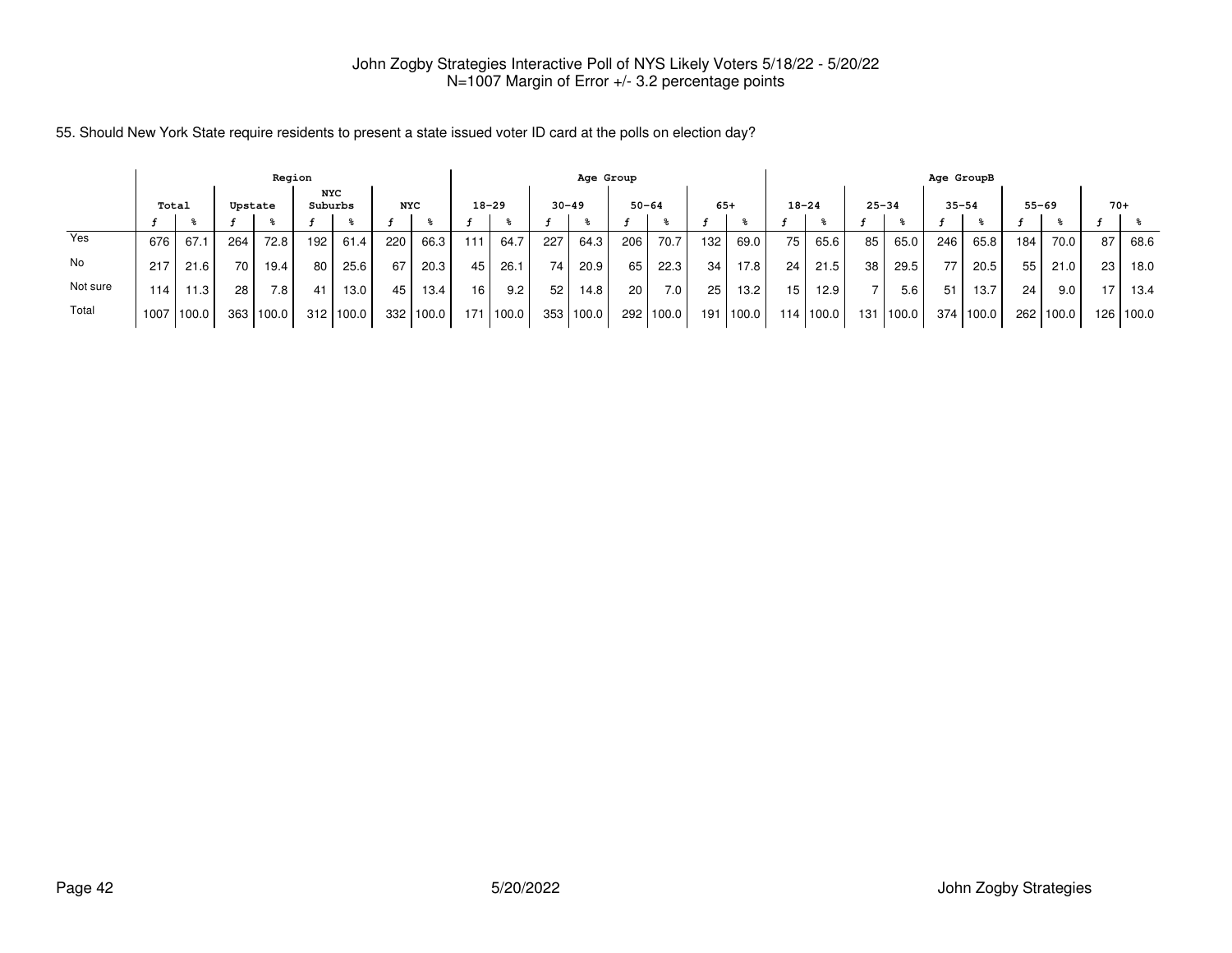John Zogby Strategies Interactive Poll of NYS Likely Voters 5/18/22 - 5/20/22
N=1007 Margin of Error +/- 3.2 percentage points

55. Should New York State require residents to present a state issued voter ID card at the polls on election day?

| | Region | | | | | | | | Age Group | | | | | | | | Age GroupB | | | | | | | | | |
|---|---|---|---|---|---|---|---|---|---|---|---|---|---|---|---|---|---|---|---|---|---|---|---|---|---|---|
| | Total | | Upstate | | NYC Suburbs | | NYC | | 18-29 | | 30-49 | | 50-64 | | 65+ | | 18-24 | | 25-34 | | 35-54 | | 55-69 | | 70+ | |
| | f | % | f | % | f | % | f | % | f | % | f | % | f | % | f | % | f | % | f | % | f | % | f | % | f | % |
| Yes | 676 | 67.1 | 264 | 72.8 | 192 | 61.4 | 220 | 66.3 | 111 | 64.7 | 227 | 64.3 | 206 | 70.7 | 132 | 69.0 | 75 | 65.6 | 85 | 65.0 | 246 | 65.8 | 184 | 70.0 | 87 | 68.6 |
| No | 217 | 21.6 | 70 | 19.4 | 80 | 25.6 | 67 | 20.3 | 45 | 26.1 | 74 | 20.9 | 65 | 22.3 | 34 | 17.8 | 24 | 21.5 | 38 | 29.5 | 77 | 20.5 | 55 | 21.0 | 23 | 18.0 |
| Not sure | 114 | 11.3 | 28 | 7.8 | 41 | 13.0 | 45 | 13.4 | 16 | 9.2 | 52 | 14.8 | 20 | 7.0 | 25 | 13.2 | 15 | 12.9 | 7 | 5.6 | 51 | 13.7 | 24 | 9.0 | 17 | 13.4 |
| Total | 1007 | 100.0 | 363 | 100.0 | 312 | 100.0 | 332 | 100.0 | 171 | 100.0 | 353 | 100.0 | 292 | 100.0 | 191 | 100.0 | 114 | 100.0 | 131 | 100.0 | 374 | 100.0 | 262 | 100.0 | 126 | 100.0 |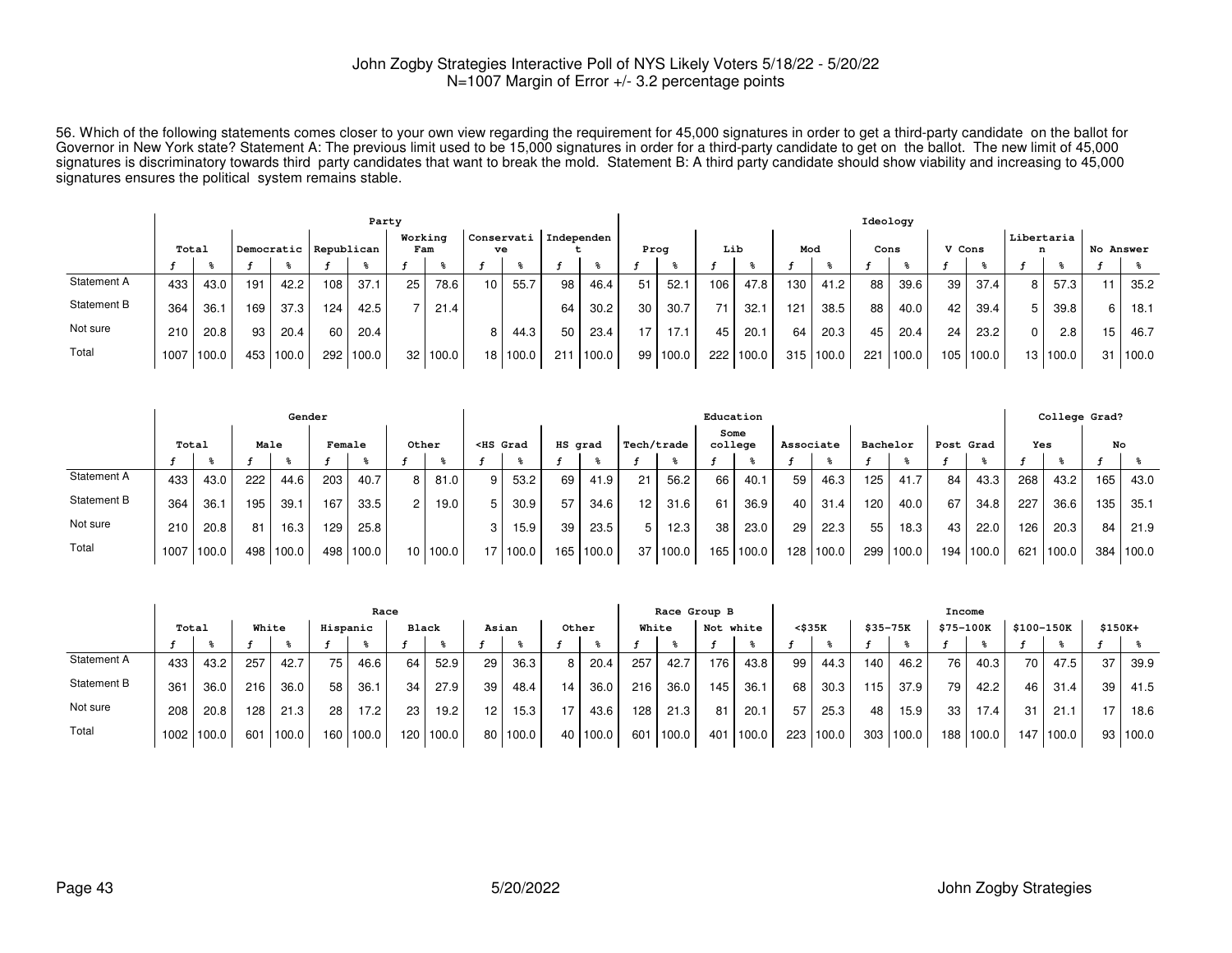John Zogby Strategies Interactive Poll of NYS Likely Voters 5/18/22 - 5/20/22
N=1007 Margin of Error +/- 3.2 percentage points

56. Which of the following statements comes closer to your own view regarding the requirement for 45,000 signatures in order to get a third-party candidate on the ballot for Governor in New York state? Statement A: The previous limit used to be 15,000 signatures in order for a third-party candidate to get on the ballot. The new limit of 45,000 signatures is discriminatory towards third party candidates that want to break the mold. Statement B: A third party candidate should show viability and increasing to 45,000 signatures ensures the political system remains stable.

| | Total | | Party | | | | | | | | | | Ideology | | | | | | | | | | | | | |
|---|---|---|---|---|---|---|---|---|---|---|---|---|---|---|---|---|---|---|---|---|---|---|---|---|---|---|
| | | | Democratic | | Republican | | Working Fam | | Conservative | | Independent | | Prog | | Lib | | Mod | | Cons | | V Cons | | Libertarian | | No Answer | |
| | f | % | f | % | f | % | f | % | f | % | f | % | f | % | f | % | f | % | f | % | f | % | f | % | f | % |
| Statement A | 433 | 43.0 | 191 | 42.2 | 108 | 37.1 | 25 | 78.6 | 10 | 55.7 | 98 | 46.4 | 51 | 52.1 | 106 | 47.8 | 130 | 41.2 | 88 | 39.6 | 39 | 37.4 | 8 | 57.3 | 11 | 35.2 |
| Statement B | 364 | 36.1 | 169 | 37.3 | 124 | 42.5 | 7 | 21.4 | | | 64 | 30.2 | 30 | 30.7 | 71 | 32.1 | 121 | 38.5 | 88 | 40.0 | 42 | 39.4 | 5 | 39.8 | 6 | 18.1 |
| Not sure | 210 | 20.8 | 93 | 20.4 | 60 | 20.4 | | | 8 | 44.3 | 50 | 23.4 | 17 | 17.1 | 45 | 20.1 | 64 | 20.3 | 45 | 20.4 | 24 | 23.2 | 0 | 2.8 | 15 | 46.7 |
| Total | 1007 | 100.0 | 453 | 100.0 | 292 | 100.0 | 32 | 100.0 | 18 | 100.0 | 211 | 100.0 | 99 | 100.0 | 222 | 100.0 | 315 | 100.0 | 221 | 100.0 | 105 | 100.0 | 13 | 100.0 | 31 | 100.0 |

| | Total | | Gender | | | | | | Education | | | | | | | | | | | | | | College Grad? | | | |
|---|---|---|---|---|---|---|---|---|---|---|---|---|---|---|---|---|---|---|---|---|---|---|---|---|---|---|
| | | | Male | | Female | | Other | | <HS Grad | | HS grad | | Tech/trade | | Some college | | Associate | | Bachelor | | Post Grad | | Yes | | No | |
| | f | % | f | % | f | % | f | % | f | % | f | % | f | % | f | % | f | % | f | % | f | % | f | % | f | % |
| Statement A | 433 | 43.0 | 222 | 44.6 | 203 | 40.7 | 8 | 81.0 | 9 | 53.2 | 69 | 41.9 | 21 | 56.2 | 66 | 40.1 | 59 | 46.3 | 125 | 41.7 | 84 | 43.3 | 268 | 43.2 | 165 | 43.0 |
| Statement B | 364 | 36.1 | 195 | 39.1 | 167 | 33.5 | 2 | 19.0 | 5 | 30.9 | 57 | 34.6 | 12 | 31.6 | 61 | 36.9 | 40 | 31.4 | 120 | 40.0 | 67 | 34.8 | 227 | 36.6 | 135 | 35.1 |
| Not sure | 210 | 20.8 | 81 | 16.3 | 129 | 25.8 | | | 3 | 15.9 | 39 | 23.5 | 5 | 12.3 | 38 | 23.0 | 29 | 22.3 | 55 | 18.3 | 43 | 22.0 | 126 | 20.3 | 84 | 21.9 |
| Total | 1007 | 100.0 | 498 | 100.0 | 498 | 100.0 | 10 | 100.0 | 17 | 100.0 | 165 | 100.0 | 37 | 100.0 | 165 | 100.0 | 128 | 100.0 | 299 | 100.0 | 194 | 100.0 | 621 | 100.0 | 384 | 100.0 |

| | Total | | Race | | | | | | | | | | Race Group B | | | | Income | | | | | | | | | |
|---|---|---|---|---|---|---|---|---|---|---|---|---|---|---|---|---|---|---|---|---|---|---|---|---|---|---|
| | | | White | | Hispanic | | Black | | Asian | | Other | | White | | Not white | | <$35K | | $35-75K | | $75-100K | | $100-150K | | $150K+ | |
| | f | % | f | % | f | % | f | % | f | % | f | % | f | % | f | % | f | % | f | % | f | % | f | % | f | % |
| Statement A | 433 | 43.2 | 257 | 42.7 | 75 | 46.6 | 64 | 52.9 | 29 | 36.3 | 8 | 20.4 | 257 | 42.7 | 176 | 43.8 | 99 | 44.3 | 140 | 46.2 | 76 | 40.3 | 70 | 47.5 | 37 | 39.9 |
| Statement B | 361 | 36.0 | 216 | 36.0 | 58 | 36.1 | 34 | 27.9 | 39 | 48.4 | 14 | 36.0 | 216 | 36.0 | 145 | 36.1 | 68 | 30.3 | 115 | 37.9 | 79 | 42.2 | 46 | 31.4 | 39 | 41.5 |
| Not sure | 208 | 20.8 | 128 | 21.3 | 28 | 17.2 | 23 | 19.2 | 12 | 15.3 | 17 | 43.6 | 128 | 21.3 | 81 | 20.1 | 57 | 25.3 | 48 | 15.9 | 33 | 17.4 | 31 | 21.1 | 17 | 18.6 |
| Total | 1002 | 100.0 | 601 | 100.0 | 160 | 100.0 | 120 | 100.0 | 80 | 100.0 | 40 | 100.0 | 601 | 100.0 | 401 | 100.0 | 223 | 100.0 | 303 | 100.0 | 188 | 100.0 | 147 | 100.0 | 93 | 100.0 |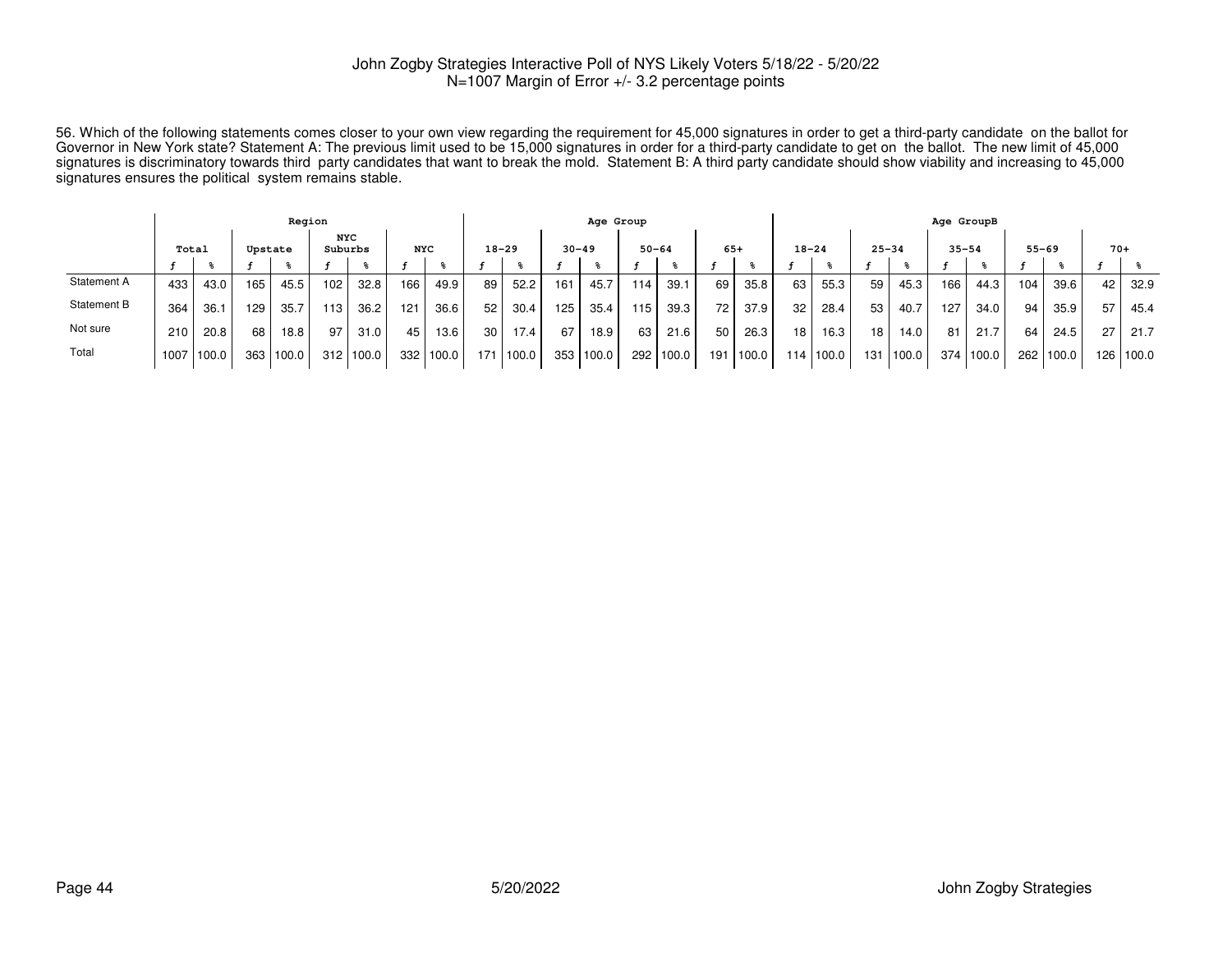John Zogby Strategies Interactive Poll of NYS Likely Voters 5/18/22 - 5/20/22
N=1007 Margin of Error +/- 3.2 percentage points

56. Which of the following statements comes closer to your own view regarding the requirement for 45,000 signatures in order to get a third-party candidate on the ballot for Governor in New York state? Statement A: The previous limit used to be 15,000 signatures in order for a third-party candidate to get on the ballot. The new limit of 45,000 signatures is discriminatory towards third party candidates that want to break the mold. Statement B: A third party candidate should show viability and increasing to 45,000 signatures ensures the political system remains stable.

| | Total | | Region | | | | | | Age Group | | | | | | | | Age GroupB | | | | | | | | | |
|---|---|---|---|---|---|---|---|---|---|---|---|---|---|---|---|---|---|---|---|---|---|---|---|---|---|---|
| | | | Upstate | | NYC Suburbs | | NYC | | 18-29 | | 30-49 | | 50-64 | | 65+ | | 18-24 | | 25-34 | | 35-54 | | 55-69 | | 70+ | |
| | f | % | f | % | f | % | f | % | f | % | f | % | f | % | f | % | f | % | f | % | f | % | f | % | f | % |
| Statement A | 433 | 43.0 | 165 | 45.5 | 102 | 32.8 | 166 | 49.9 | 89 | 52.2 | 161 | 45.7 | 114 | 39.1 | 69 | 35.8 | 63 | 55.3 | 59 | 45.3 | 166 | 44.3 | 104 | 39.6 | 42 | 32.9 |
| Statement B | 364 | 36.1 | 129 | 35.7 | 113 | 36.2 | 121 | 36.6 | 52 | 30.4 | 125 | 35.4 | 115 | 39.3 | 72 | 37.9 | 32 | 28.4 | 53 | 40.7 | 127 | 34.0 | 94 | 35.9 | 57 | 45.4 |
| Not sure | 210 | 20.8 | 68 | 18.8 | 97 | 31.0 | 45 | 13.6 | 30 | 17.4 | 67 | 18.9 | 63 | 21.6 | 50 | 26.3 | 18 | 16.3 | 18 | 14.0 | 81 | 21.7 | 64 | 24.5 | 27 | 21.7 |
| Total | 1007 | 100.0 | 363 | 100.0 | 312 | 100.0 | 332 | 100.0 | 171 | 100.0 | 353 | 100.0 | 292 | 100.0 | 191 | 100.0 | 114 | 100.0 | 131 | 100.0 | 374 | 100.0 | 262 | 100.0 | 126 | 100.0 |